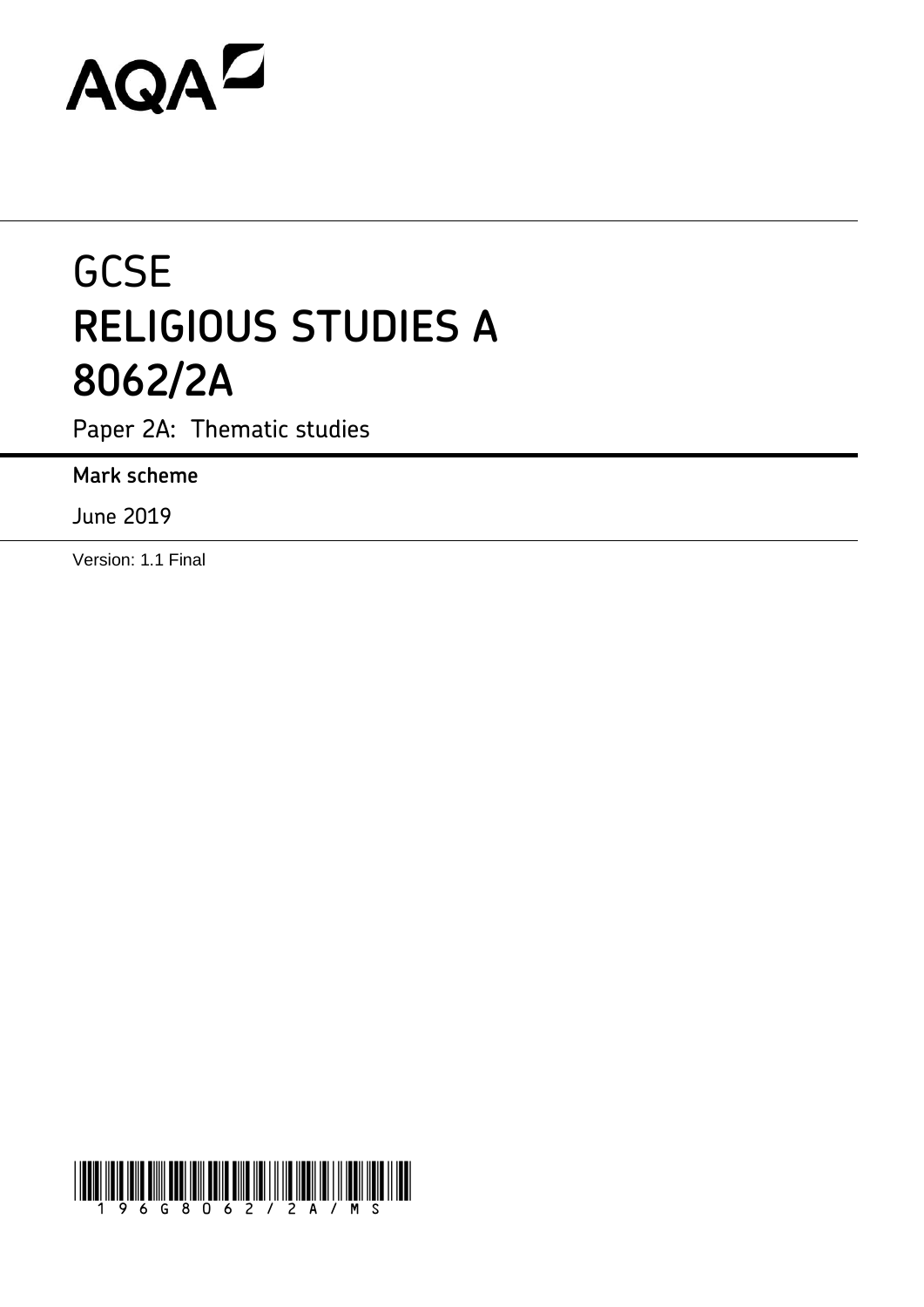AQA

# GCSE
# RELIGIOUS STUDIES A
# 8062/2A

Paper 2A: Thematic studies

**Mark scheme**

June 2019

Version: 1.1 Final

196G8062/2A/MS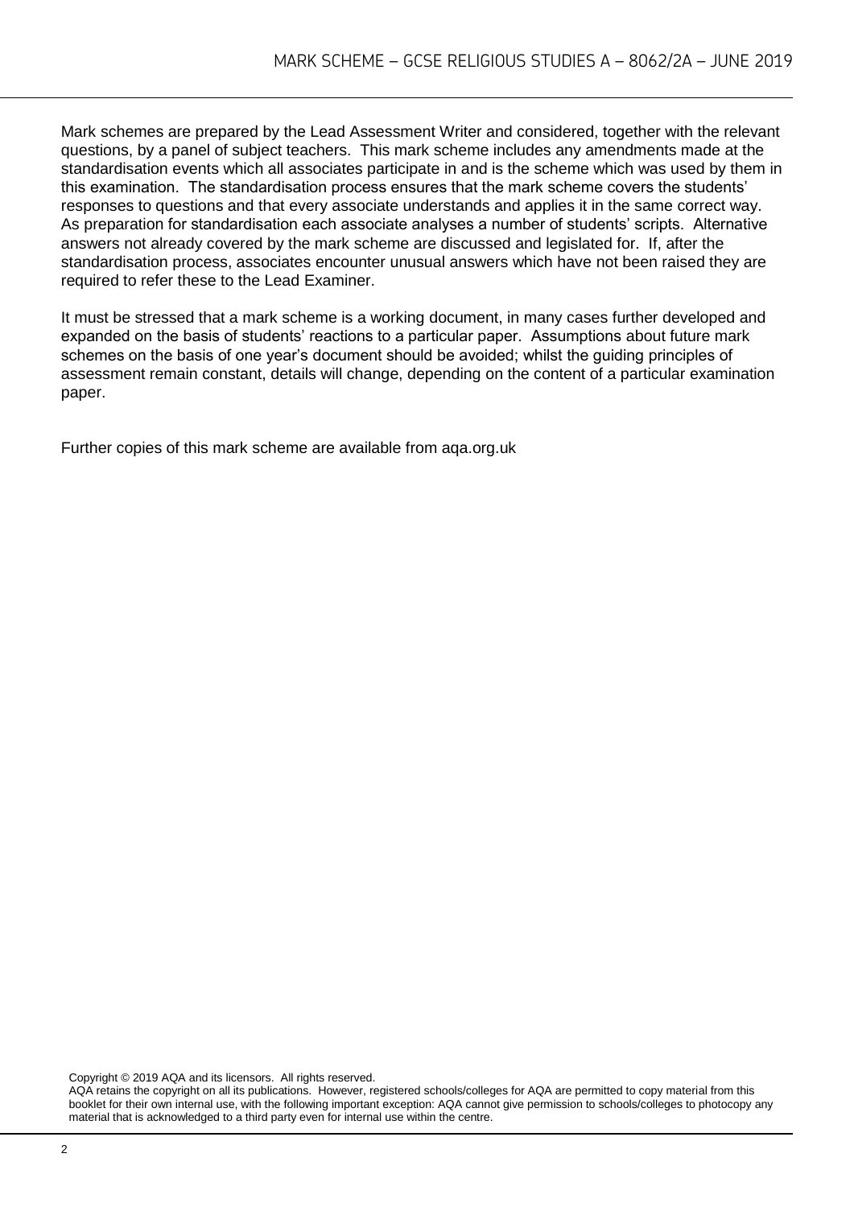Mark schemes are prepared by the Lead Assessment Writer and considered, together with the relevant questions, by a panel of subject teachers. This mark scheme includes any amendments made at the standardisation events which all associates participate in and is the scheme which was used by them in this examination. The standardisation process ensures that the mark scheme covers the students' responses to questions and that every associate understands and applies it in the same correct way. As preparation for standardisation each associate analyses a number of students' scripts. Alternative answers not already covered by the mark scheme are discussed and legislated for. If, after the standardisation process, associates encounter unusual answers which have not been raised they are required to refer these to the Lead Examiner.

It must be stressed that a mark scheme is a working document, in many cases further developed and expanded on the basis of students' reactions to a particular paper. Assumptions about future mark schemes on the basis of one year's document should be avoided; whilst the guiding principles of assessment remain constant, details will change, depending on the content of a particular examination paper.

Further copies of this mark scheme are available from aqa.org.uk

Copyright © 2019 AQA and its licensors. All rights reserved.
AQA retains the copyright on all its publications. However, registered schools/colleges for AQA are permitted to copy material from this booklet for their own internal use, with the following important exception: AQA cannot give permission to schools/colleges to photocopy any material that is acknowledged to a third party even for internal use within the centre.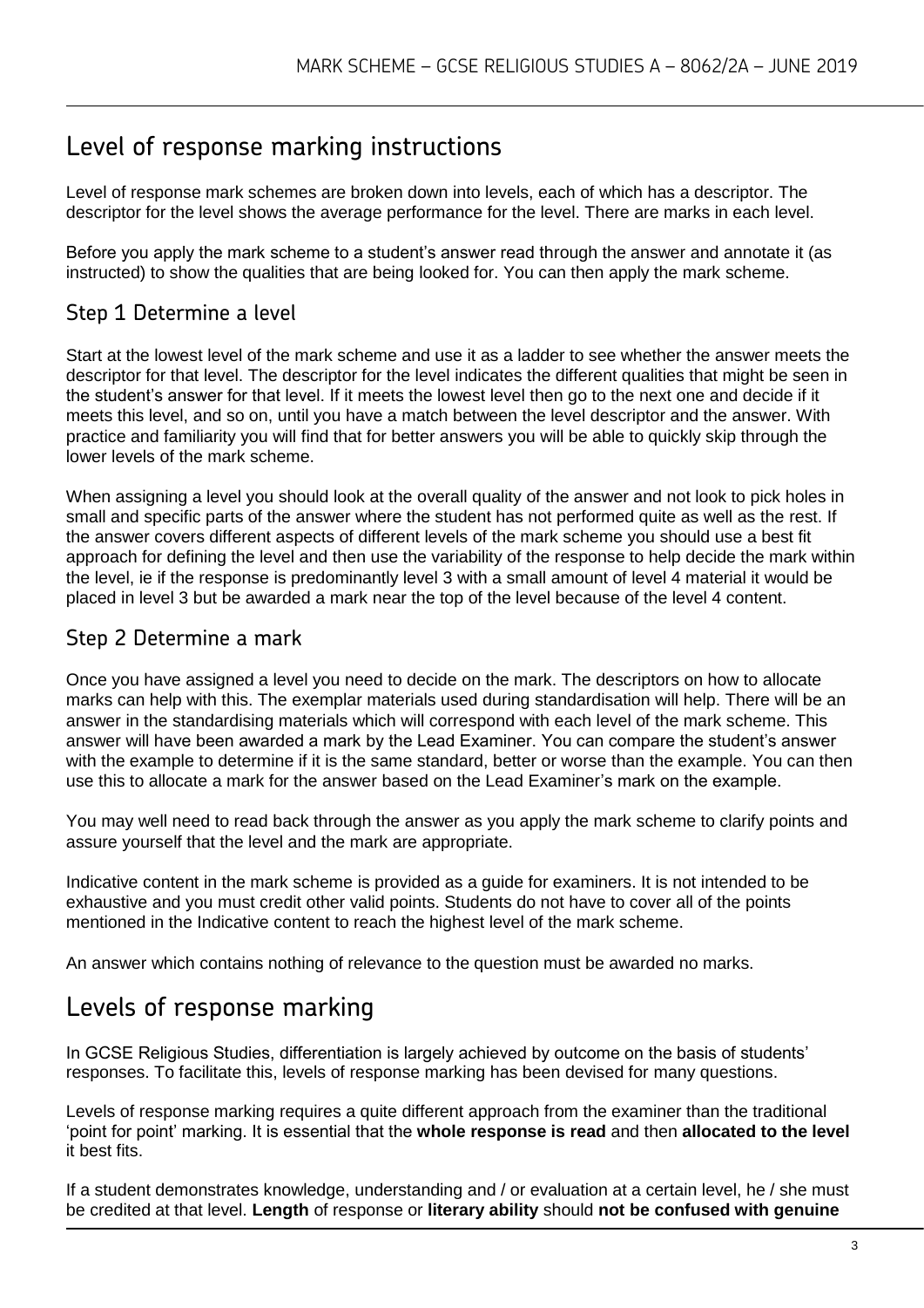# Level of response marking instructions

Level of response mark schemes are broken down into levels, each of which has a descriptor. The descriptor for the level shows the average performance for the level. There are marks in each level.

Before you apply the mark scheme to a student's answer read through the answer and annotate it (as instructed) to show the qualities that are being looked for. You can then apply the mark scheme.

## Step 1 Determine a level

Start at the lowest level of the mark scheme and use it as a ladder to see whether the answer meets the descriptor for that level. The descriptor for the level indicates the different qualities that might be seen in the student's answer for that level. If it meets the lowest level then go to the next one and decide if it meets this level, and so on, until you have a match between the level descriptor and the answer. With practice and familiarity you will find that for better answers you will be able to quickly skip through the lower levels of the mark scheme.

When assigning a level you should look at the overall quality of the answer and not look to pick holes in small and specific parts of the answer where the student has not performed quite as well as the rest. If the answer covers different aspects of different levels of the mark scheme you should use a best fit approach for defining the level and then use the variability of the response to help decide the mark within the level, ie if the response is predominantly level 3 with a small amount of level 4 material it would be placed in level 3 but be awarded a mark near the top of the level because of the level 4 content.

## Step 2 Determine a mark

Once you have assigned a level you need to decide on the mark. The descriptors on how to allocate marks can help with this. The exemplar materials used during standardisation will help. There will be an answer in the standardising materials which will correspond with each level of the mark scheme. This answer will have been awarded a mark by the Lead Examiner. You can compare the student's answer with the example to determine if it is the same standard, better or worse than the example. You can then use this to allocate a mark for the answer based on the Lead Examiner's mark on the example.

You may well need to read back through the answer as you apply the mark scheme to clarify points and assure yourself that the level and the mark are appropriate.

Indicative content in the mark scheme is provided as a guide for examiners. It is not intended to be exhaustive and you must credit other valid points. Students do not have to cover all of the points mentioned in the Indicative content to reach the highest level of the mark scheme.

An answer which contains nothing of relevance to the question must be awarded no marks.

# Levels of response marking

In GCSE Religious Studies, differentiation is largely achieved by outcome on the basis of students' responses. To facilitate this, levels of response marking has been devised for many questions.

Levels of response marking requires a quite different approach from the examiner than the traditional 'point for point' marking. It is essential that the **whole response is read** and then **allocated to the level** it best fits.

If a student demonstrates knowledge, understanding and / or evaluation at a certain level, he / she must be credited at that level. **Length** of response or **literary ability** should **not be confused with genuine**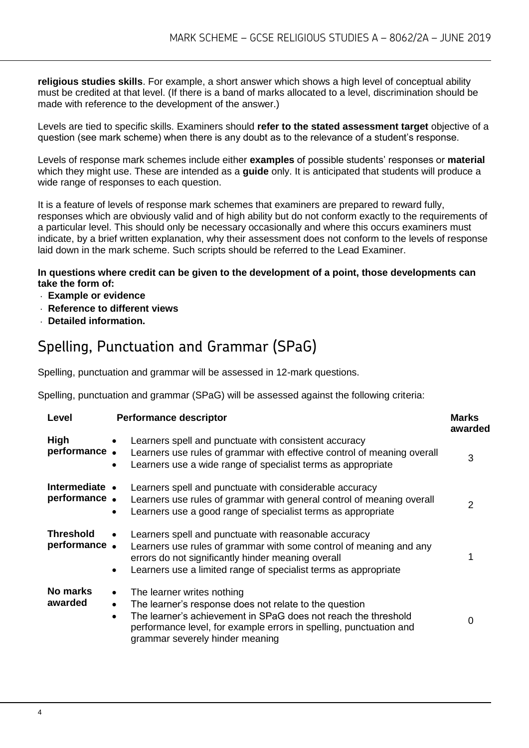**religious studies skills**. For example, a short answer which shows a high level of conceptual ability must be credited at that level. (If there is a band of marks allocated to a level, discrimination should be made with reference to the development of the answer.)

Levels are tied to specific skills. Examiners should **refer to the stated assessment target** objective of a question (see mark scheme) when there is any doubt as to the relevance of a student's response.

Levels of response mark schemes include either **examples** of possible students' responses or **material** which they might use. These are intended as a **guide** only. It is anticipated that students will produce a wide range of responses to each question.

It is a feature of levels of response mark schemes that examiners are prepared to reward fully, responses which are obviously valid and of high ability but do not conform exactly to the requirements of a particular level. This should only be necessary occasionally and where this occurs examiners must indicate, by a brief written explanation, why their assessment does not conform to the levels of response laid down in the mark scheme. Such scripts should be referred to the Lead Examiner.

**In questions where credit can be given to the development of a point, those developments can take the form of:**

- **Example or evidence**
- **Reference to different views**
- **Detailed information.**

## Spelling, Punctuation and Grammar (SPaG)

Spelling, punctuation and grammar will be assessed in 12-mark questions.

Spelling, punctuation and grammar (SPaG) will be assessed against the following criteria:

| Level | Performance descriptor | Marks awarded |
|---|---|---|
| **High performance** | • Learners spell and punctuate with consistent accuracy<br>• Learners use rules of grammar with effective control of meaning overall<br>• Learners use a wide range of specialist terms as appropriate | 3 |
| **Intermediate performance** | • Learners spell and punctuate with considerable accuracy<br>• Learners use rules of grammar with general control of meaning overall<br>• Learners use a good range of specialist terms as appropriate | 2 |
| **Threshold performance** | • Learners spell and punctuate with reasonable accuracy<br>• Learners use rules of grammar with some control of meaning and any errors do not significantly hinder meaning overall<br>• Learners use a limited range of specialist terms as appropriate | 1 |
| **No marks awarded** | • The learner writes nothing<br>• The learner's response does not relate to the question<br>• The learner's achievement in SPaG does not reach the threshold performance level, for example errors in spelling, punctuation and grammar severely hinder meaning | 0 |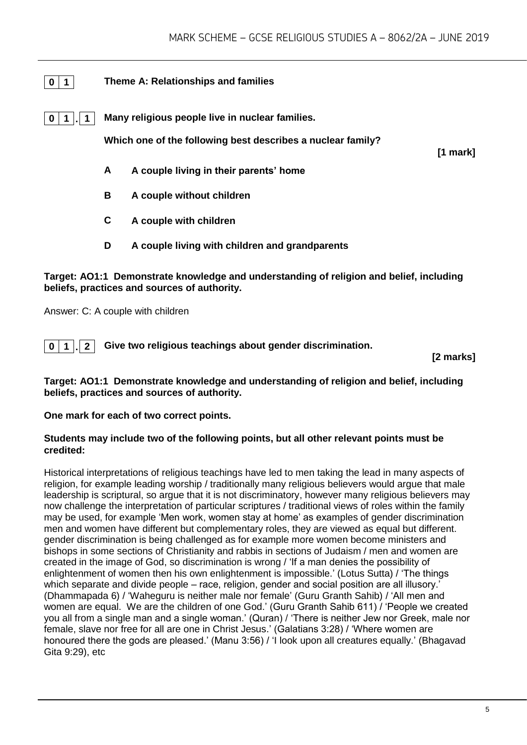## 0 1 Theme A: Relationships and families

### 0 1 . 1 Many religious people live in nuclear families.

**Which one of the following best describes a nuclear family?**

**[1 mark]**

**A** **A couple living in their parents' home**

**B** **A couple without children**

**C** **A couple with children**

**D** **A couple living with children and grandparents**

**Target: AO1:1 Demonstrate knowledge and understanding of religion and belief, including beliefs, practices and sources of authority.**

Answer: C: A couple with children

### 0 1 . 2 Give two religious teachings about gender discrimination.

**[2 marks]**

**Target: AO1:1 Demonstrate knowledge and understanding of religion and belief, including beliefs, practices and sources of authority.**

**One mark for each of two correct points.**

**Students may include two of the following points, but all other relevant points must be credited:**

Historical interpretations of religious teachings have led to men taking the lead in many aspects of religion, for example leading worship / traditionally many religious believers would argue that male leadership is scriptural, so argue that it is not discriminatory, however many religious believers may now challenge the interpretation of particular scriptures / traditional views of roles within the family may be used, for example 'Men work, women stay at home' as examples of gender discrimination men and women have different but complementary roles, they are viewed as equal but different. gender discrimination is being challenged as for example more women become ministers and bishops in some sections of Christianity and rabbis in sections of Judaism / men and women are created in the image of God, so discrimination is wrong / 'If a man denies the possibility of enlightenment of women then his own enlightenment is impossible.' (Lotus Sutta) / 'The things which separate and divide people – race, religion, gender and social position are all illusory.' (Dhammapada 6) / 'Waheguru is neither male nor female' (Guru Granth Sahib) / 'All men and women are equal. We are the children of one God.' (Guru Granth Sahib 611) / 'People we created you all from a single man and a single woman.' (Quran) / 'There is neither Jew nor Greek, male nor female, slave nor free for all are one in Christ Jesus.' (Galatians 3:28) / 'Where women are honoured there the gods are pleased.' (Manu 3:56) / 'I look upon all creatures equally.' (Bhagavad Gita 9:29), etc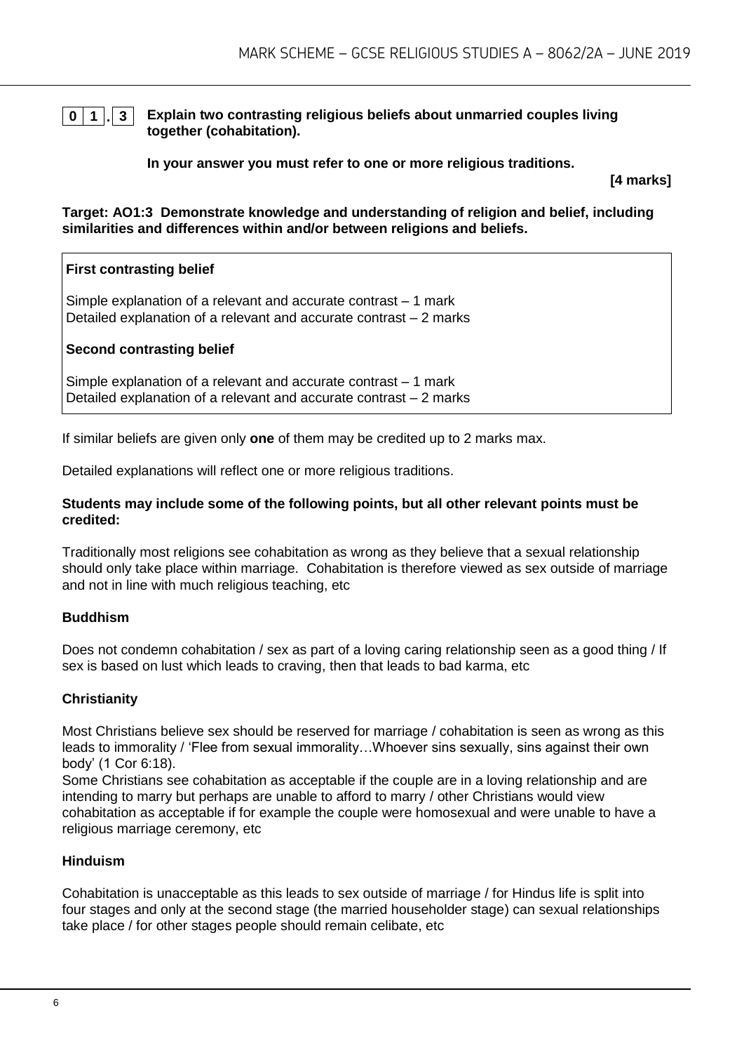**0 1 . 3** **Explain two contrasting religious beliefs about unmarried couples living together (cohabitation).**

**In your answer you must refer to one or more religious traditions.**

**[4 marks]**

**Target: AO1:3 Demonstrate knowledge and understanding of religion and belief, including similarities and differences within and/or between religions and beliefs.**

| **First contrasting belief**<br><br>Simple explanation of a relevant and accurate contrast – 1 mark<br>Detailed explanation of a relevant and accurate contrast – 2 marks<br><br>**Second contrasting belief**<br><br>Simple explanation of a relevant and accurate contrast – 1 mark<br>Detailed explanation of a relevant and accurate contrast – 2 marks |
|---|

If similar beliefs are given only **one** of them may be credited up to 2 marks max.

Detailed explanations will reflect one or more religious traditions.

**Students may include some of the following points, but all other relevant points must be credited:**

Traditionally most religions see cohabitation as wrong as they believe that a sexual relationship should only take place within marriage. Cohabitation is therefore viewed as sex outside of marriage and not in line with much religious teaching, etc

**Buddhism**

Does not condemn cohabitation / sex as part of a loving caring relationship seen as a good thing / If sex is based on lust which leads to craving, then that leads to bad karma, etc

**Christianity**

Most Christians believe sex should be reserved for marriage / cohabitation is seen as wrong as this leads to immorality / 'Flee from sexual immorality…Whoever sins sexually, sins against their own body' (1 Cor 6:18).
Some Christians see cohabitation as acceptable if the couple are in a loving relationship and are intending to marry but perhaps are unable to afford to marry / other Christians would view cohabitation as acceptable if for example the couple were homosexual and were unable to have a religious marriage ceremony, etc

**Hinduism**

Cohabitation is unacceptable as this leads to sex outside of marriage / for Hindus life is split into four stages and only at the second stage (the married householder stage) can sexual relationships take place / for other stages people should remain celibate, etc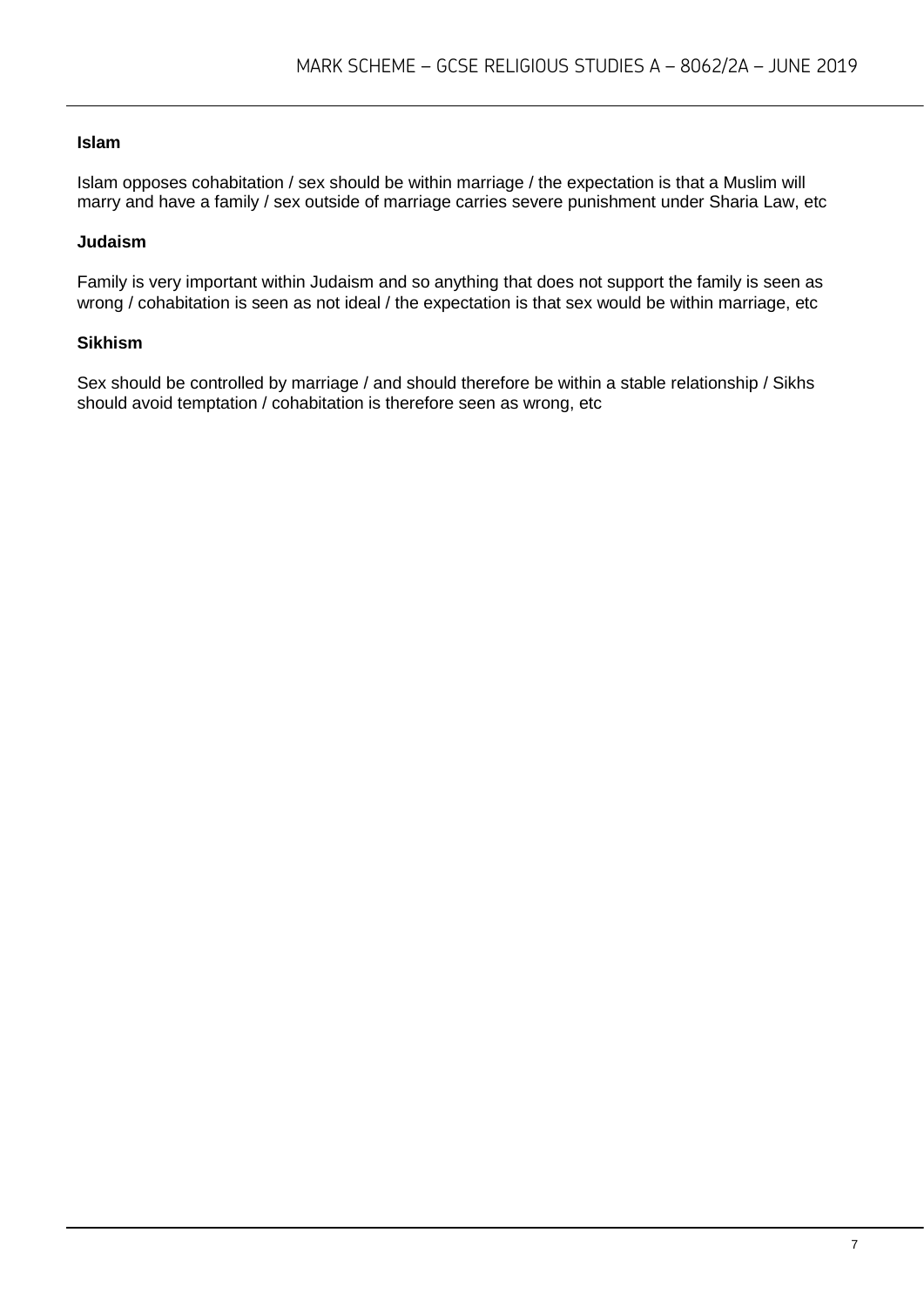**Islam**

Islam opposes cohabitation / sex should be within marriage / the expectation is that a Muslim will marry and have a family / sex outside of marriage carries severe punishment under Sharia Law, etc

**Judaism**

Family is very important within Judaism and so anything that does not support the family is seen as wrong / cohabitation is seen as not ideal / the expectation is that sex would be within marriage, etc

**Sikhism**

Sex should be controlled by marriage / and should therefore be within a stable relationship / Sikhs should avoid temptation / cohabitation is therefore seen as wrong, etc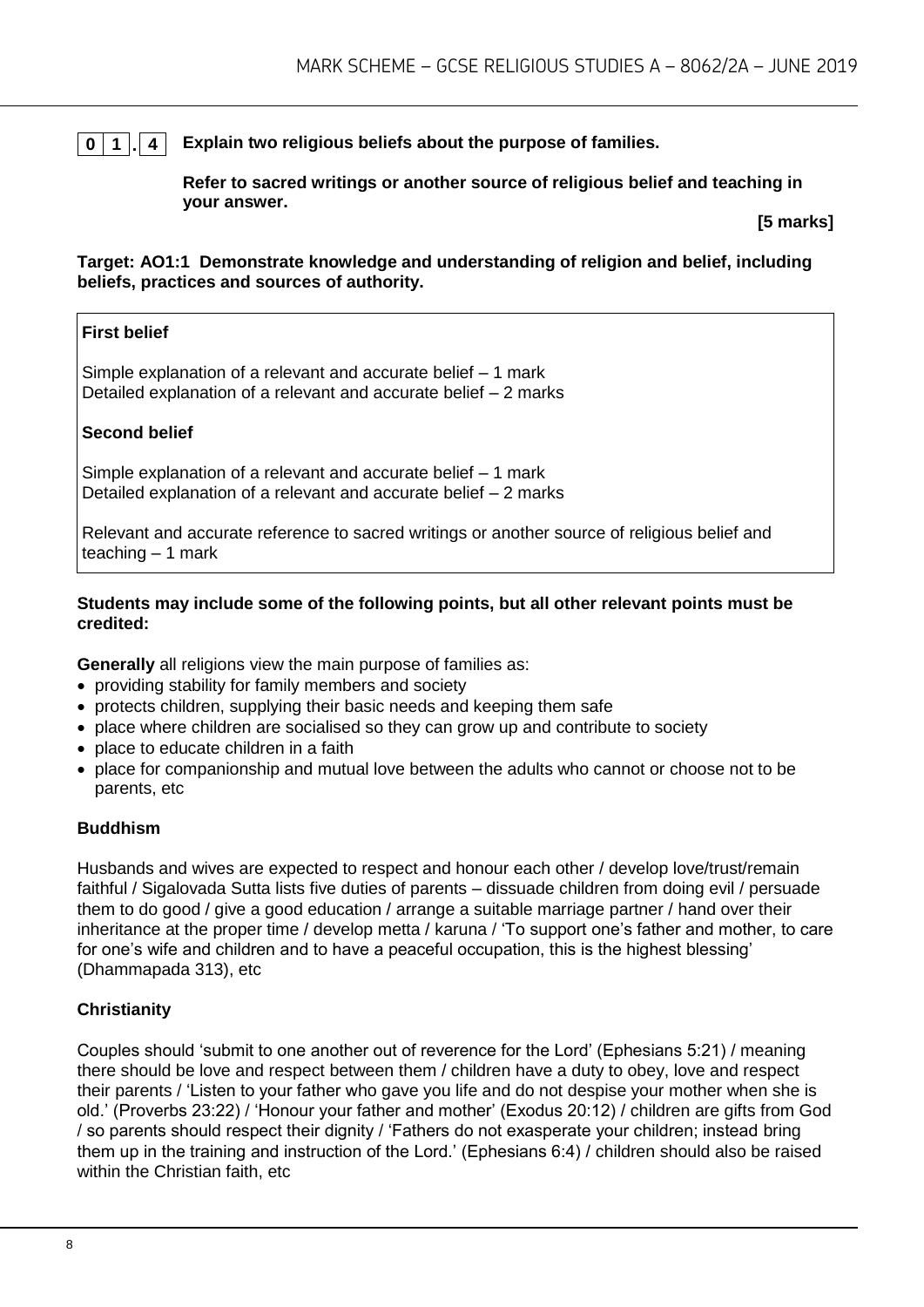**0 1 . 4** **Explain two religious beliefs about the purpose of families.**

**Refer to sacred writings or another source of religious belief and teaching in your answer.**

**[5 marks]**

**Target: AO1:1 Demonstrate knowledge and understanding of religion and belief, including beliefs, practices and sources of authority.**

| **First belief**<br><br>Simple explanation of a relevant and accurate belief – 1 mark<br>Detailed explanation of a relevant and accurate belief – 2 marks<br><br>**Second belief**<br><br>Simple explanation of a relevant and accurate belief – 1 mark<br>Detailed explanation of a relevant and accurate belief – 2 marks<br><br>Relevant and accurate reference to sacred writings or another source of religious belief and teaching – 1 mark |
|---|

**Students may include some of the following points, but all other relevant points must be credited:**

**Generally** all religions view the main purpose of families as:

- providing stability for family members and society
- protects children, supplying their basic needs and keeping them safe
- place where children are socialised so they can grow up and contribute to society
- place to educate children in a faith
- place for companionship and mutual love between the adults who cannot or choose not to be parents, etc

**Buddhism**

Husbands and wives are expected to respect and honour each other / develop love/trust/remain faithful / Sigalovada Sutta lists five duties of parents – dissuade children from doing evil / persuade them to do good / give a good education / arrange a suitable marriage partner / hand over their inheritance at the proper time / develop metta / karuna / 'To support one's father and mother, to care for one's wife and children and to have a peaceful occupation, this is the highest blessing' (Dhammapada 313), etc

**Christianity**

Couples should 'submit to one another out of reverence for the Lord' (Ephesians 5:21) / meaning there should be love and respect between them / children have a duty to obey, love and respect their parents / 'Listen to your father who gave you life and do not despise your mother when she is old.' (Proverbs 23:22) / 'Honour your father and mother' (Exodus 20:12) / children are gifts from God / so parents should respect their dignity / 'Fathers do not exasperate your children; instead bring them up in the training and instruction of the Lord.' (Ephesians 6:4) / children should also be raised within the Christian faith, etc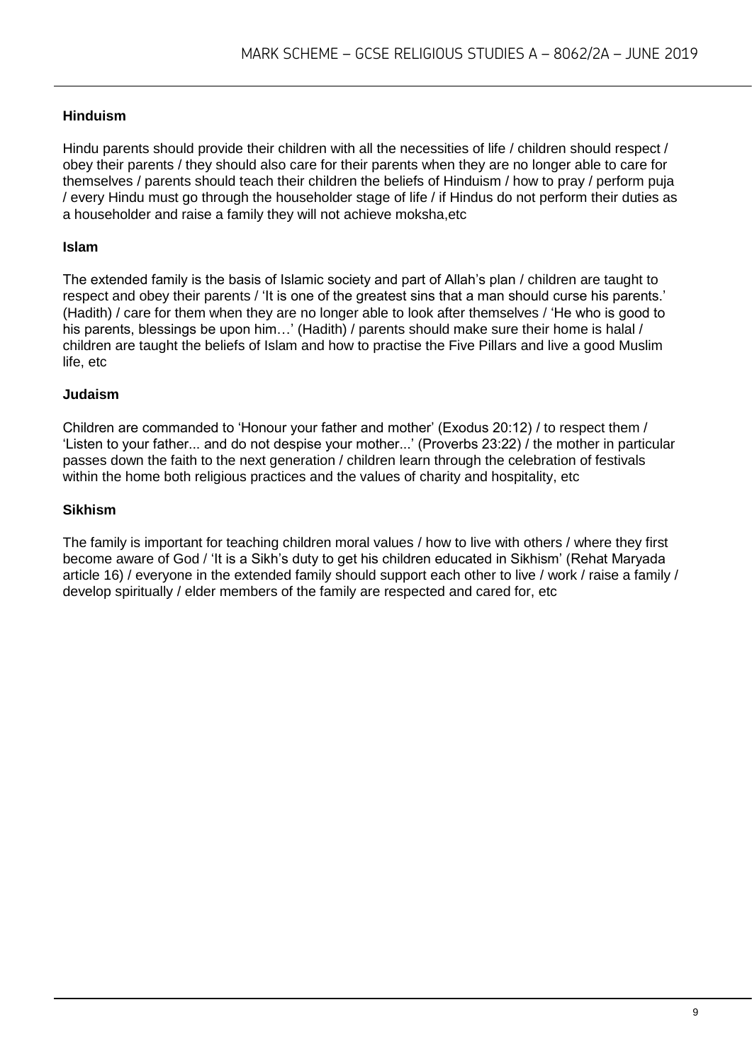**Hinduism**

Hindu parents should provide their children with all the necessities of life / children should respect / obey their parents / they should also care for their parents when they are no longer able to care for themselves / parents should teach their children the beliefs of Hinduism / how to pray / perform puja / every Hindu must go through the householder stage of life / if Hindus do not perform their duties as a householder and raise a family they will not achieve moksha,etc

**Islam**

The extended family is the basis of Islamic society and part of Allah's plan / children are taught to respect and obey their parents / 'It is one of the greatest sins that a man should curse his parents.' (Hadith) / care for them when they are no longer able to look after themselves / 'He who is good to his parents, blessings be upon him…' (Hadith) / parents should make sure their home is halal / children are taught the beliefs of Islam and how to practise the Five Pillars and live a good Muslim life, etc

**Judaism**

Children are commanded to 'Honour your father and mother' (Exodus 20:12) / to respect them / 'Listen to your father... and do not despise your mother...' (Proverbs 23:22) / the mother in particular passes down the faith to the next generation / children learn through the celebration of festivals within the home both religious practices and the values of charity and hospitality, etc

**Sikhism**

The family is important for teaching children moral values / how to live with others / where they first become aware of God / 'It is a Sikh's duty to get his children educated in Sikhism' (Rehat Maryada article 16) / everyone in the extended family should support each other to live / work / raise a family / develop spiritually / elder members of the family are respected and cared for, etc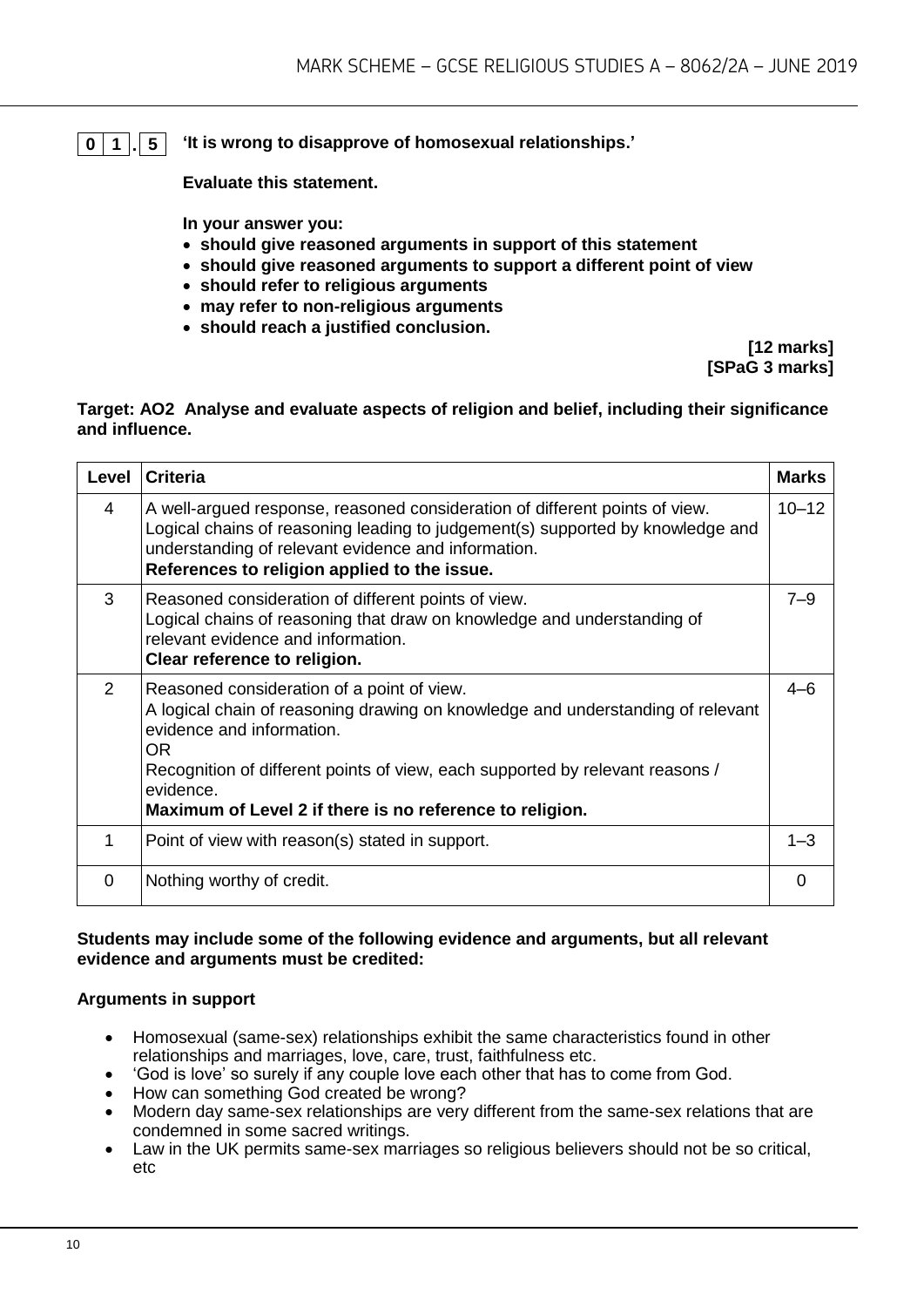**01.5** **'It is wrong to disapprove of homosexual relationships.'**

**Evaluate this statement.**

**In your answer you:**

- **should give reasoned arguments in support of this statement**
- **should give reasoned arguments to support a different point of view**
- **should refer to religious arguments**
- **may refer to non-religious arguments**
- **should reach a justified conclusion.**

**[12 marks]**
**[SPaG 3 marks]**

**Target: AO2 Analyse and evaluate aspects of religion and belief, including their significance and influence.**

| Level | Criteria | Marks |
|---|---|---|
| 4 | A well-argued response, reasoned consideration of different points of view. Logical chains of reasoning leading to judgement(s) supported by knowledge and understanding of relevant evidence and information. **References to religion applied to the issue.** | 10–12 |
| 3 | Reasoned consideration of different points of view. Logical chains of reasoning that draw on knowledge and understanding of relevant evidence and information. **Clear reference to religion.** | 7–9 |
| 2 | Reasoned consideration of a point of view. A logical chain of reasoning drawing on knowledge and understanding of relevant evidence and information. OR Recognition of different points of view, each supported by relevant reasons / evidence. **Maximum of Level 2 if there is no reference to religion.** | 4–6 |
| 1 | Point of view with reason(s) stated in support. | 1–3 |
| 0 | Nothing worthy of credit. | 0 |

**Students may include some of the following evidence and arguments, but all relevant evidence and arguments must be credited:**

**Arguments in support**

- Homosexual (same-sex) relationships exhibit the same characteristics found in other relationships and marriages, love, care, trust, faithfulness etc.
- 'God is love' so surely if any couple love each other that has to come from God.
- How can something God created be wrong?
- Modern day same-sex relationships are very different from the same-sex relations that are condemned in some sacred writings.
- Law in the UK permits same-sex marriages so religious believers should not be so critical, etc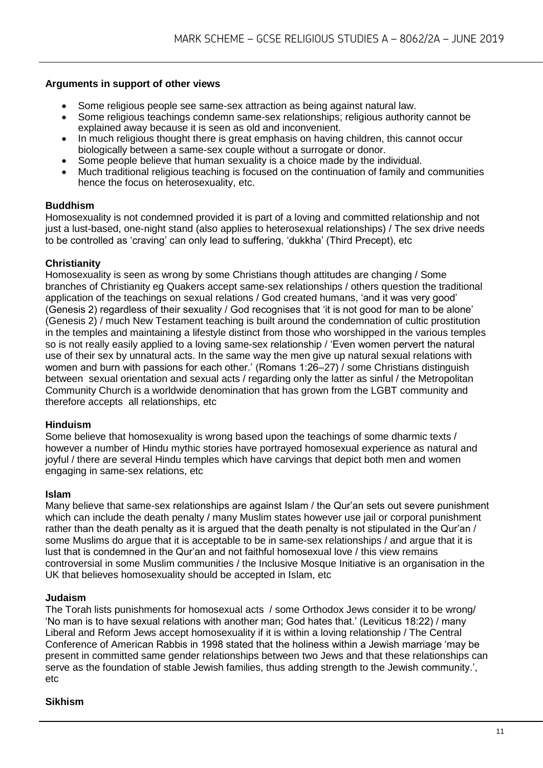**Arguments in support of other views**

- Some religious people see same-sex attraction as being against natural law.
- Some religious teachings condemn same-sex relationships; religious authority cannot be explained away because it is seen as old and inconvenient.
- In much religious thought there is great emphasis on having children, this cannot occur biologically between a same-sex couple without a surrogate or donor.
- Some people believe that human sexuality is a choice made by the individual.
- Much traditional religious teaching is focused on the continuation of family and communities hence the focus on heterosexuality, etc.

**Buddhism**

Homosexuality is not condemned provided it is part of a loving and committed relationship and not just a lust-based, one-night stand (also applies to heterosexual relationships) / The sex drive needs to be controlled as 'craving' can only lead to suffering, 'dukkha' (Third Precept), etc

**Christianity**

Homosexuality is seen as wrong by some Christians though attitudes are changing / Some branches of Christianity eg Quakers accept same-sex relationships / others question the traditional application of the teachings on sexual relations / God created humans, 'and it was very good' (Genesis 2) regardless of their sexuality / God recognises that 'it is not good for man to be alone' (Genesis 2) / much New Testament teaching is built around the condemnation of cultic prostitution in the temples and maintaining a lifestyle distinct from those who worshipped in the various temples so is not really easily applied to a loving same-sex relationship / 'Even women pervert the natural use of their sex by unnatural acts. In the same way the men give up natural sexual relations with women and burn with passions for each other.' (Romans 1:26–27) / some Christians distinguish between sexual orientation and sexual acts / regarding only the latter as sinful / the Metropolitan Community Church is a worldwide denomination that has grown from the LGBT community and therefore accepts all relationships, etc

**Hinduism**

Some believe that homosexuality is wrong based upon the teachings of some dharmic texts / however a number of Hindu mythic stories have portrayed homosexual experience as natural and joyful / there are several Hindu temples which have carvings that depict both men and women engaging in same-sex relations, etc

**Islam**

Many believe that same-sex relationships are against Islam / the Qur'an sets out severe punishment which can include the death penalty / many Muslim states however use jail or corporal punishment rather than the death penalty as it is argued that the death penalty is not stipulated in the Qur'an / some Muslims do argue that it is acceptable to be in same-sex relationships / and argue that it is lust that is condemned in the Qur'an and not faithful homosexual love / this view remains controversial in some Muslim communities / the Inclusive Mosque Initiative is an organisation in the UK that believes homosexuality should be accepted in Islam, etc

**Judaism**

The Torah lists punishments for homosexual acts / some Orthodox Jews consider it to be wrong/ 'No man is to have sexual relations with another man; God hates that.' (Leviticus 18:22) / many Liberal and Reform Jews accept homosexuality if it is within a loving relationship / The Central Conference of American Rabbis in 1998 stated that the holiness within a Jewish marriage 'may be present in committed same gender relationships between two Jews and that these relationships can serve as the foundation of stable Jewish families, thus adding strength to the Jewish community.', etc

**Sikhism**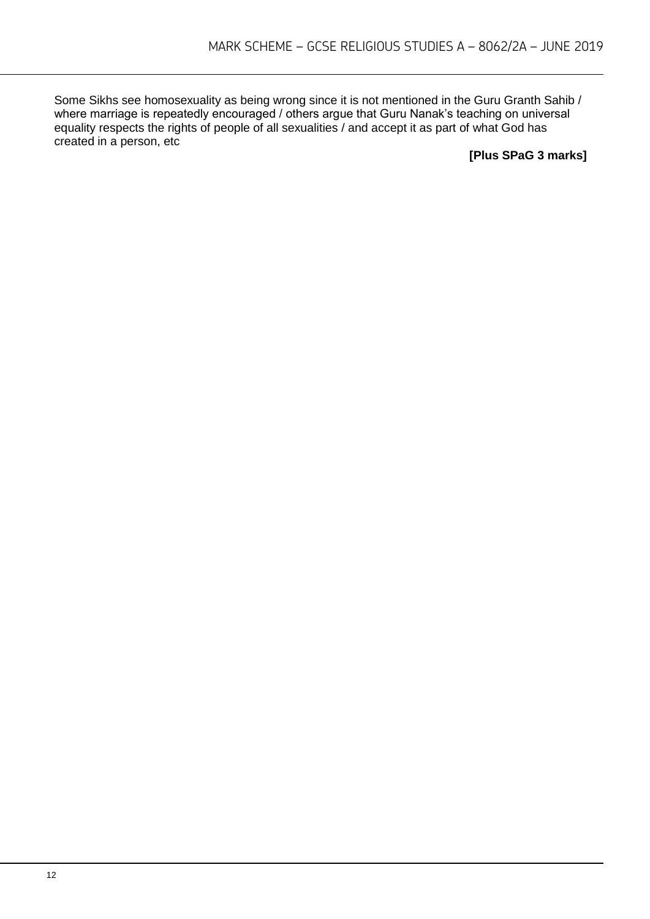Some Sikhs see homosexuality as being wrong since it is not mentioned in the Guru Granth Sahib / where marriage is repeatedly encouraged / others argue that Guru Nanak's teaching on universal equality respects the rights of people of all sexualities / and accept it as part of what God has created in a person, etc

**[Plus SPaG 3 marks]**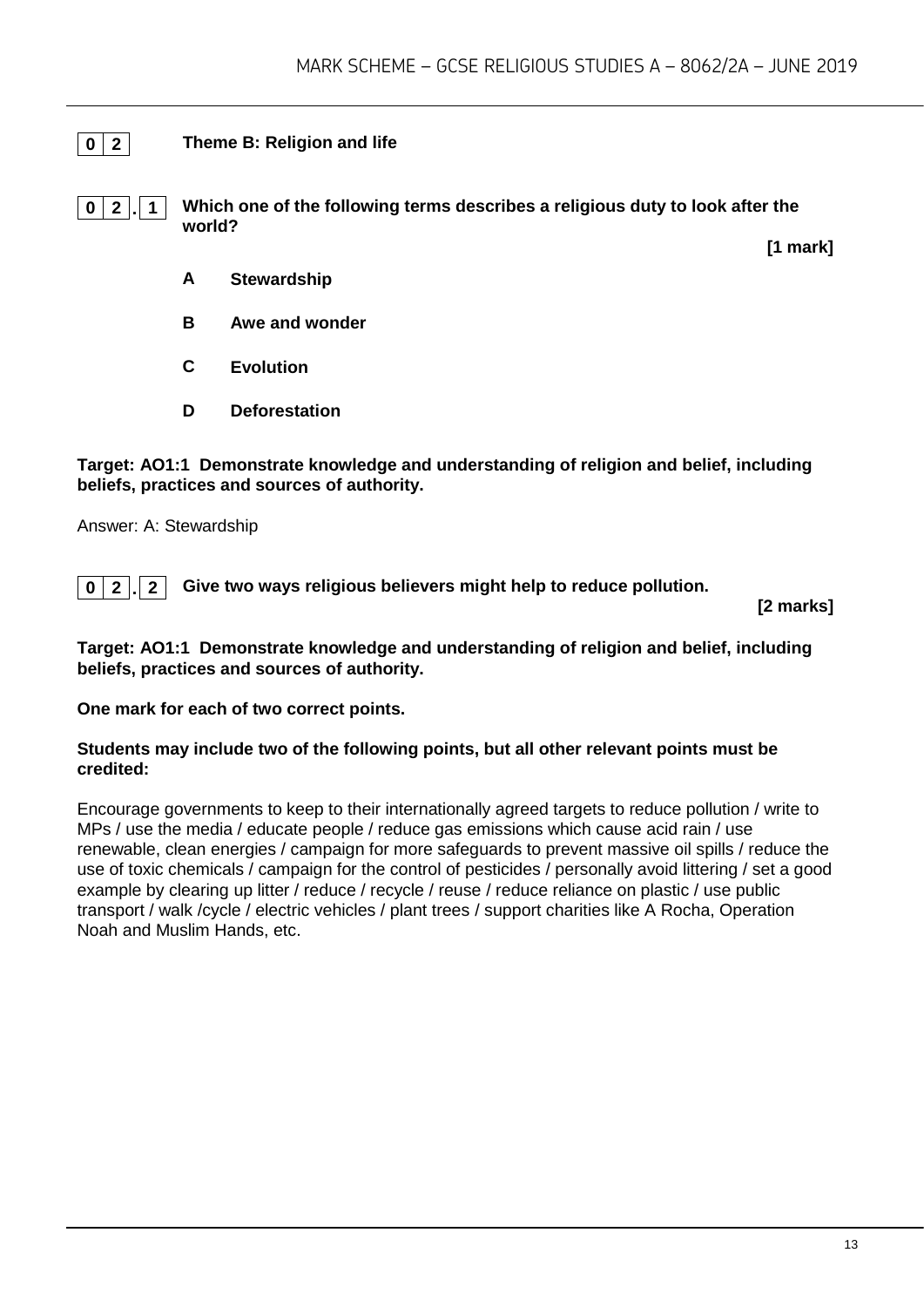## 0 2 Theme B: Religion and life

**0 2 . 1 Which one of the following terms describes a religious duty to look after the world?**

**[1 mark]**

**A** **Stewardship**

**B** **Awe and wonder**

**C** **Evolution**

**D** **Deforestation**

**Target: AO1:1 Demonstrate knowledge and understanding of religion and belief, including beliefs, practices and sources of authority.**

Answer: A: Stewardship

**0 2 . 2 Give two ways religious believers might help to reduce pollution.**

**[2 marks]**

**Target: AO1:1 Demonstrate knowledge and understanding of religion and belief, including beliefs, practices and sources of authority.**

**One mark for each of two correct points.**

**Students may include two of the following points, but all other relevant points must be credited:**

Encourage governments to keep to their internationally agreed targets to reduce pollution / write to MPs / use the media / educate people / reduce gas emissions which cause acid rain / use renewable, clean energies / campaign for more safeguards to prevent massive oil spills / reduce the use of toxic chemicals / campaign for the control of pesticides / personally avoid littering / set a good example by clearing up litter / reduce / recycle / reuse / reduce reliance on plastic / use public transport / walk /cycle / electric vehicles / plant trees / support charities like A Rocha, Operation Noah and Muslim Hands, etc.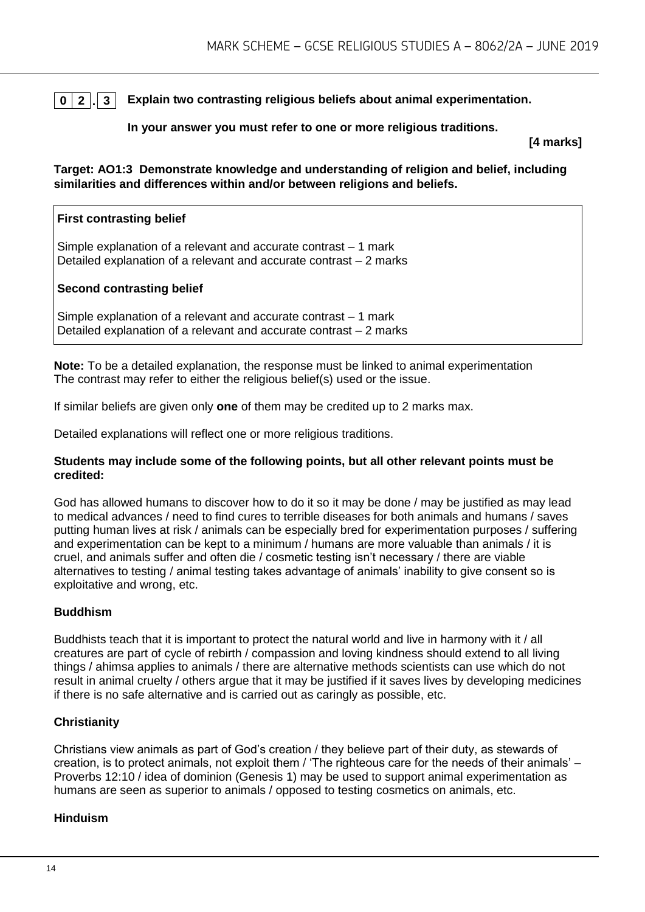**0 2 . 3** **Explain two contrasting religious beliefs about animal experimentation.**

**In your answer you must refer to one or more religious traditions.**

**[4 marks]**

**Target: AO1:3 Demonstrate knowledge and understanding of religion and belief, including similarities and differences within and/or between religions and beliefs.**

| **First contrasting belief**<br><br>Simple explanation of a relevant and accurate contrast – 1 mark<br>Detailed explanation of a relevant and accurate contrast – 2 marks<br><br>**Second contrasting belief**<br><br>Simple explanation of a relevant and accurate contrast – 1 mark<br>Detailed explanation of a relevant and accurate contrast – 2 marks |
|---|

**Note:** To be a detailed explanation, the response must be linked to animal experimentation
The contrast may refer to either the religious belief(s) used or the issue.

If similar beliefs are given only **one** of them may be credited up to 2 marks max.

Detailed explanations will reflect one or more religious traditions.

**Students may include some of the following points, but all other relevant points must be credited:**

God has allowed humans to discover how to do it so it may be done / may be justified as may lead to medical advances / need to find cures to terrible diseases for both animals and humans / saves putting human lives at risk / animals can be especially bred for experimentation purposes / suffering and experimentation can be kept to a minimum / humans are more valuable than animals / it is cruel, and animals suffer and often die / cosmetic testing isn't necessary / there are viable alternatives to testing / animal testing takes advantage of animals' inability to give consent so is exploitative and wrong, etc.

**Buddhism**

Buddhists teach that it is important to protect the natural world and live in harmony with it / all creatures are part of cycle of rebirth / compassion and loving kindness should extend to all living things / ahimsa applies to animals / there are alternative methods scientists can use which do not result in animal cruelty / others argue that it may be justified if it saves lives by developing medicines if there is no safe alternative and is carried out as caringly as possible, etc.

**Christianity**

Christians view animals as part of God's creation / they believe part of their duty, as stewards of creation, is to protect animals, not exploit them / 'The righteous care for the needs of their animals' – Proverbs 12:10 / idea of dominion (Genesis 1) may be used to support animal experimentation as humans are seen as superior to animals / opposed to testing cosmetics on animals, etc.

**Hinduism**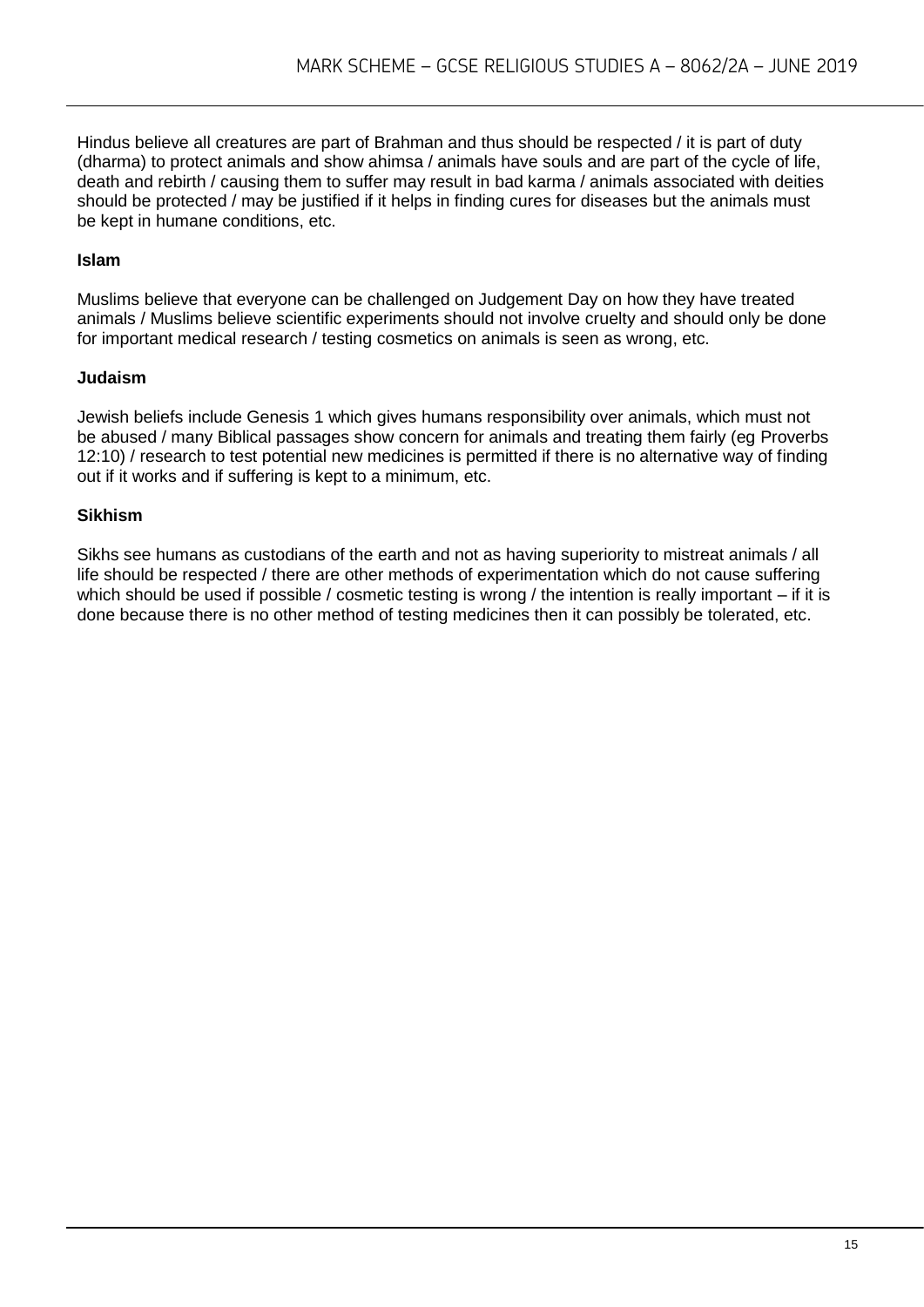Hindus believe all creatures are part of Brahman and thus should be respected / it is part of duty (dharma) to protect animals and show ahimsa / animals have souls and are part of the cycle of life, death and rebirth / causing them to suffer may result in bad karma / animals associated with deities should be protected / may be justified if it helps in finding cures for diseases but the animals must be kept in humane conditions, etc.

**Islam**

Muslims believe that everyone can be challenged on Judgement Day on how they have treated animals / Muslims believe scientific experiments should not involve cruelty and should only be done for important medical research / testing cosmetics on animals is seen as wrong, etc.

**Judaism**

Jewish beliefs include Genesis 1 which gives humans responsibility over animals, which must not be abused / many Biblical passages show concern for animals and treating them fairly (eg Proverbs 12:10) / research to test potential new medicines is permitted if there is no alternative way of finding out if it works and if suffering is kept to a minimum, etc.

**Sikhism**

Sikhs see humans as custodians of the earth and not as having superiority to mistreat animals / all life should be respected / there are other methods of experimentation which do not cause suffering which should be used if possible / cosmetic testing is wrong / the intention is really important – if it is done because there is no other method of testing medicines then it can possibly be tolerated, etc.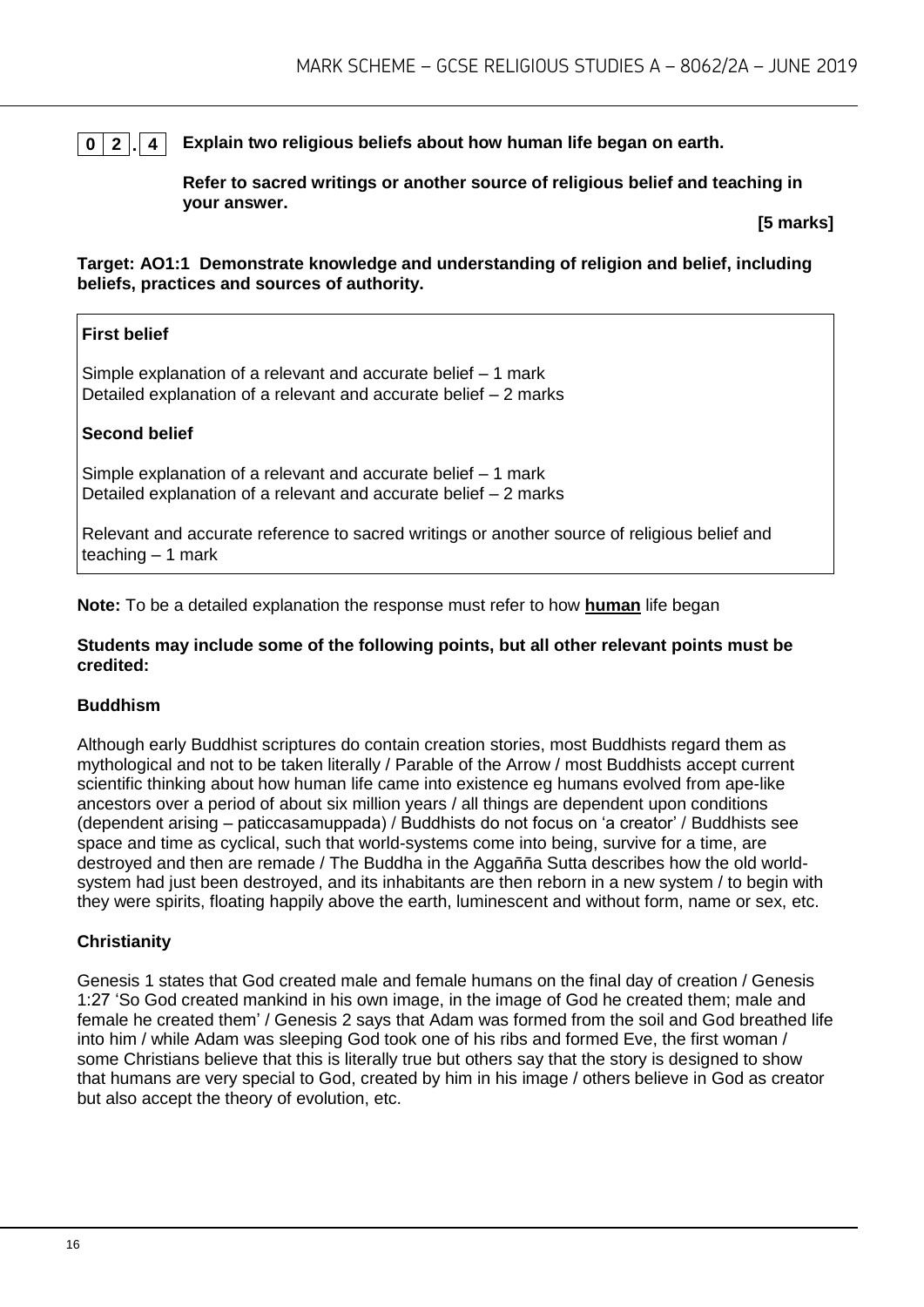**0 2 . 4** **Explain two religious beliefs about how human life began on earth.**

**Refer to sacred writings or another source of religious belief and teaching in your answer.**

**[5 marks]**

**Target: AO1:1 Demonstrate knowledge and understanding of religion and belief, including beliefs, practices and sources of authority.**

| **First belief**<br><br>Simple explanation of a relevant and accurate belief – 1 mark<br>Detailed explanation of a relevant and accurate belief – 2 marks<br><br>**Second belief**<br><br>Simple explanation of a relevant and accurate belief – 1 mark<br>Detailed explanation of a relevant and accurate belief – 2 marks<br><br>Relevant and accurate reference to sacred writings or another source of religious belief and teaching – 1 mark |
|---|

**Note:** To be a detailed explanation the response must refer to how **human** life began

**Students may include some of the following points, but all other relevant points must be credited:**

**Buddhism**

Although early Buddhist scriptures do contain creation stories, most Buddhists regard them as mythological and not to be taken literally / Parable of the Arrow / most Buddhists accept current scientific thinking about how human life came into existence eg humans evolved from ape-like ancestors over a period of about six million years / all things are dependent upon conditions (dependent arising – paticcasamuppada) / Buddhists do not focus on 'a creator' / Buddhists see space and time as cyclical, such that world-systems come into being, survive for a time, are destroyed and then are remade / The Buddha in the Aggañña Sutta describes how the old world-system had just been destroyed, and its inhabitants are then reborn in a new system / to begin with they were spirits, floating happily above the earth, luminescent and without form, name or sex, etc.

**Christianity**

Genesis 1 states that God created male and female humans on the final day of creation / Genesis 1:27 'So God created mankind in his own image, in the image of God he created them; male and female he created them' / Genesis 2 says that Adam was formed from the soil and God breathed life into him / while Adam was sleeping God took one of his ribs and formed Eve, the first woman / some Christians believe that this is literally true but others say that the story is designed to show that humans are very special to God, created by him in his image / others believe in God as creator but also accept the theory of evolution, etc.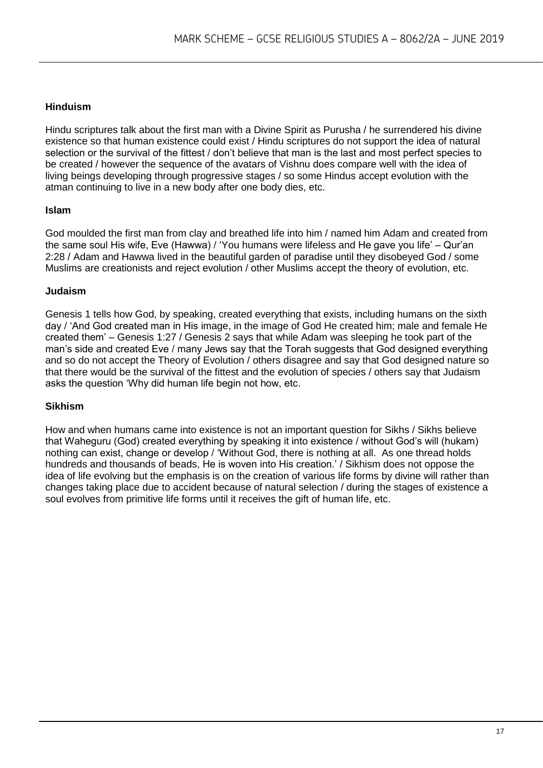**Hinduism**

Hindu scriptures talk about the first man with a Divine Spirit as Purusha / he surrendered his divine existence so that human existence could exist / Hindu scriptures do not support the idea of natural selection or the survival of the fittest / don't believe that man is the last and most perfect species to be created / however the sequence of the avatars of Vishnu does compare well with the idea of living beings developing through progressive stages / so some Hindus accept evolution with the atman continuing to live in a new body after one body dies, etc.

**Islam**

God moulded the first man from clay and breathed life into him / named him Adam and created from the same soul His wife, Eve (Hawwa) / 'You humans were lifeless and He gave you life' – Qur'an 2:28 / Adam and Hawwa lived in the beautiful garden of paradise until they disobeyed God / some Muslims are creationists and reject evolution / other Muslims accept the theory of evolution, etc.

**Judaism**

Genesis 1 tells how God, by speaking, created everything that exists, including humans on the sixth day / 'And God created man in His image, in the image of God He created him; male and female He created them' – Genesis 1:27 / Genesis 2 says that while Adam was sleeping he took part of the man's side and created Eve / many Jews say that the Torah suggests that God designed everything and so do not accept the Theory of Evolution / others disagree and say that God designed nature so that there would be the survival of the fittest and the evolution of species / others say that Judaism asks the question 'Why did human life begin not how, etc.

**Sikhism**

How and when humans came into existence is not an important question for Sikhs / Sikhs believe that Waheguru (God) created everything by speaking it into existence / without God's will (hukam) nothing can exist, change or develop / 'Without God, there is nothing at all. As one thread holds hundreds and thousands of beads, He is woven into His creation.' / Sikhism does not oppose the idea of life evolving but the emphasis is on the creation of various life forms by divine will rather than changes taking place due to accident because of natural selection / during the stages of existence a soul evolves from primitive life forms until it receives the gift of human life, etc.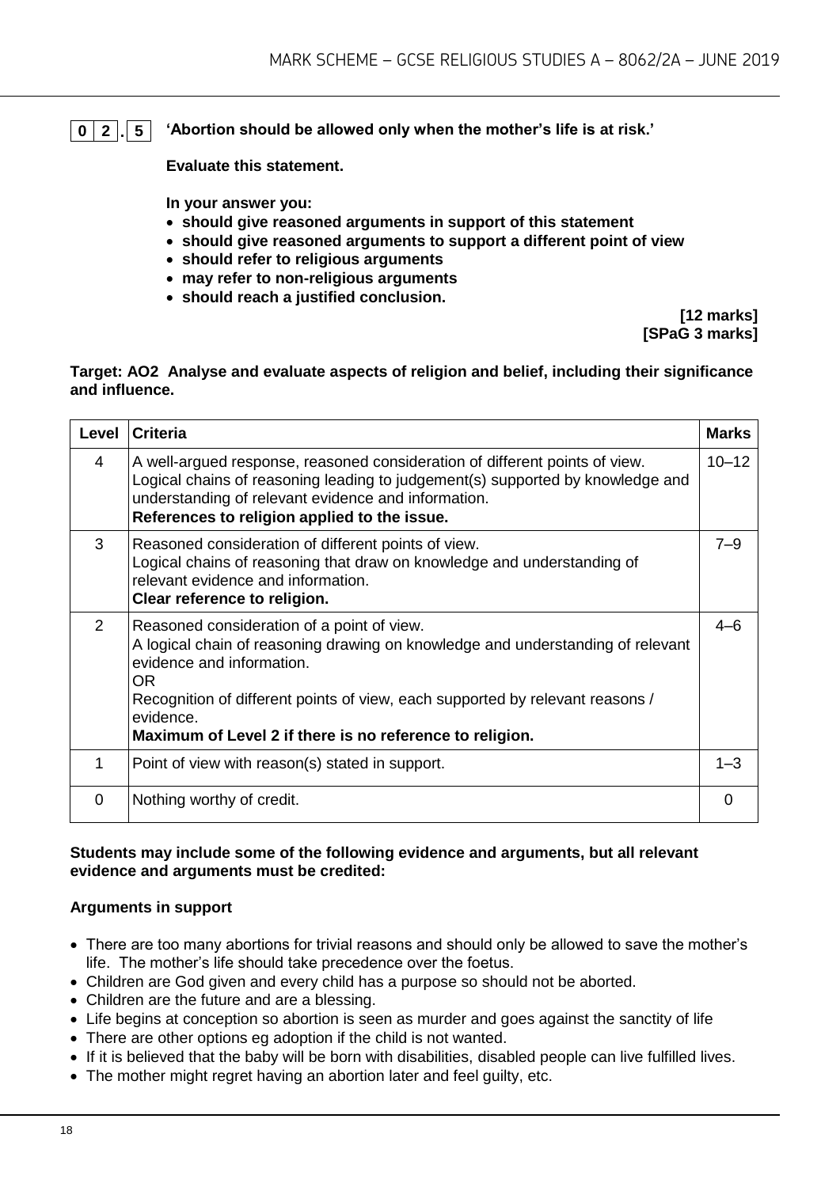**0 2 . 5** **'Abortion should be allowed only when the mother's life is at risk.'**

**Evaluate this statement.**

**In your answer you:**

- **should give reasoned arguments in support of this statement**
- **should give reasoned arguments to support a different point of view**
- **should refer to religious arguments**
- **may refer to non-religious arguments**
- **should reach a justified conclusion.**

**[12 marks]**
**[SPaG 3 marks]**

**Target: AO2 Analyse and evaluate aspects of religion and belief, including their significance and influence.**

| Level | Criteria | Marks |
|---|---|---|
| 4 | A well-argued response, reasoned consideration of different points of view. Logical chains of reasoning leading to judgement(s) supported by knowledge and understanding of relevant evidence and information. **References to religion applied to the issue.** | 10–12 |
| 3 | Reasoned consideration of different points of view. Logical chains of reasoning that draw on knowledge and understanding of relevant evidence and information. **Clear reference to religion.** | 7–9 |
| 2 | Reasoned consideration of a point of view. A logical chain of reasoning drawing on knowledge and understanding of relevant evidence and information. OR Recognition of different points of view, each supported by relevant reasons / evidence. **Maximum of Level 2 if there is no reference to religion.** | 4–6 |
| 1 | Point of view with reason(s) stated in support. | 1–3 |
| 0 | Nothing worthy of credit. | 0 |

**Students may include some of the following evidence and arguments, but all relevant evidence and arguments must be credited:**

**Arguments in support**

- There are too many abortions for trivial reasons and should only be allowed to save the mother's life. The mother's life should take precedence over the foetus.
- Children are God given and every child has a purpose so should not be aborted.
- Children are the future and are a blessing.
- Life begins at conception so abortion is seen as murder and goes against the sanctity of life
- There are other options eg adoption if the child is not wanted.
- If it is believed that the baby will be born with disabilities, disabled people can live fulfilled lives.
- The mother might regret having an abortion later and feel guilty, etc.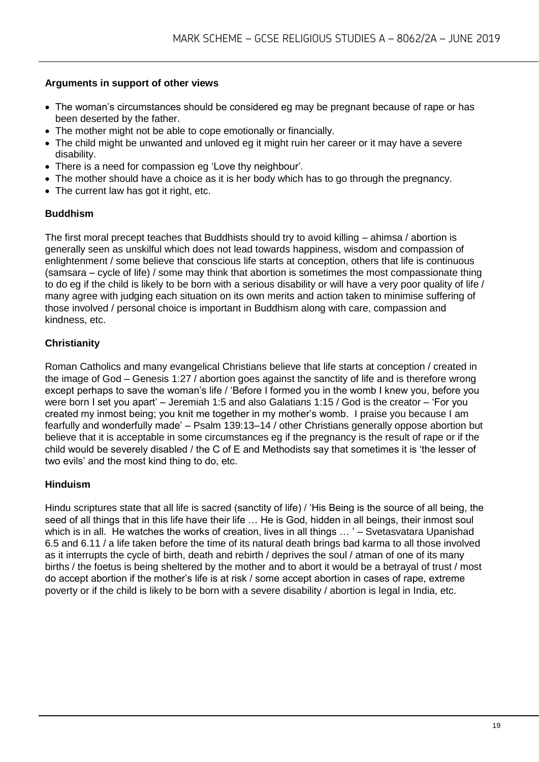**Arguments in support of other views**

- The woman's circumstances should be considered eg may be pregnant because of rape or has been deserted by the father.
- The mother might not be able to cope emotionally or financially.
- The child might be unwanted and unloved eg it might ruin her career or it may have a severe disability.
- There is a need for compassion eg 'Love thy neighbour'.
- The mother should have a choice as it is her body which has to go through the pregnancy.
- The current law has got it right, etc.

**Buddhism**

The first moral precept teaches that Buddhists should try to avoid killing – ahimsa / abortion is generally seen as unskilful which does not lead towards happiness, wisdom and compassion of enlightenment / some believe that conscious life starts at conception, others that life is continuous (samsara – cycle of life) / some may think that abortion is sometimes the most compassionate thing to do eg if the child is likely to be born with a serious disability or will have a very poor quality of life / many agree with judging each situation on its own merits and action taken to minimise suffering of those involved / personal choice is important in Buddhism along with care, compassion and kindness, etc.

**Christianity**

Roman Catholics and many evangelical Christians believe that life starts at conception / created in the image of God – Genesis 1:27 / abortion goes against the sanctity of life and is therefore wrong except perhaps to save the woman's life / 'Before I formed you in the womb I knew you, before you were born I set you apart' – Jeremiah 1:5 and also Galatians 1:15 / God is the creator – 'For you created my inmost being; you knit me together in my mother's womb. I praise you because I am fearfully and wonderfully made' – Psalm 139:13–14 / other Christians generally oppose abortion but believe that it is acceptable in some circumstances eg if the pregnancy is the result of rape or if the child would be severely disabled / the C of E and Methodists say that sometimes it is 'the lesser of two evils' and the most kind thing to do, etc.

**Hinduism**

Hindu scriptures state that all life is sacred (sanctity of life) / 'His Being is the source of all being, the seed of all things that in this life have their life … He is God, hidden in all beings, their inmost soul which is in all. He watches the works of creation, lives in all things … ' – Svetasvatara Upanishad 6.5 and 6.11 / a life taken before the time of its natural death brings bad karma to all those involved as it interrupts the cycle of birth, death and rebirth / deprives the soul / atman of one of its many births / the foetus is being sheltered by the mother and to abort it would be a betrayal of trust / most do accept abortion if the mother's life is at risk / some accept abortion in cases of rape, extreme poverty or if the child is likely to be born with a severe disability / abortion is legal in India, etc.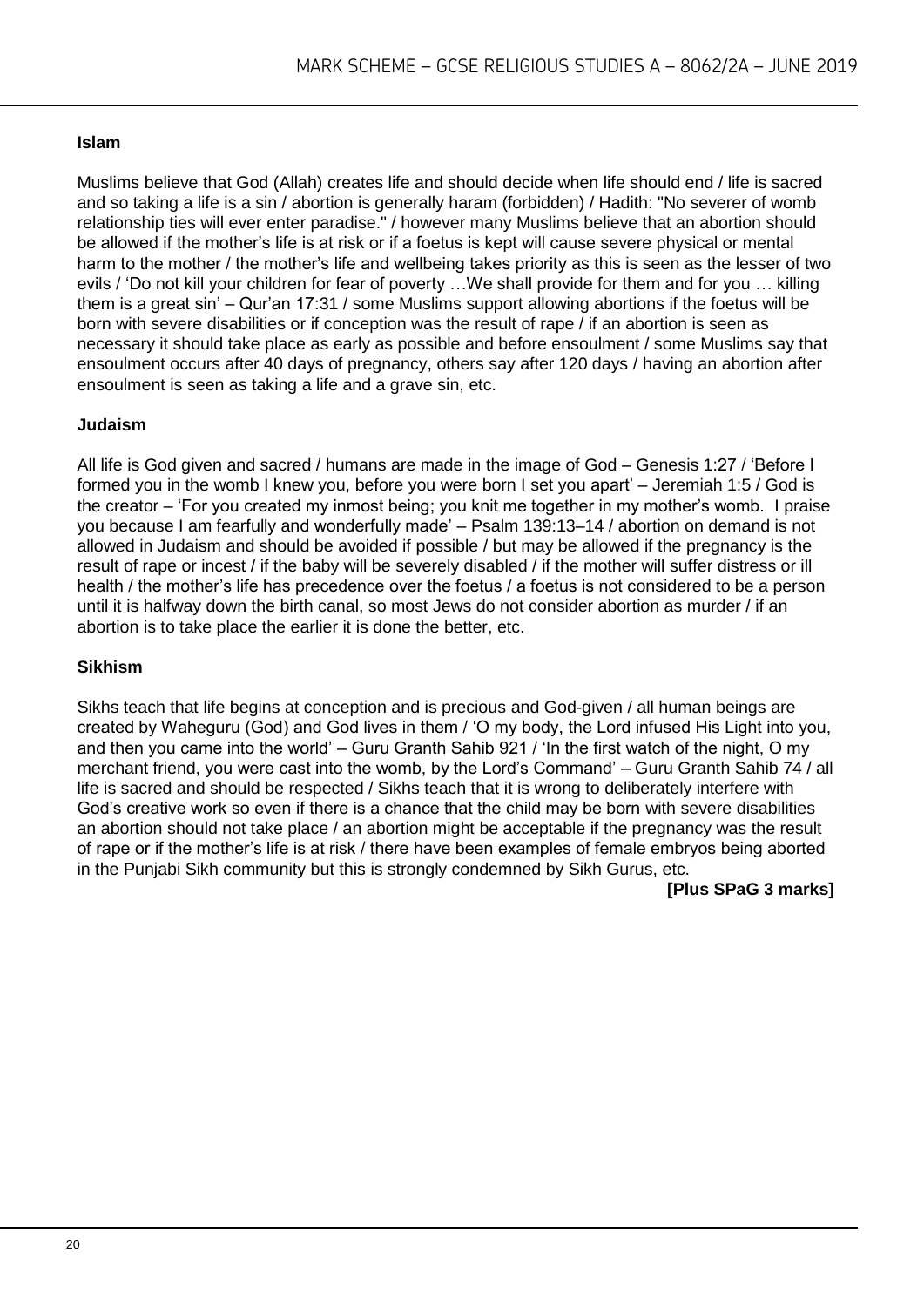**Islam**

Muslims believe that God (Allah) creates life and should decide when life should end / life is sacred and so taking a life is a sin / abortion is generally haram (forbidden) / Hadith: "No severer of womb relationship ties will ever enter paradise." / however many Muslims believe that an abortion should be allowed if the mother's life is at risk or if a foetus is kept will cause severe physical or mental harm to the mother / the mother's life and wellbeing takes priority as this is seen as the lesser of two evils / 'Do not kill your children for fear of poverty …We shall provide for them and for you … killing them is a great sin' – Qur'an 17:31 / some Muslims support allowing abortions if the foetus will be born with severe disabilities or if conception was the result of rape / if an abortion is seen as necessary it should take place as early as possible and before ensoulment / some Muslims say that ensoulment occurs after 40 days of pregnancy, others say after 120 days / having an abortion after ensoulment is seen as taking a life and a grave sin, etc.

**Judaism**

All life is God given and sacred / humans are made in the image of God – Genesis 1:27 / 'Before I formed you in the womb I knew you, before you were born I set you apart' – Jeremiah 1:5 / God is the creator – 'For you created my inmost being; you knit me together in my mother's womb. I praise you because I am fearfully and wonderfully made' – Psalm 139:13–14 / abortion on demand is not allowed in Judaism and should be avoided if possible / but may be allowed if the pregnancy is the result of rape or incest / if the baby will be severely disabled / if the mother will suffer distress or ill health / the mother's life has precedence over the foetus / a foetus is not considered to be a person until it is halfway down the birth canal, so most Jews do not consider abortion as murder / if an abortion is to take place the earlier it is done the better, etc.

**Sikhism**

Sikhs teach that life begins at conception and is precious and God-given / all human beings are created by Waheguru (God) and God lives in them / 'O my body, the Lord infused His Light into you, and then you came into the world' – Guru Granth Sahib 921 / 'In the first watch of the night, O my merchant friend, you were cast into the womb, by the Lord's Command' – Guru Granth Sahib 74 / all life is sacred and should be respected / Sikhs teach that it is wrong to deliberately interfere with God's creative work so even if there is a chance that the child may be born with severe disabilities an abortion should not take place / an abortion might be acceptable if the pregnancy was the result of rape or if the mother's life is at risk / there have been examples of female embryos being aborted in the Punjabi Sikh community but this is strongly condemned by Sikh Gurus, etc.

**[Plus SPaG 3 marks]**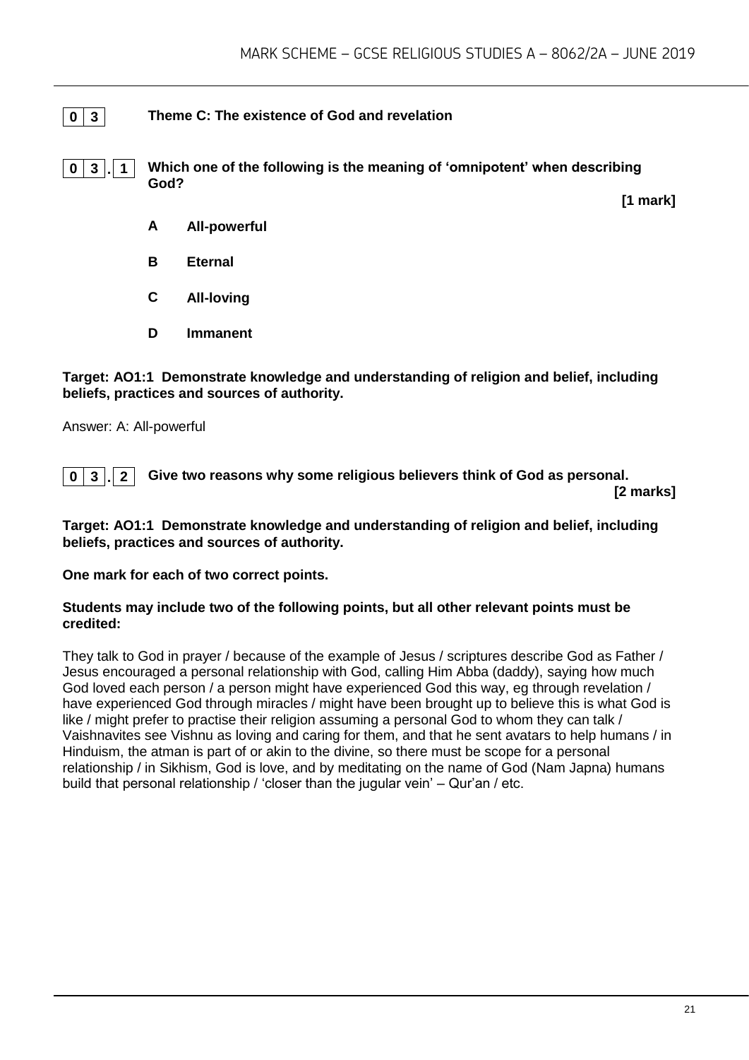## 0 3 Theme C: The existence of God and revelation

**0 3 . 1 Which one of the following is the meaning of 'omnipotent' when describing God?**

**[1 mark]**

**A All-powerful**

**B Eternal**

**C All-loving**

**D Immanent**

**Target: AO1:1 Demonstrate knowledge and understanding of religion and belief, including beliefs, practices and sources of authority.**

Answer: A: All-powerful

**0 3 . 2 Give two reasons why some religious believers think of God as personal.**

**[2 marks]**

**Target: AO1:1 Demonstrate knowledge and understanding of religion and belief, including beliefs, practices and sources of authority.**

**One mark for each of two correct points.**

**Students may include two of the following points, but all other relevant points must be credited:**

They talk to God in prayer / because of the example of Jesus / scriptures describe God as Father / Jesus encouraged a personal relationship with God, calling Him Abba (daddy), saying how much God loved each person / a person might have experienced God this way, eg through revelation / have experienced God through miracles / might have been brought up to believe this is what God is like / might prefer to practise their religion assuming a personal God to whom they can talk / Vaishnavites see Vishnu as loving and caring for them, and that he sent avatars to help humans / in Hinduism, the atman is part of or akin to the divine, so there must be scope for a personal relationship / in Sikhism, God is love, and by meditating on the name of God (Nam Japna) humans build that personal relationship / 'closer than the jugular vein' – Qur'an / etc.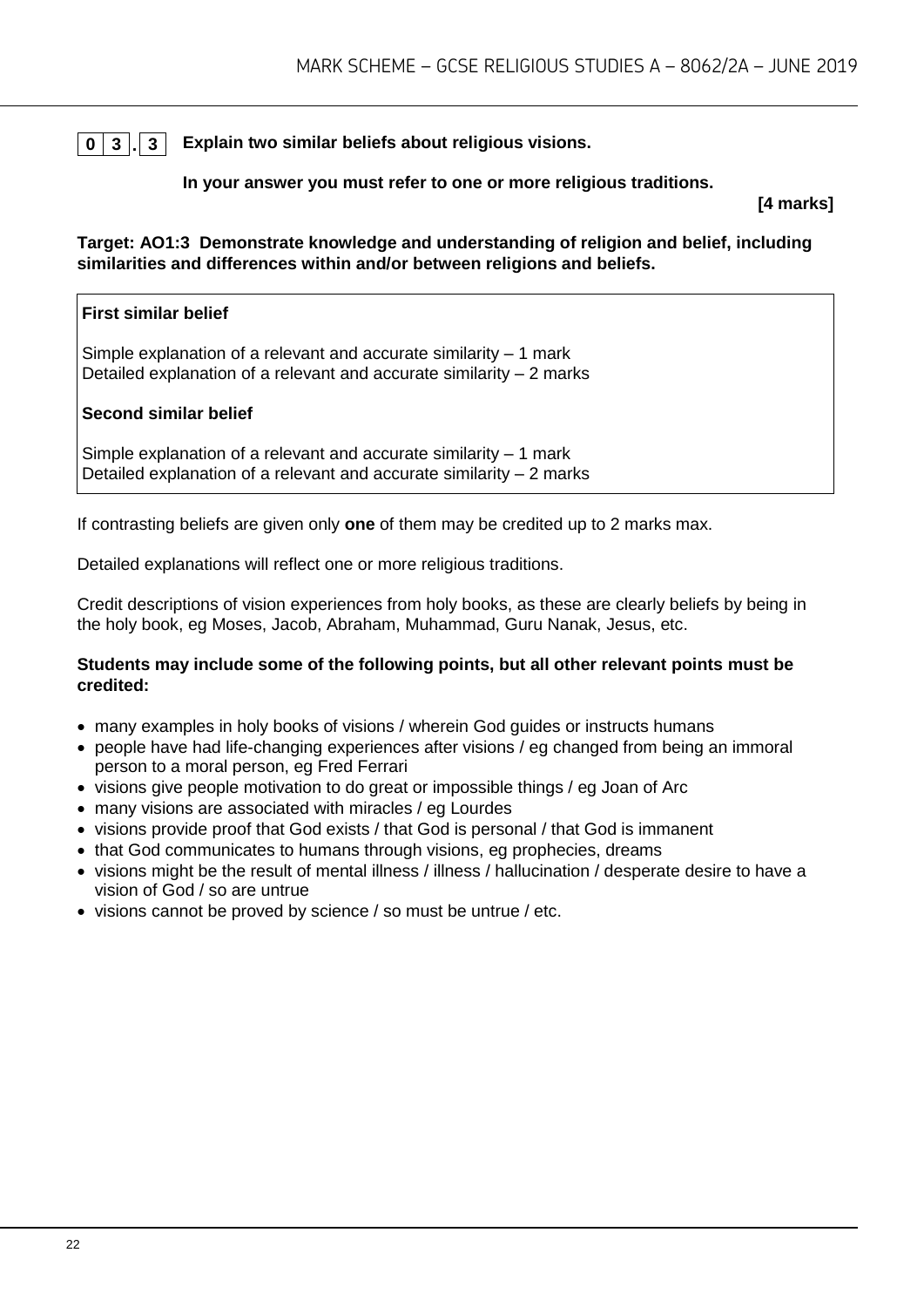**0 3 . 3** **Explain two similar beliefs about religious visions.**

**In your answer you must refer to one or more religious traditions.**

**[4 marks]**

**Target: AO1:3 Demonstrate knowledge and understanding of religion and belief, including similarities and differences within and/or between religions and beliefs.**

**First similar belief**

Simple explanation of a relevant and accurate similarity – 1 mark
Detailed explanation of a relevant and accurate similarity – 2 marks

**Second similar belief**

Simple explanation of a relevant and accurate similarity – 1 mark
Detailed explanation of a relevant and accurate similarity – 2 marks

If contrasting beliefs are given only **one** of them may be credited up to 2 marks max.

Detailed explanations will reflect one or more religious traditions.

Credit descriptions of vision experiences from holy books, as these are clearly beliefs by being in the holy book, eg Moses, Jacob, Abraham, Muhammad, Guru Nanak, Jesus, etc.

**Students may include some of the following points, but all other relevant points must be credited:**

- many examples in holy books of visions / wherein God guides or instructs humans
- people have had life-changing experiences after visions / eg changed from being an immoral person to a moral person, eg Fred Ferrari
- visions give people motivation to do great or impossible things / eg Joan of Arc
- many visions are associated with miracles / eg Lourdes
- visions provide proof that God exists / that God is personal / that God is immanent
- that God communicates to humans through visions, eg prophecies, dreams
- visions might be the result of mental illness / illness / hallucination / desperate desire to have a vision of God / so are untrue
- visions cannot be proved by science / so must be untrue / etc.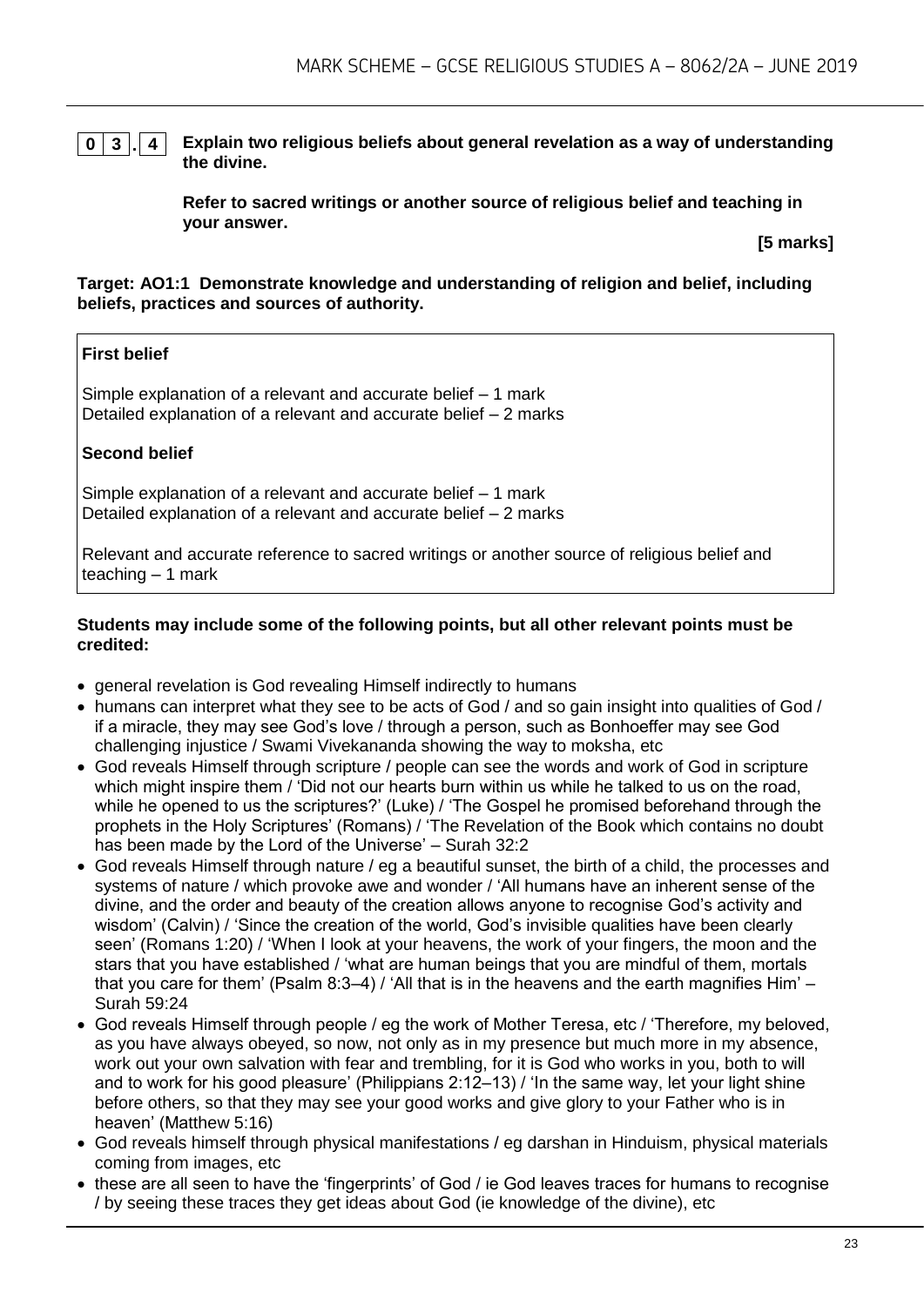**0 3 . 4** **Explain two religious beliefs about general revelation as a way of understanding the divine.**

**Refer to sacred writings or another source of religious belief and teaching in your answer.**

**[5 marks]**

**Target: AO1:1 Demonstrate knowledge and understanding of religion and belief, including beliefs, practices and sources of authority.**

**First belief**

Simple explanation of a relevant and accurate belief – 1 mark
Detailed explanation of a relevant and accurate belief – 2 marks

**Second belief**

Simple explanation of a relevant and accurate belief – 1 mark
Detailed explanation of a relevant and accurate belief – 2 marks

Relevant and accurate reference to sacred writings or another source of religious belief and teaching – 1 mark

**Students may include some of the following points, but all other relevant points must be credited:**

- general revelation is God revealing Himself indirectly to humans
- humans can interpret what they see to be acts of God / and so gain insight into qualities of God / if a miracle, they may see God's love / through a person, such as Bonhoeffer may see God challenging injustice / Swami Vivekananda showing the way to moksha, etc
- God reveals Himself through scripture / people can see the words and work of God in scripture which might inspire them / 'Did not our hearts burn within us while he talked to us on the road, while he opened to us the scriptures?' (Luke) / 'The Gospel he promised beforehand through the prophets in the Holy Scriptures' (Romans) / 'The Revelation of the Book which contains no doubt has been made by the Lord of the Universe' – Surah 32:2
- God reveals Himself through nature / eg a beautiful sunset, the birth of a child, the processes and systems of nature / which provoke awe and wonder / 'All humans have an inherent sense of the divine, and the order and beauty of the creation allows anyone to recognise God's activity and wisdom' (Calvin) / 'Since the creation of the world, God's invisible qualities have been clearly seen' (Romans 1:20) / 'When I look at your heavens, the work of your fingers, the moon and the stars that you have established / 'what are human beings that you are mindful of them, mortals that you care for them' (Psalm 8:3–4) / 'All that is in the heavens and the earth magnifies Him' – Surah 59:24
- God reveals Himself through people / eg the work of Mother Teresa, etc / 'Therefore, my beloved, as you have always obeyed, so now, not only as in my presence but much more in my absence, work out your own salvation with fear and trembling, for it is God who works in you, both to will and to work for his good pleasure' (Philippians 2:12–13) / 'In the same way, let your light shine before others, so that they may see your good works and give glory to your Father who is in heaven' (Matthew 5:16)
- God reveals himself through physical manifestations / eg darshan in Hinduism, physical materials coming from images, etc
- these are all seen to have the 'fingerprints' of God / ie God leaves traces for humans to recognise / by seeing these traces they get ideas about God (ie knowledge of the divine), etc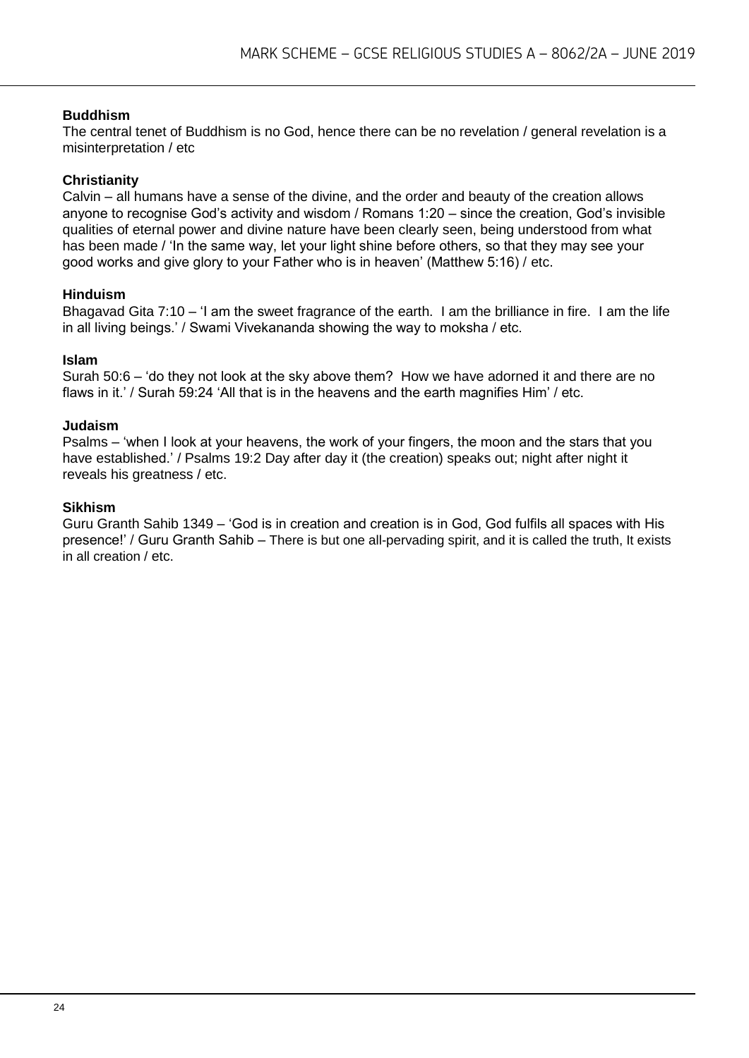**Buddhism**

The central tenet of Buddhism is no God, hence there can be no revelation / general revelation is a misinterpretation / etc

**Christianity**

Calvin – all humans have a sense of the divine, and the order and beauty of the creation allows anyone to recognise God's activity and wisdom / Romans 1:20 – since the creation, God's invisible qualities of eternal power and divine nature have been clearly seen, being understood from what has been made / 'In the same way, let your light shine before others, so that they may see your good works and give glory to your Father who is in heaven' (Matthew 5:16) / etc.

**Hinduism**

Bhagavad Gita 7:10 – 'I am the sweet fragrance of the earth. I am the brilliance in fire. I am the life in all living beings.' / Swami Vivekananda showing the way to moksha / etc.

**Islam**

Surah 50:6 – 'do they not look at the sky above them? How we have adorned it and there are no flaws in it.' / Surah 59:24 'All that is in the heavens and the earth magnifies Him' / etc.

**Judaism**

Psalms – 'when I look at your heavens, the work of your fingers, the moon and the stars that you have established.' / Psalms 19:2 Day after day it (the creation) speaks out; night after night it reveals his greatness / etc.

**Sikhism**

Guru Granth Sahib 1349 – 'God is in creation and creation is in God, God fulfils all spaces with His presence!' / Guru Granth Sahib – There is but one all-pervading spirit, and it is called the truth, It exists in all creation / etc.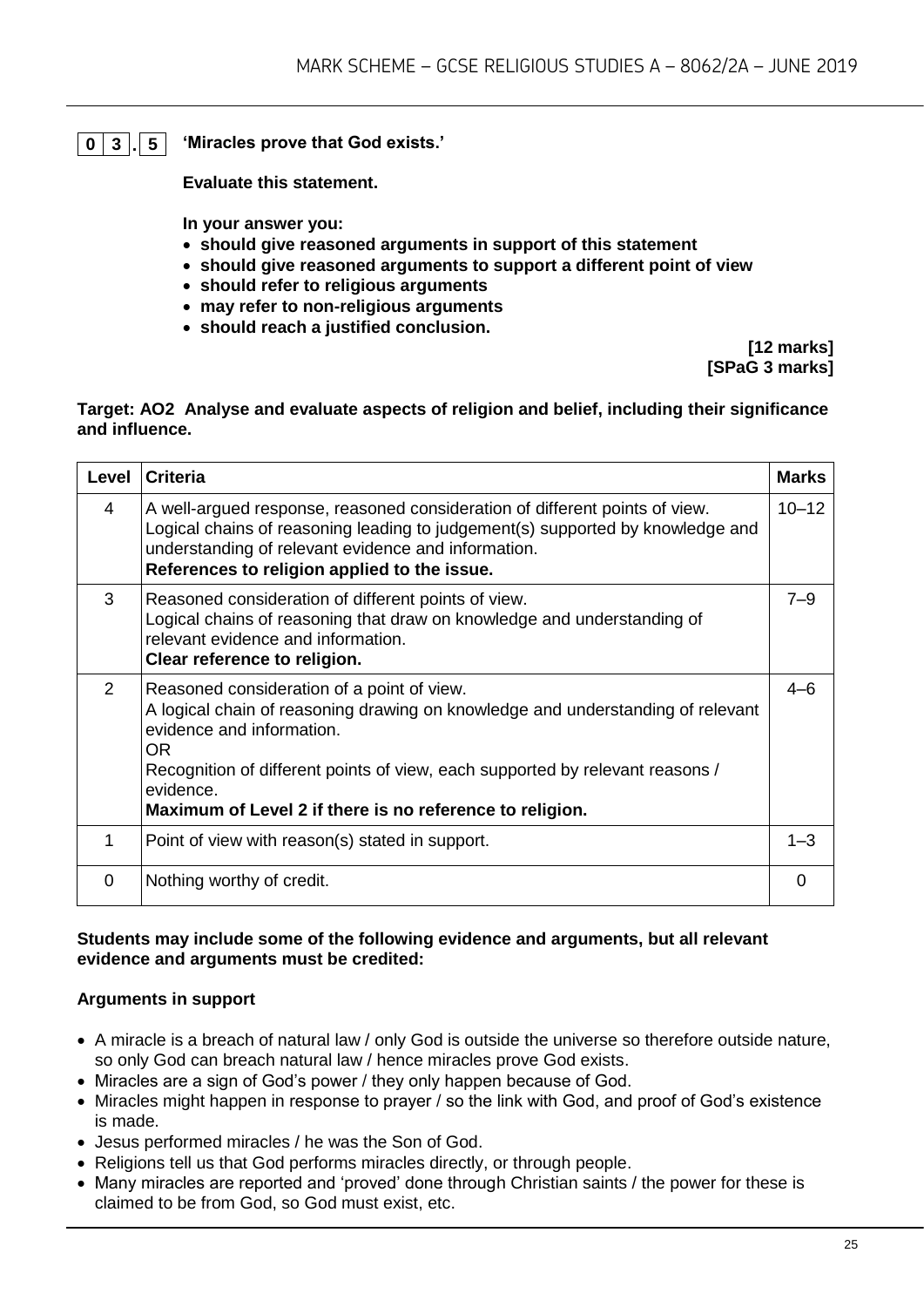**0 3 . 5** **'Miracles prove that God exists.'**

**Evaluate this statement.**

**In your answer you:**

- **should give reasoned arguments in support of this statement**
- **should give reasoned arguments to support a different point of view**
- **should refer to religious arguments**
- **may refer to non-religious arguments**
- **should reach a justified conclusion.**

**[12 marks]**
**[SPaG 3 marks]**

**Target: AO2 Analyse and evaluate aspects of religion and belief, including their significance and influence.**

| Level | Criteria | Marks |
|---|---|---|
| 4 | A well-argued response, reasoned consideration of different points of view. Logical chains of reasoning leading to judgement(s) supported by knowledge and understanding of relevant evidence and information. **References to religion applied to the issue.** | 10–12 |
| 3 | Reasoned consideration of different points of view. Logical chains of reasoning that draw on knowledge and understanding of relevant evidence and information. **Clear reference to religion.** | 7–9 |
| 2 | Reasoned consideration of a point of view. A logical chain of reasoning drawing on knowledge and understanding of relevant evidence and information. OR Recognition of different points of view, each supported by relevant reasons / evidence. **Maximum of Level 2 if there is no reference to religion.** | 4–6 |
| 1 | Point of view with reason(s) stated in support. | 1–3 |
| 0 | Nothing worthy of credit. | 0 |

**Students may include some of the following evidence and arguments, but all relevant evidence and arguments must be credited:**

**Arguments in support**

- A miracle is a breach of natural law / only God is outside the universe so therefore outside nature, so only God can breach natural law / hence miracles prove God exists.
- Miracles are a sign of God's power / they only happen because of God.
- Miracles might happen in response to prayer / so the link with God, and proof of God's existence is made.
- Jesus performed miracles / he was the Son of God.
- Religions tell us that God performs miracles directly, or through people.
- Many miracles are reported and 'proved' done through Christian saints / the power for these is claimed to be from God, so God must exist, etc.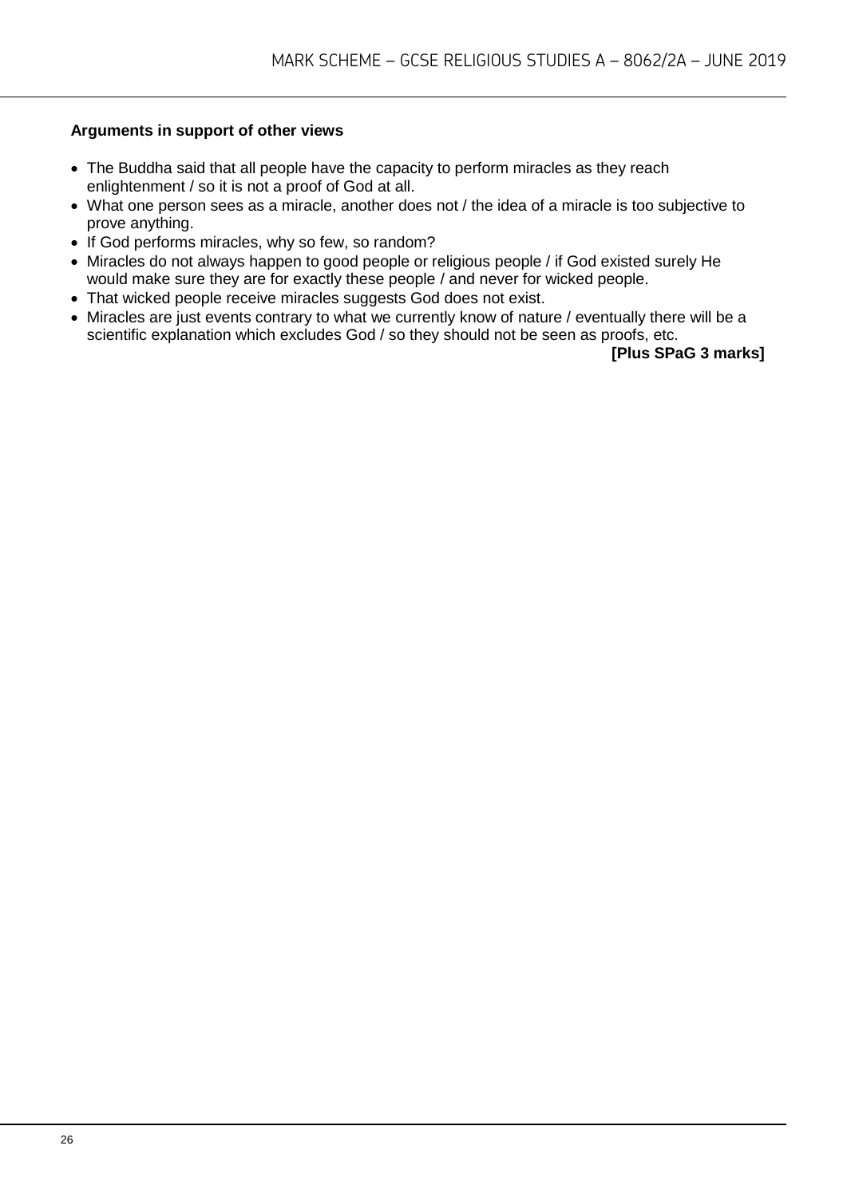**Arguments in support of other views**

- The Buddha said that all people have the capacity to perform miracles as they reach enlightenment / so it is not a proof of God at all.
- What one person sees as a miracle, another does not / the idea of a miracle is too subjective to prove anything.
- If God performs miracles, why so few, so random?
- Miracles do not always happen to good people or religious people / if God existed surely He would make sure they are for exactly these people / and never for wicked people.
- That wicked people receive miracles suggests God does not exist.
- Miracles are just events contrary to what we currently know of nature / eventually there will be a scientific explanation which excludes God / so they should not be seen as proofs, etc.

**[Plus SPaG 3 marks]**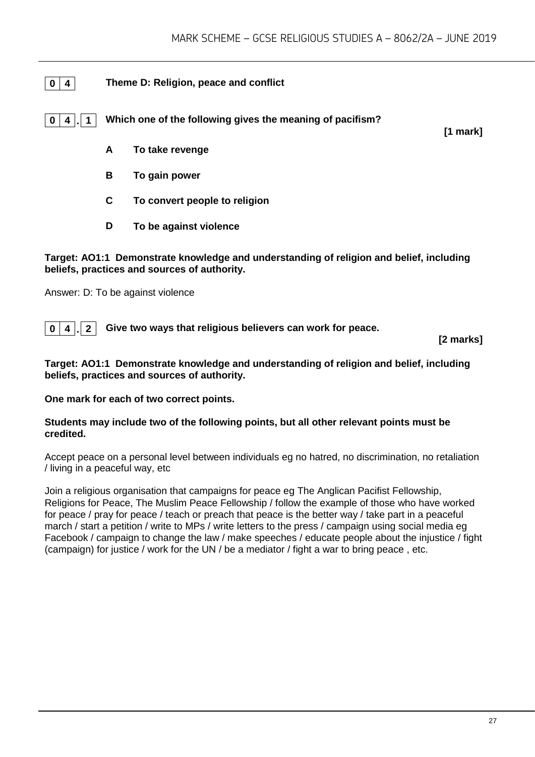## 0 4 Theme D: Religion, peace and conflict

**0 4 . 1 Which one of the following gives the meaning of pacifism?** **[1 mark]**

- **A** **To take revenge**
- **B** **To gain power**
- **C** **To convert people to religion**
- **D** **To be against violence**

**Target: AO1:1 Demonstrate knowledge and understanding of religion and belief, including beliefs, practices and sources of authority.**

Answer: D: To be against violence

**0 4 . 2 Give two ways that religious believers can work for peace.** **[2 marks]**

**Target: AO1:1 Demonstrate knowledge and understanding of religion and belief, including beliefs, practices and sources of authority.**

**One mark for each of two correct points.**

**Students may include two of the following points, but all other relevant points must be credited.**

Accept peace on a personal level between individuals eg no hatred, no discrimination, no retaliation / living in a peaceful way, etc

Join a religious organisation that campaigns for peace eg The Anglican Pacifist Fellowship, Religions for Peace, The Muslim Peace Fellowship / follow the example of those who have worked for peace / pray for peace / teach or preach that peace is the better way / take part in a peaceful march / start a petition / write to MPs / write letters to the press / campaign using social media eg Facebook / campaign to change the law / make speeches / educate people about the injustice / fight (campaign) for justice / work for the UN / be a mediator / fight a war to bring peace , etc.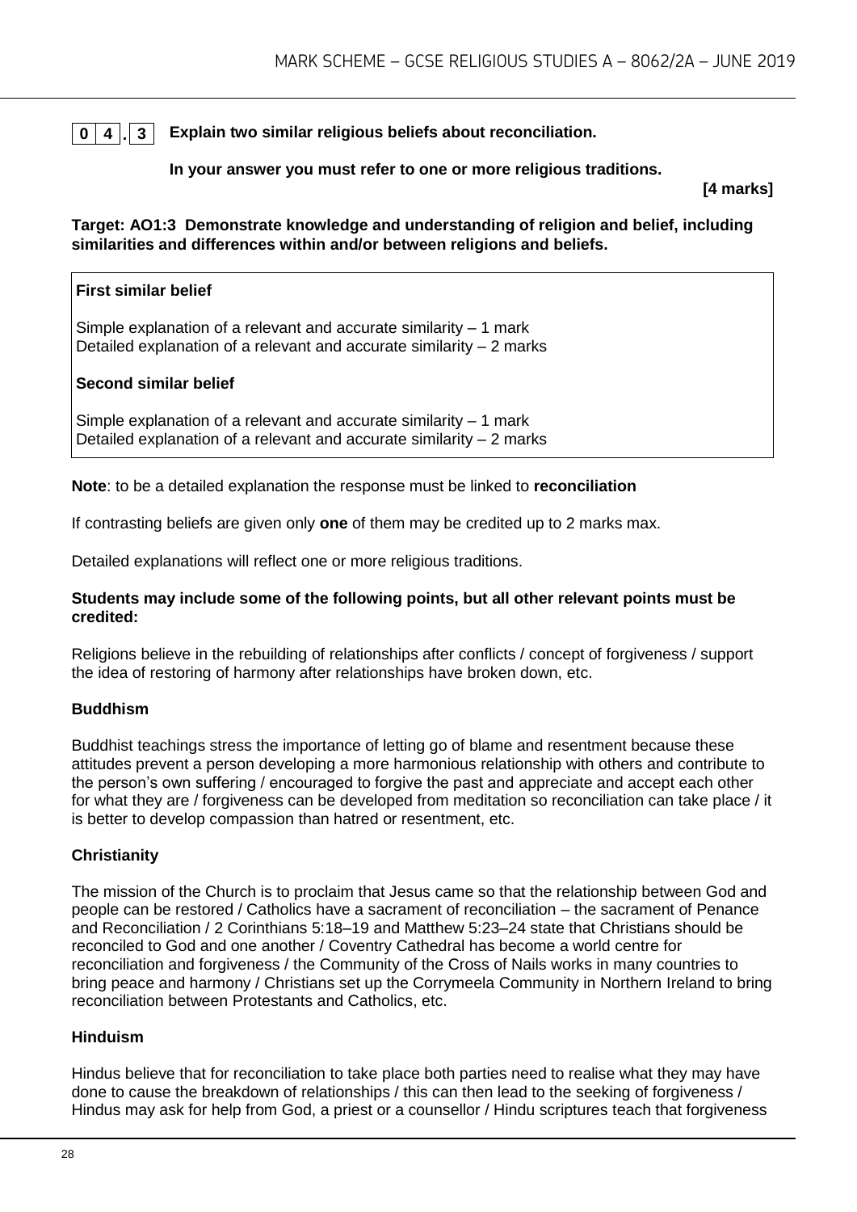**0 4 . 3** **Explain two similar religious beliefs about reconciliation.**

**In your answer you must refer to one or more religious traditions.**

**[4 marks]**

**Target: AO1:3 Demonstrate knowledge and understanding of religion and belief, including similarities and differences within and/or between religions and beliefs.**

**First similar belief**

Simple explanation of a relevant and accurate similarity – 1 mark
Detailed explanation of a relevant and accurate similarity – 2 marks

**Second similar belief**

Simple explanation of a relevant and accurate similarity – 1 mark
Detailed explanation of a relevant and accurate similarity – 2 marks

**Note**: to be a detailed explanation the response must be linked to **reconciliation**

If contrasting beliefs are given only **one** of them may be credited up to 2 marks max.

Detailed explanations will reflect one or more religious traditions.

**Students may include some of the following points, but all other relevant points must be credited:**

Religions believe in the rebuilding of relationships after conflicts / concept of forgiveness / support the idea of restoring of harmony after relationships have broken down, etc.

**Buddhism**

Buddhist teachings stress the importance of letting go of blame and resentment because these attitudes prevent a person developing a more harmonious relationship with others and contribute to the person's own suffering / encouraged to forgive the past and appreciate and accept each other for what they are / forgiveness can be developed from meditation so reconciliation can take place / it is better to develop compassion than hatred or resentment, etc.

**Christianity**

The mission of the Church is to proclaim that Jesus came so that the relationship between God and people can be restored / Catholics have a sacrament of reconciliation – the sacrament of Penance and Reconciliation / 2 Corinthians 5:18–19 and Matthew 5:23–24 state that Christians should be reconciled to God and one another / Coventry Cathedral has become a world centre for reconciliation and forgiveness / the Community of the Cross of Nails works in many countries to bring peace and harmony / Christians set up the Corrymeela Community in Northern Ireland to bring reconciliation between Protestants and Catholics, etc.

**Hinduism**

Hindus believe that for reconciliation to take place both parties need to realise what they may have done to cause the breakdown of relationships / this can then lead to the seeking of forgiveness / Hindus may ask for help from God, a priest or a counsellor / Hindu scriptures teach that forgiveness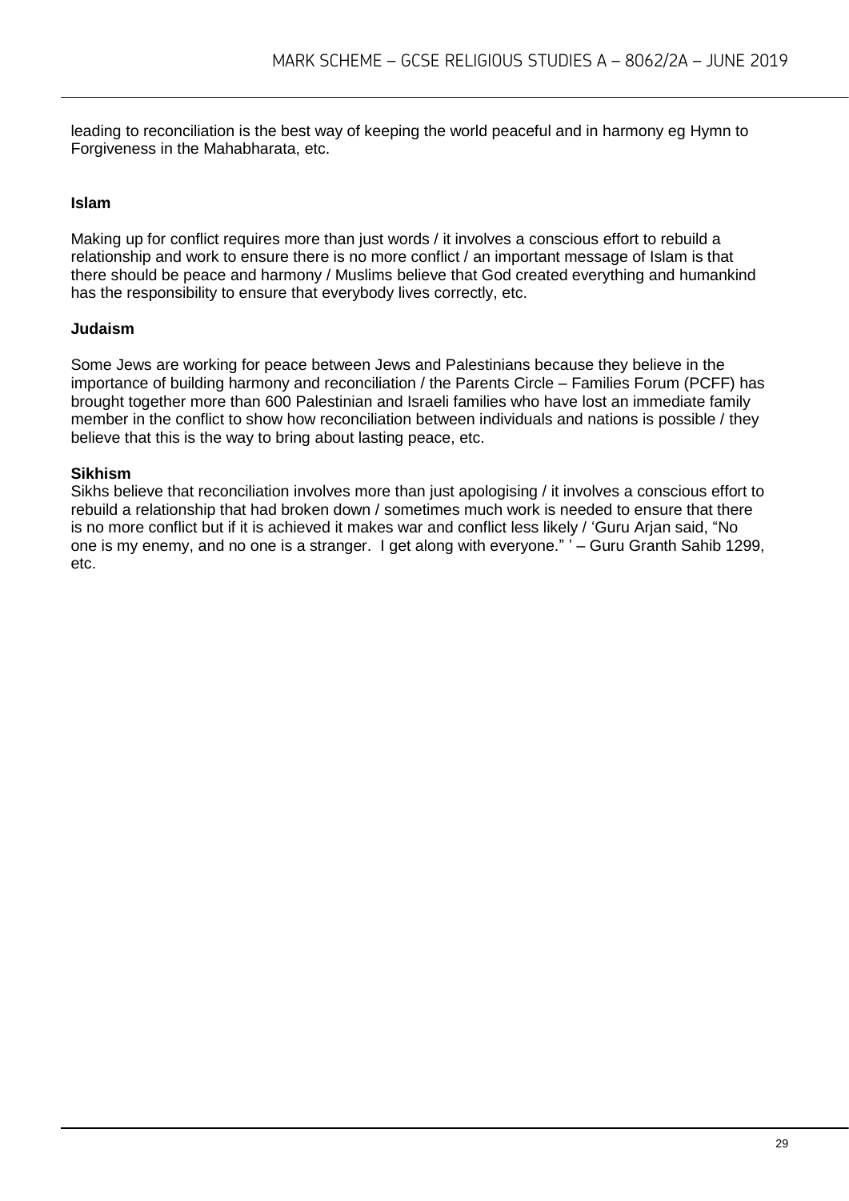leading to reconciliation is the best way of keeping the world peaceful and in harmony eg Hymn to Forgiveness in the Mahabharata, etc.

**Islam**

Making up for conflict requires more than just words / it involves a conscious effort to rebuild a relationship and work to ensure there is no more conflict / an important message of Islam is that there should be peace and harmony / Muslims believe that God created everything and humankind has the responsibility to ensure that everybody lives correctly, etc.

**Judaism**

Some Jews are working for peace between Jews and Palestinians because they believe in the importance of building harmony and reconciliation / the Parents Circle – Families Forum (PCFF) has brought together more than 600 Palestinian and Israeli families who have lost an immediate family member in the conflict to show how reconciliation between individuals and nations is possible / they believe that this is the way to bring about lasting peace, etc.

**Sikhism**

Sikhs believe that reconciliation involves more than just apologising / it involves a conscious effort to rebuild a relationship that had broken down / sometimes much work is needed to ensure that there is no more conflict but if it is achieved it makes war and conflict less likely / 'Guru Arjan said, "No one is my enemy, and no one is a stranger. I get along with everyone." ' – Guru Granth Sahib 1299, etc.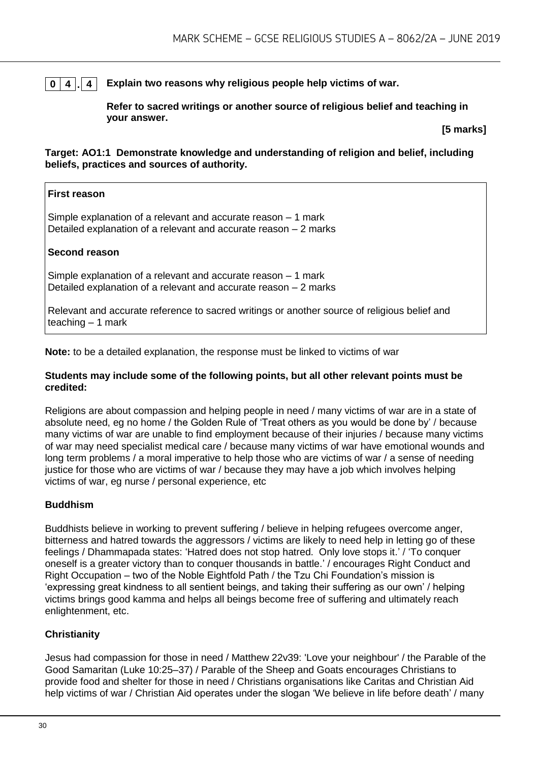**0 4 . 4** **Explain two reasons why religious people help victims of war.**

**Refer to sacred writings or another source of religious belief and teaching in your answer.**

**[5 marks]**

**Target: AO1:1 Demonstrate knowledge and understanding of religion and belief, including beliefs, practices and sources of authority.**

> **First reason**
>
> Simple explanation of a relevant and accurate reason – 1 mark
> Detailed explanation of a relevant and accurate reason – 2 marks
>
> **Second reason**
>
> Simple explanation of a relevant and accurate reason – 1 mark
> Detailed explanation of a relevant and accurate reason – 2 marks
>
> Relevant and accurate reference to sacred writings or another source of religious belief and teaching – 1 mark

**Note:** to be a detailed explanation, the response must be linked to victims of war

**Students may include some of the following points, but all other relevant points must be credited:**

Religions are about compassion and helping people in need / many victims of war are in a state of absolute need, eg no home / the Golden Rule of 'Treat others as you would be done by' / because many victims of war are unable to find employment because of their injuries / because many victims of war may need specialist medical care / because many victims of war have emotional wounds and long term problems / a moral imperative to help those who are victims of war / a sense of needing justice for those who are victims of war / because they may have a job which involves helping victims of war, eg nurse / personal experience, etc

**Buddhism**

Buddhists believe in working to prevent suffering / believe in helping refugees overcome anger, bitterness and hatred towards the aggressors / victims are likely to need help in letting go of these feelings / Dhammapada states: 'Hatred does not stop hatred. Only love stops it.' / 'To conquer oneself is a greater victory than to conquer thousands in battle.' / encourages Right Conduct and Right Occupation – two of the Noble Eightfold Path / the Tzu Chi Foundation's mission is 'expressing great kindness to all sentient beings, and taking their suffering as our own' / helping victims brings good kamma and helps all beings become free of suffering and ultimately reach enlightenment, etc.

**Christianity**

Jesus had compassion for those in need / Matthew 22v39: 'Love your neighbour' / the Parable of the Good Samaritan (Luke 10:25–37) / Parable of the Sheep and Goats encourages Christians to provide food and shelter for those in need / Christians organisations like Caritas and Christian Aid help victims of war / Christian Aid operates under the slogan 'We believe in life before death' / many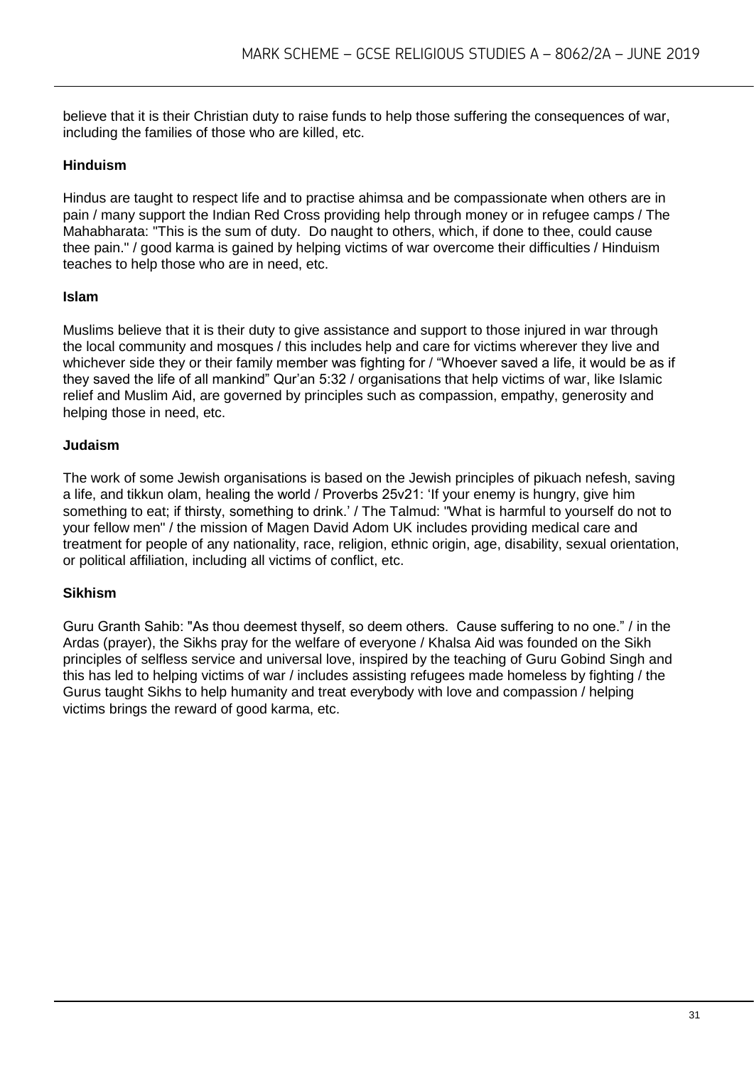believe that it is their Christian duty to raise funds to help those suffering the consequences of war, including the families of those who are killed, etc.

**Hinduism**

Hindus are taught to respect life and to practise ahimsa and be compassionate when others are in pain / many support the Indian Red Cross providing help through money or in refugee camps / The Mahabharata: "This is the sum of duty. Do naught to others, which, if done to thee, could cause thee pain." / good karma is gained by helping victims of war overcome their difficulties / Hinduism teaches to help those who are in need, etc.

**Islam**

Muslims believe that it is their duty to give assistance and support to those injured in war through the local community and mosques / this includes help and care for victims wherever they live and whichever side they or their family member was fighting for / "Whoever saved a life, it would be as if they saved the life of all mankind" Qur'an 5:32 / organisations that help victims of war, like Islamic relief and Muslim Aid, are governed by principles such as compassion, empathy, generosity and helping those in need, etc.

**Judaism**

The work of some Jewish organisations is based on the Jewish principles of pikuach nefesh, saving a life, and tikkun olam, healing the world / Proverbs 25v21: 'If your enemy is hungry, give him something to eat; if thirsty, something to drink.' / The Talmud: "What is harmful to yourself do not to your fellow men" / the mission of Magen David Adom UK includes providing medical care and treatment for people of any nationality, race, religion, ethnic origin, age, disability, sexual orientation, or political affiliation, including all victims of conflict, etc.

**Sikhism**

Guru Granth Sahib: "As thou deemest thyself, so deem others. Cause suffering to no one." / in the Ardas (prayer), the Sikhs pray for the welfare of everyone / Khalsa Aid was founded on the Sikh principles of selfless service and universal love, inspired by the teaching of Guru Gobind Singh and this has led to helping victims of war / includes assisting refugees made homeless by fighting / the Gurus taught Sikhs to help humanity and treat everybody with love and compassion / helping victims brings the reward of good karma, etc.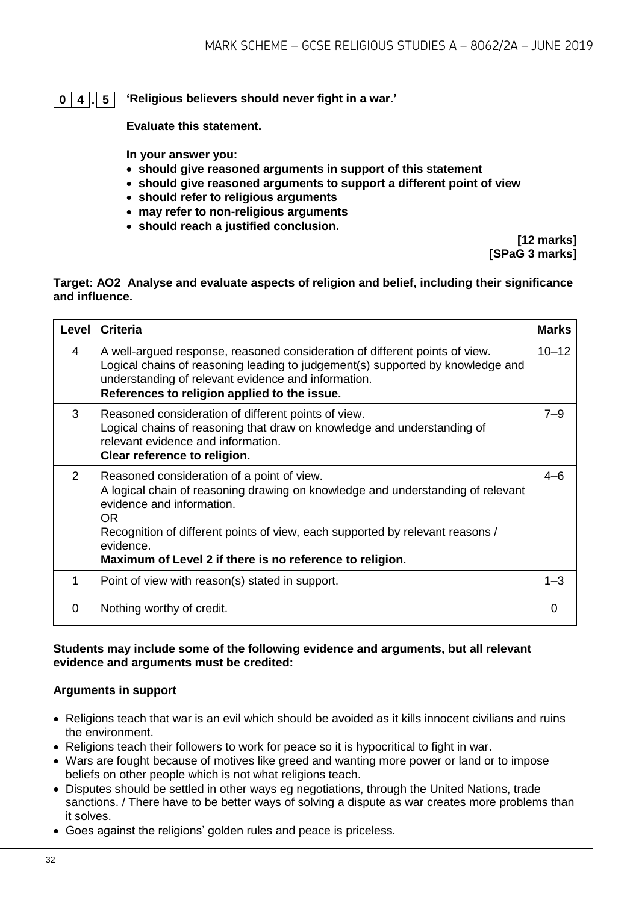**0 4 . 5** **'Religious believers should never fight in a war.'**

**Evaluate this statement.**

**In your answer you:**

- **should give reasoned arguments in support of this statement**
- **should give reasoned arguments to support a different point of view**
- **should refer to religious arguments**
- **may refer to non-religious arguments**
- **should reach a justified conclusion.**

**[12 marks]**
**[SPaG 3 marks]**

**Target: AO2 Analyse and evaluate aspects of religion and belief, including their significance and influence.**

| Level | Criteria | Marks |
|---|---|---|
| 4 | A well-argued response, reasoned consideration of different points of view. Logical chains of reasoning leading to judgement(s) supported by knowledge and understanding of relevant evidence and information. **References to religion applied to the issue.** | 10–12 |
| 3 | Reasoned consideration of different points of view. Logical chains of reasoning that draw on knowledge and understanding of relevant evidence and information. **Clear reference to religion.** | 7–9 |
| 2 | Reasoned consideration of a point of view. A logical chain of reasoning drawing on knowledge and understanding of relevant evidence and information. OR Recognition of different points of view, each supported by relevant reasons / evidence. **Maximum of Level 2 if there is no reference to religion.** | 4–6 |
| 1 | Point of view with reason(s) stated in support. | 1–3 |
| 0 | Nothing worthy of credit. | 0 |

**Students may include some of the following evidence and arguments, but all relevant evidence and arguments must be credited:**

**Arguments in support**

- Religions teach that war is an evil which should be avoided as it kills innocent civilians and ruins the environment.
- Religions teach their followers to work for peace so it is hypocritical to fight in war.
- Wars are fought because of motives like greed and wanting more power or land or to impose beliefs on other people which is not what religions teach.
- Disputes should be settled in other ways eg negotiations, through the United Nations, trade sanctions. / There have to be better ways of solving a dispute as war creates more problems than it solves.
- Goes against the religions' golden rules and peace is priceless.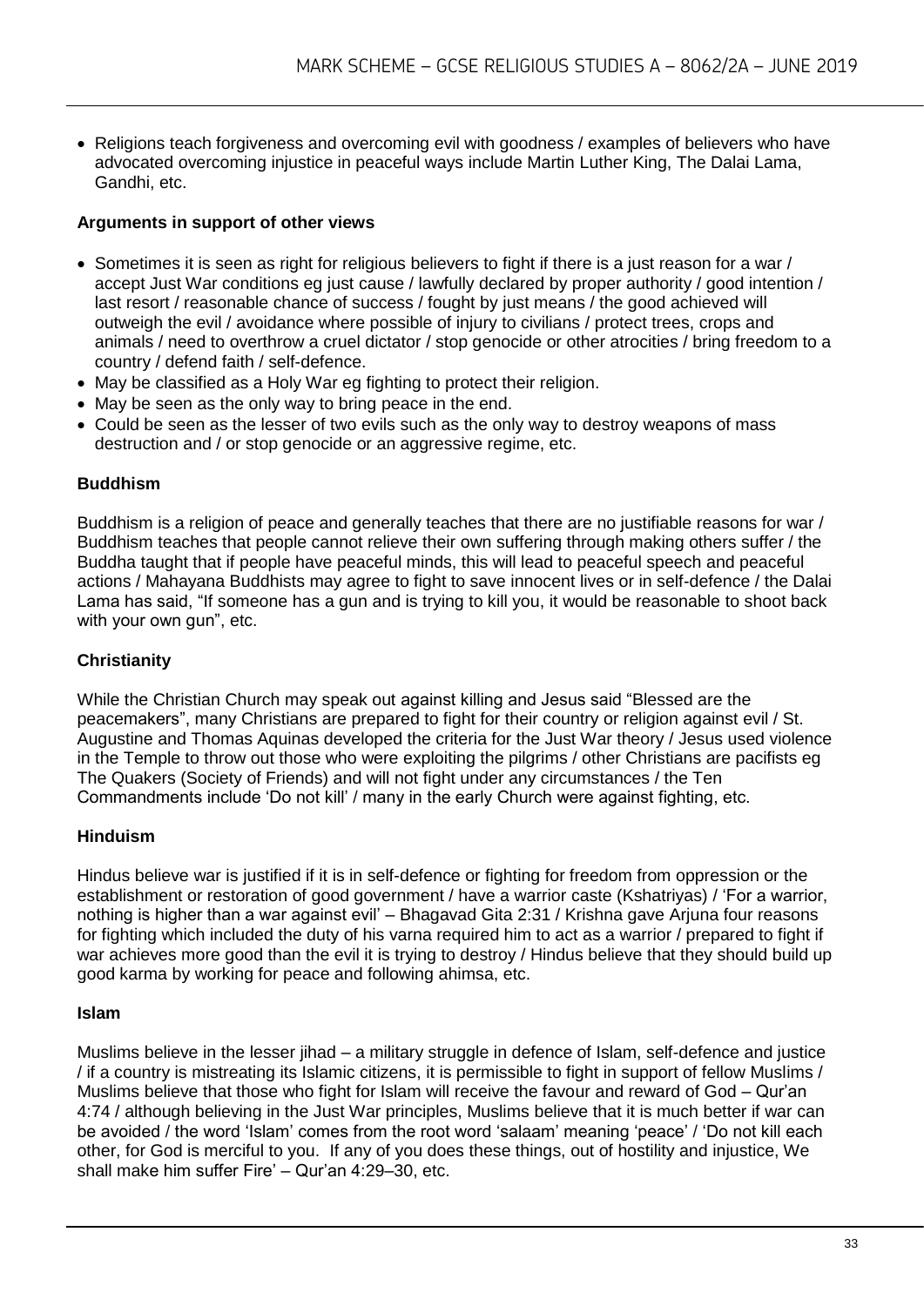- Religions teach forgiveness and overcoming evil with goodness / examples of believers who have advocated overcoming injustice in peaceful ways include Martin Luther King, The Dalai Lama, Gandhi, etc.

**Arguments in support of other views**

- Sometimes it is seen as right for religious believers to fight if there is a just reason for a war / accept Just War conditions eg just cause / lawfully declared by proper authority / good intention / last resort / reasonable chance of success / fought by just means / the good achieved will outweigh the evil / avoidance where possible of injury to civilians / protect trees, crops and animals / need to overthrow a cruel dictator / stop genocide or other atrocities / bring freedom to a country / defend faith / self-defence.
- May be classified as a Holy War eg fighting to protect their religion.
- May be seen as the only way to bring peace in the end.
- Could be seen as the lesser of two evils such as the only way to destroy weapons of mass destruction and / or stop genocide or an aggressive regime, etc.

**Buddhism**

Buddhism is a religion of peace and generally teaches that there are no justifiable reasons for war / Buddhism teaches that people cannot relieve their own suffering through making others suffer / the Buddha taught that if people have peaceful minds, this will lead to peaceful speech and peaceful actions / Mahayana Buddhists may agree to fight to save innocent lives or in self-defence / the Dalai Lama has said, "If someone has a gun and is trying to kill you, it would be reasonable to shoot back with your own gun", etc.

**Christianity**

While the Christian Church may speak out against killing and Jesus said "Blessed are the peacemakers", many Christians are prepared to fight for their country or religion against evil / St. Augustine and Thomas Aquinas developed the criteria for the Just War theory / Jesus used violence in the Temple to throw out those who were exploiting the pilgrims / other Christians are pacifists eg The Quakers (Society of Friends) and will not fight under any circumstances / the Ten Commandments include 'Do not kill' / many in the early Church were against fighting, etc.

**Hinduism**

Hindus believe war is justified if it is in self-defence or fighting for freedom from oppression or the establishment or restoration of good government / have a warrior caste (Kshatriyas) / 'For a warrior, nothing is higher than a war against evil' – Bhagavad Gita 2:31 / Krishna gave Arjuna four reasons for fighting which included the duty of his varna required him to act as a warrior / prepared to fight if war achieves more good than the evil it is trying to destroy / Hindus believe that they should build up good karma by working for peace and following ahimsa, etc.

**Islam**

Muslims believe in the lesser jihad – a military struggle in defence of Islam, self-defence and justice / if a country is mistreating its Islamic citizens, it is permissible to fight in support of fellow Muslims / Muslims believe that those who fight for Islam will receive the favour and reward of God – Qur'an 4:74 / although believing in the Just War principles, Muslims believe that it is much better if war can be avoided / the word 'Islam' comes from the root word 'salaam' meaning 'peace' / 'Do not kill each other, for God is merciful to you. If any of you does these things, out of hostility and injustice, We shall make him suffer Fire' – Qur'an 4:29–30, etc.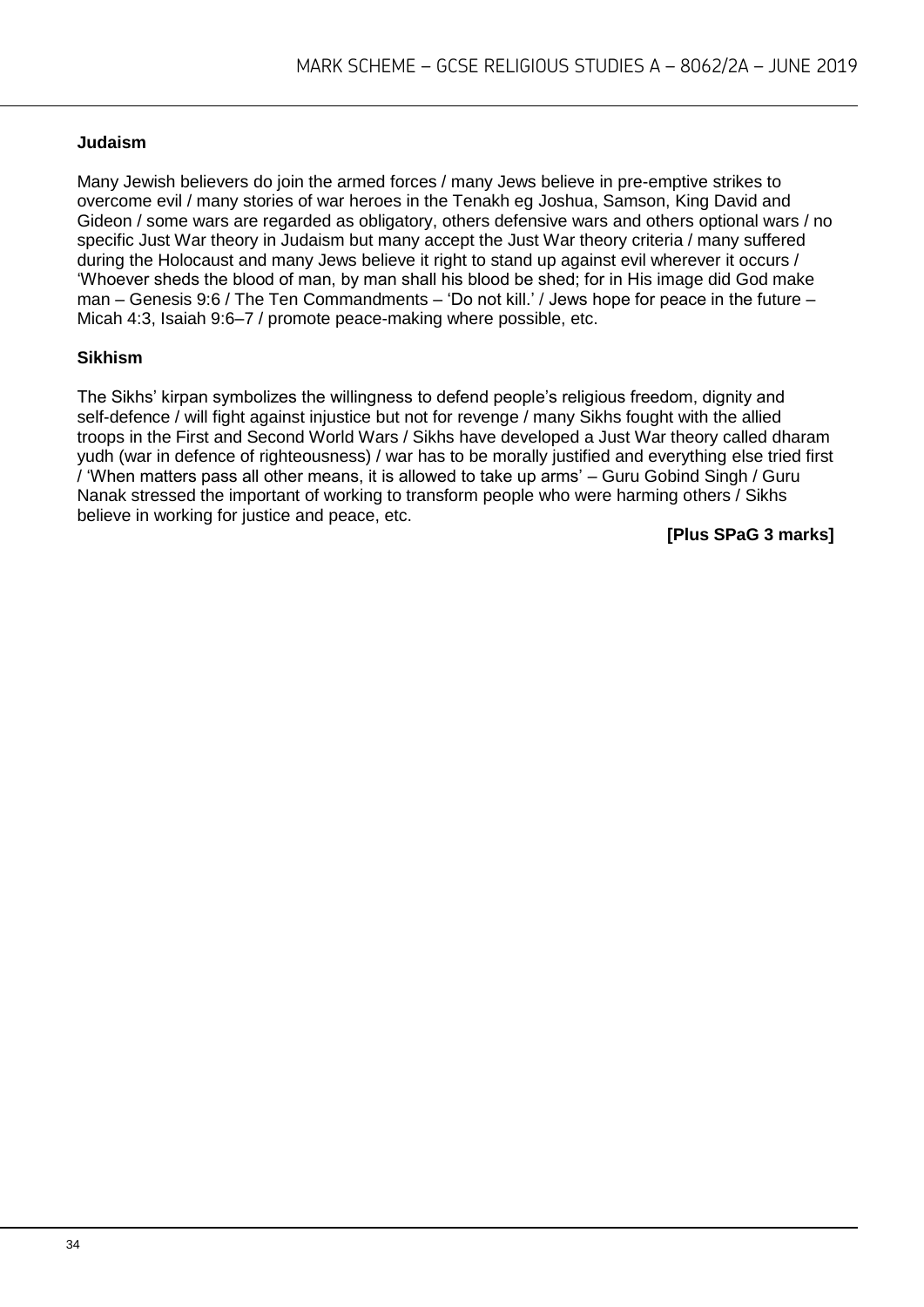**Judaism**

Many Jewish believers do join the armed forces / many Jews believe in pre-emptive strikes to overcome evil / many stories of war heroes in the Tenakh eg Joshua, Samson, King David and Gideon / some wars are regarded as obligatory, others defensive wars and others optional wars / no specific Just War theory in Judaism but many accept the Just War theory criteria / many suffered during the Holocaust and many Jews believe it right to stand up against evil wherever it occurs / 'Whoever sheds the blood of man, by man shall his blood be shed; for in His image did God make man – Genesis 9:6 / The Ten Commandments – 'Do not kill.' / Jews hope for peace in the future – Micah 4:3, Isaiah 9:6–7 / promote peace-making where possible, etc.

**Sikhism**

The Sikhs' kirpan symbolizes the willingness to defend people's religious freedom, dignity and self-defence / will fight against injustice but not for revenge / many Sikhs fought with the allied troops in the First and Second World Wars / Sikhs have developed a Just War theory called dharam yudh (war in defence of righteousness) / war has to be morally justified and everything else tried first / 'When matters pass all other means, it is allowed to take up arms' – Guru Gobind Singh / Guru Nanak stressed the important of working to transform people who were harming others / Sikhs believe in working for justice and peace, etc.

**[Plus SPaG 3 marks]**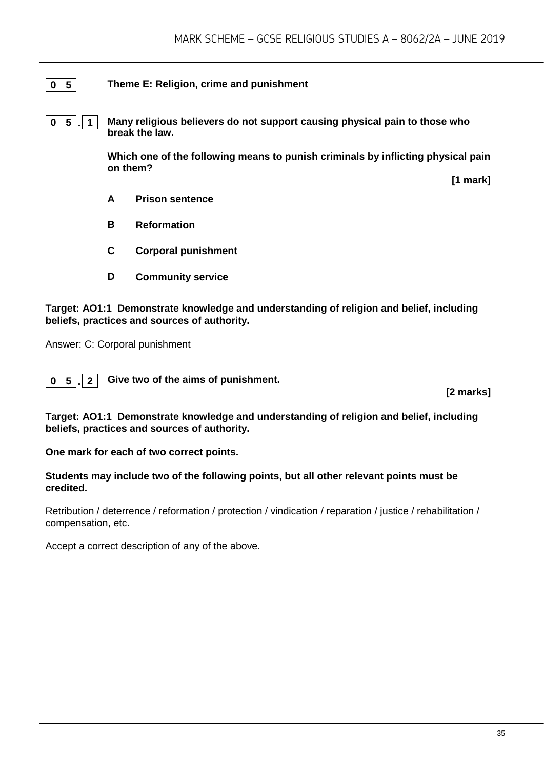**0 5** **Theme E: Religion, crime and punishment**

**0 5 . 1** **Many religious believers do not support causing physical pain to those who break the law.**

**Which one of the following means to punish criminals by inflicting physical pain on them?**

**[1 mark]**

**A** **Prison sentence**

**B** **Reformation**

**C** **Corporal punishment**

**D** **Community service**

**Target: AO1:1 Demonstrate knowledge and understanding of religion and belief, including beliefs, practices and sources of authority.**

Answer: C: Corporal punishment

**0 5 . 2** **Give two of the aims of punishment.**

**[2 marks]**

**Target: AO1:1 Demonstrate knowledge and understanding of religion and belief, including beliefs, practices and sources of authority.**

**One mark for each of two correct points.**

**Students may include two of the following points, but all other relevant points must be credited.**

Retribution / deterrence / reformation / protection / vindication / reparation / justice / rehabilitation / compensation, etc.

Accept a correct description of any of the above.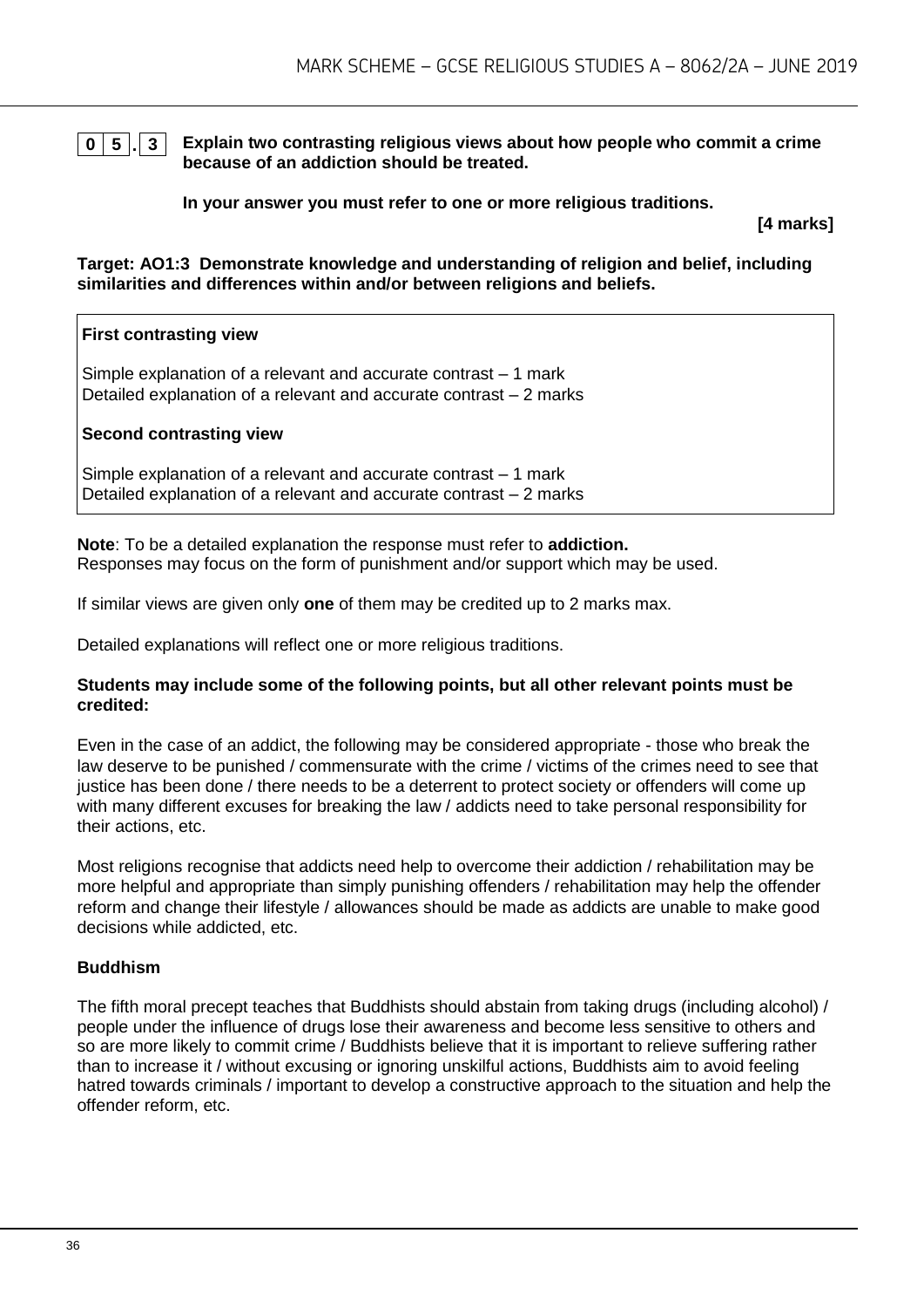**0 5 . 3** **Explain two contrasting religious views about how people who commit a crime because of an addiction should be treated.**

**In your answer you must refer to one or more religious traditions.**

**[4 marks]**

**Target: AO1:3 Demonstrate knowledge and understanding of religion and belief, including similarities and differences within and/or between religions and beliefs.**

**First contrasting view**

Simple explanation of a relevant and accurate contrast – 1 mark
Detailed explanation of a relevant and accurate contrast – 2 marks

**Second contrasting view**

Simple explanation of a relevant and accurate contrast – 1 mark
Detailed explanation of a relevant and accurate contrast – 2 marks

**Note**: To be a detailed explanation the response must refer to **addiction.**
Responses may focus on the form of punishment and/or support which may be used.

If similar views are given only **one** of them may be credited up to 2 marks max.

Detailed explanations will reflect one or more religious traditions.

**Students may include some of the following points, but all other relevant points must be credited:**

Even in the case of an addict, the following may be considered appropriate - those who break the law deserve to be punished / commensurate with the crime / victims of the crimes need to see that justice has been done / there needs to be a deterrent to protect society or offenders will come up with many different excuses for breaking the law / addicts need to take personal responsibility for their actions, etc.

Most religions recognise that addicts need help to overcome their addiction / rehabilitation may be more helpful and appropriate than simply punishing offenders / rehabilitation may help the offender reform and change their lifestyle / allowances should be made as addicts are unable to make good decisions while addicted, etc.

**Buddhism**

The fifth moral precept teaches that Buddhists should abstain from taking drugs (including alcohol) / people under the influence of drugs lose their awareness and become less sensitive to others and so are more likely to commit crime / Buddhists believe that it is important to relieve suffering rather than to increase it / without excusing or ignoring unskilful actions, Buddhists aim to avoid feeling hatred towards criminals / important to develop a constructive approach to the situation and help the offender reform, etc.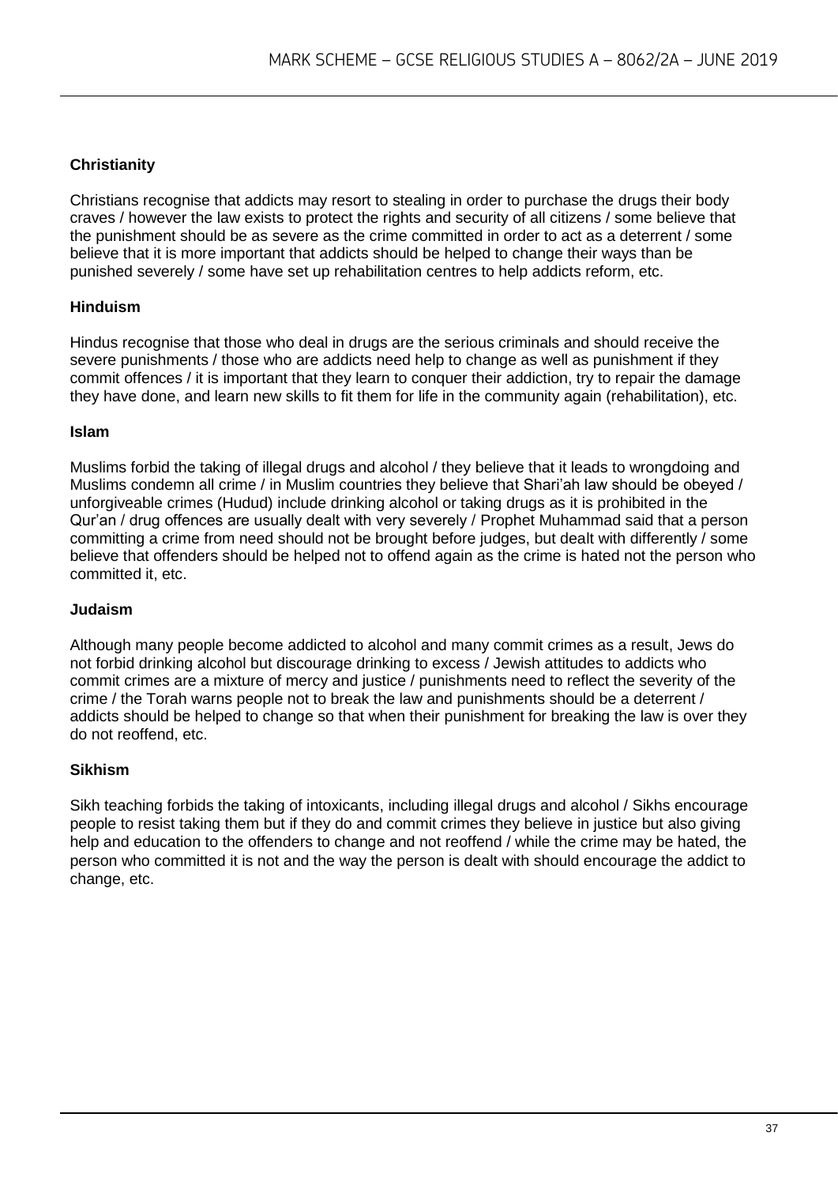**Christianity**

Christians recognise that addicts may resort to stealing in order to purchase the drugs their body craves / however the law exists to protect the rights and security of all citizens / some believe that the punishment should be as severe as the crime committed in order to act as a deterrent / some believe that it is more important that addicts should be helped to change their ways than be punished severely / some have set up rehabilitation centres to help addicts reform, etc.

**Hinduism**

Hindus recognise that those who deal in drugs are the serious criminals and should receive the severe punishments / those who are addicts need help to change as well as punishment if they commit offences / it is important that they learn to conquer their addiction, try to repair the damage they have done, and learn new skills to fit them for life in the community again (rehabilitation), etc.

**Islam**

Muslims forbid the taking of illegal drugs and alcohol / they believe that it leads to wrongdoing and Muslims condemn all crime / in Muslim countries they believe that Shari'ah law should be obeyed / unforgiveable crimes (Hudud) include drinking alcohol or taking drugs as it is prohibited in the Qur'an / drug offences are usually dealt with very severely / Prophet Muhammad said that a person committing a crime from need should not be brought before judges, but dealt with differently / some believe that offenders should be helped not to offend again as the crime is hated not the person who committed it, etc.

**Judaism**

Although many people become addicted to alcohol and many commit crimes as a result, Jews do not forbid drinking alcohol but discourage drinking to excess / Jewish attitudes to addicts who commit crimes are a mixture of mercy and justice / punishments need to reflect the severity of the crime / the Torah warns people not to break the law and punishments should be a deterrent / addicts should be helped to change so that when their punishment for breaking the law is over they do not reoffend, etc.

**Sikhism**

Sikh teaching forbids the taking of intoxicants, including illegal drugs and alcohol / Sikhs encourage people to resist taking them but if they do and commit crimes they believe in justice but also giving help and education to the offenders to change and not reoffend / while the crime may be hated, the person who committed it is not and the way the person is dealt with should encourage the addict to change, etc.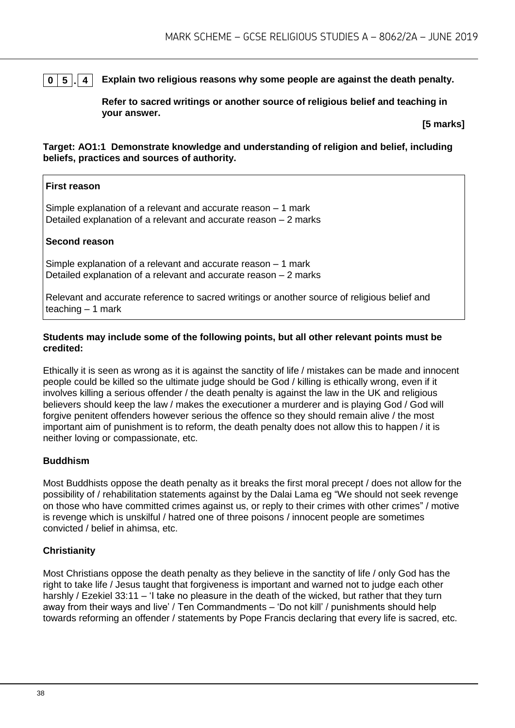**0 5 . 4** **Explain two religious reasons why some people are against the death penalty.**

**Refer to sacred writings or another source of religious belief and teaching in your answer.**

**[5 marks]**

**Target: AO1:1 Demonstrate knowledge and understanding of religion and belief, including beliefs, practices and sources of authority.**

**First reason**

Simple explanation of a relevant and accurate reason – 1 mark
Detailed explanation of a relevant and accurate reason – 2 marks

**Second reason**

Simple explanation of a relevant and accurate reason – 1 mark
Detailed explanation of a relevant and accurate reason – 2 marks

Relevant and accurate reference to sacred writings or another source of religious belief and teaching – 1 mark

**Students may include some of the following points, but all other relevant points must be credited:**

Ethically it is seen as wrong as it is against the sanctity of life / mistakes can be made and innocent people could be killed so the ultimate judge should be God / killing is ethically wrong, even if it involves killing a serious offender / the death penalty is against the law in the UK and religious believers should keep the law / makes the executioner a murderer and is playing God / God will forgive penitent offenders however serious the offence so they should remain alive / the most important aim of punishment is to reform, the death penalty does not allow this to happen / it is neither loving or compassionate, etc.

**Buddhism**

Most Buddhists oppose the death penalty as it breaks the first moral precept / does not allow for the possibility of / rehabilitation statements against by the Dalai Lama eg "We should not seek revenge on those who have committed crimes against us, or reply to their crimes with other crimes" / motive is revenge which is unskilful / hatred one of three poisons / innocent people are sometimes convicted / belief in ahimsa, etc.

**Christianity**

Most Christians oppose the death penalty as they believe in the sanctity of life / only God has the right to take life / Jesus taught that forgiveness is important and warned not to judge each other harshly / Ezekiel 33:11 – 'I take no pleasure in the death of the wicked, but rather that they turn away from their ways and live' / Ten Commandments – 'Do not kill' / punishments should help towards reforming an offender / statements by Pope Francis declaring that every life is sacred, etc.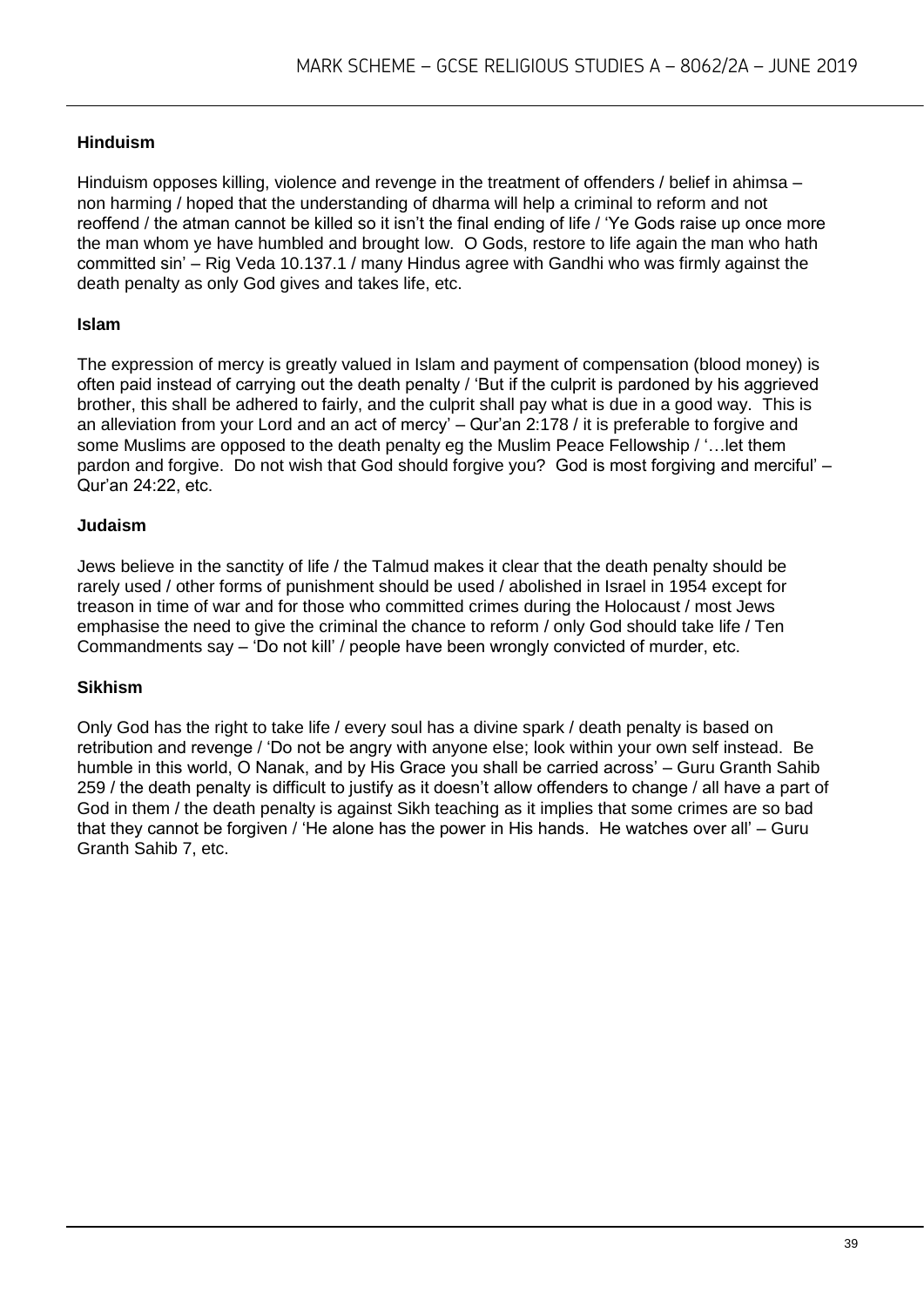**Hinduism**

Hinduism opposes killing, violence and revenge in the treatment of offenders / belief in ahimsa – non harming / hoped that the understanding of dharma will help a criminal to reform and not reoffend / the atman cannot be killed so it isn't the final ending of life / 'Ye Gods raise up once more the man whom ye have humbled and brought low. O Gods, restore to life again the man who hath committed sin' – Rig Veda 10.137.1 / many Hindus agree with Gandhi who was firmly against the death penalty as only God gives and takes life, etc.

**Islam**

The expression of mercy is greatly valued in Islam and payment of compensation (blood money) is often paid instead of carrying out the death penalty / 'But if the culprit is pardoned by his aggrieved brother, this shall be adhered to fairly, and the culprit shall pay what is due in a good way. This is an alleviation from your Lord and an act of mercy' – Qur'an 2:178 / it is preferable to forgive and some Muslims are opposed to the death penalty eg the Muslim Peace Fellowship / '…let them pardon and forgive. Do not wish that God should forgive you? God is most forgiving and merciful' – Qur'an 24:22, etc.

**Judaism**

Jews believe in the sanctity of life / the Talmud makes it clear that the death penalty should be rarely used / other forms of punishment should be used / abolished in Israel in 1954 except for treason in time of war and for those who committed crimes during the Holocaust / most Jews emphasise the need to give the criminal the chance to reform / only God should take life / Ten Commandments say – 'Do not kill' / people have been wrongly convicted of murder, etc.

**Sikhism**

Only God has the right to take life / every soul has a divine spark / death penalty is based on retribution and revenge / 'Do not be angry with anyone else; look within your own self instead. Be humble in this world, O Nanak, and by His Grace you shall be carried across' – Guru Granth Sahib 259 / the death penalty is difficult to justify as it doesn't allow offenders to change / all have a part of God in them / the death penalty is against Sikh teaching as it implies that some crimes are so bad that they cannot be forgiven / 'He alone has the power in His hands. He watches over all' – Guru Granth Sahib 7, etc.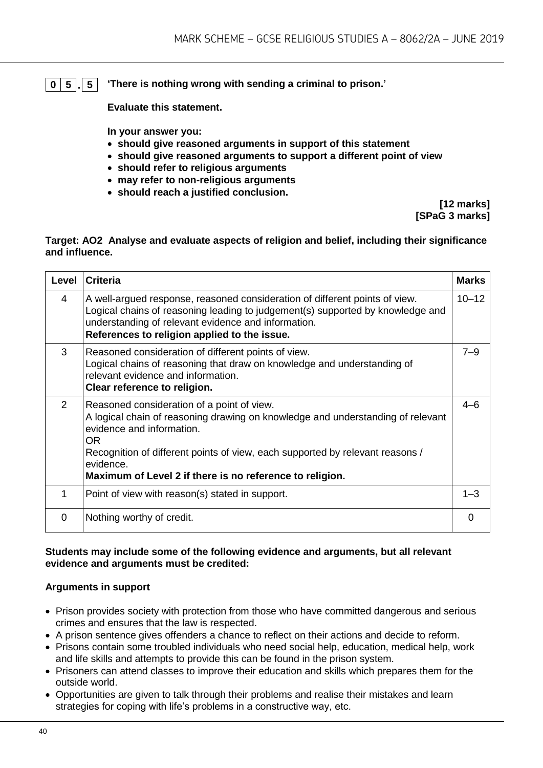**0 5 . 5** **'There is nothing wrong with sending a criminal to prison.'**

**Evaluate this statement.**

**In your answer you:**

- **should give reasoned arguments in support of this statement**
- **should give reasoned arguments to support a different point of view**
- **should refer to religious arguments**
- **may refer to non-religious arguments**
- **should reach a justified conclusion.**

**[12 marks]**
**[SPaG 3 marks]**

**Target: AO2 Analyse and evaluate aspects of religion and belief, including their significance and influence.**

| Level | Criteria | Marks |
|---|---|---|
| 4 | A well-argued response, reasoned consideration of different points of view. Logical chains of reasoning leading to judgement(s) supported by knowledge and understanding of relevant evidence and information. **References to religion applied to the issue.** | 10–12 |
| 3 | Reasoned consideration of different points of view. Logical chains of reasoning that draw on knowledge and understanding of relevant evidence and information. **Clear reference to religion.** | 7–9 |
| 2 | Reasoned consideration of a point of view. A logical chain of reasoning drawing on knowledge and understanding of relevant evidence and information. OR Recognition of different points of view, each supported by relevant reasons / evidence. **Maximum of Level 2 if there is no reference to religion.** | 4–6 |
| 1 | Point of view with reason(s) stated in support. | 1–3 |
| 0 | Nothing worthy of credit. | 0 |

**Students may include some of the following evidence and arguments, but all relevant evidence and arguments must be credited:**

**Arguments in support**

- Prison provides society with protection from those who have committed dangerous and serious crimes and ensures that the law is respected.
- A prison sentence gives offenders a chance to reflect on their actions and decide to reform.
- Prisons contain some troubled individuals who need social help, education, medical help, work and life skills and attempts to provide this can be found in the prison system.
- Prisoners can attend classes to improve their education and skills which prepares them for the outside world.
- Opportunities are given to talk through their problems and realise their mistakes and learn strategies for coping with life's problems in a constructive way, etc.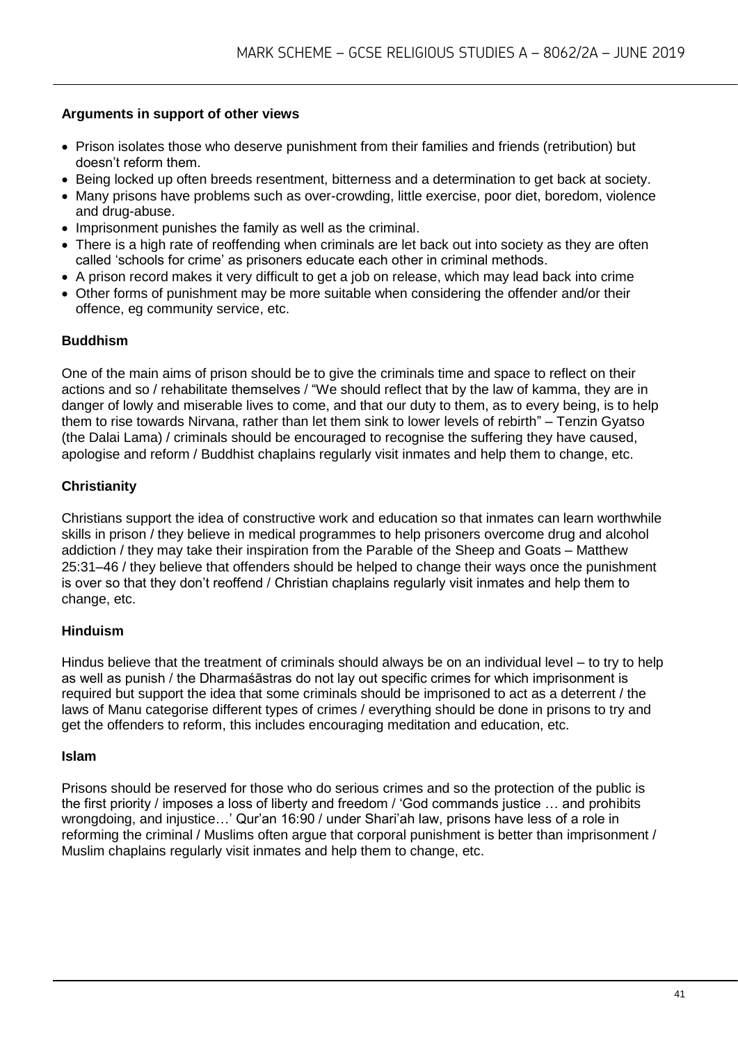**Arguments in support of other views**

- Prison isolates those who deserve punishment from their families and friends (retribution) but doesn't reform them.
- Being locked up often breeds resentment, bitterness and a determination to get back at society.
- Many prisons have problems such as over-crowding, little exercise, poor diet, boredom, violence and drug-abuse.
- Imprisonment punishes the family as well as the criminal.
- There is a high rate of reoffending when criminals are let back out into society as they are often called 'schools for crime' as prisoners educate each other in criminal methods.
- A prison record makes it very difficult to get a job on release, which may lead back into crime
- Other forms of punishment may be more suitable when considering the offender and/or their offence, eg community service, etc.

**Buddhism**

One of the main aims of prison should be to give the criminals time and space to reflect on their actions and so / rehabilitate themselves / "We should reflect that by the law of kamma, they are in danger of lowly and miserable lives to come, and that our duty to them, as to every being, is to help them to rise towards Nirvana, rather than let them sink to lower levels of rebirth" – Tenzin Gyatso (the Dalai Lama) / criminals should be encouraged to recognise the suffering they have caused, apologise and reform / Buddhist chaplains regularly visit inmates and help them to change, etc.

**Christianity**

Christians support the idea of constructive work and education so that inmates can learn worthwhile skills in prison / they believe in medical programmes to help prisoners overcome drug and alcohol addiction / they may take their inspiration from the Parable of the Sheep and Goats – Matthew 25:31–46 / they believe that offenders should be helped to change their ways once the punishment is over so that they don't reoffend / Christian chaplains regularly visit inmates and help them to change, etc.

**Hinduism**

Hindus believe that the treatment of criminals should always be on an individual level – to try to help as well as punish / the Dharmaśāstras do not lay out specific crimes for which imprisonment is required but support the idea that some criminals should be imprisoned to act as a deterrent / the laws of Manu categorise different types of crimes / everything should be done in prisons to try and get the offenders to reform, this includes encouraging meditation and education, etc.

**Islam**

Prisons should be reserved for those who do serious crimes and so the protection of the public is the first priority / imposes a loss of liberty and freedom / 'God commands justice … and prohibits wrongdoing, and injustice…' Qur'an 16:90 / under Shari'ah law, prisons have less of a role in reforming the criminal / Muslims often argue that corporal punishment is better than imprisonment / Muslim chaplains regularly visit inmates and help them to change, etc.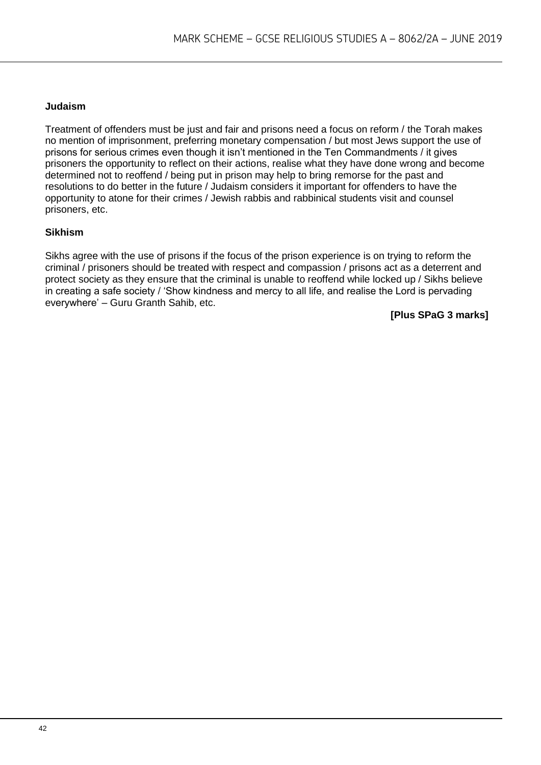**Judaism**

Treatment of offenders must be just and fair and prisons need a focus on reform / the Torah makes no mention of imprisonment, preferring monetary compensation / but most Jews support the use of prisons for serious crimes even though it isn't mentioned in the Ten Commandments / it gives prisoners the opportunity to reflect on their actions, realise what they have done wrong and become determined not to reoffend / being put in prison may help to bring remorse for the past and resolutions to do better in the future / Judaism considers it important for offenders to have the opportunity to atone for their crimes / Jewish rabbis and rabbinical students visit and counsel prisoners, etc.

**Sikhism**

Sikhs agree with the use of prisons if the focus of the prison experience is on trying to reform the criminal / prisoners should be treated with respect and compassion / prisons act as a deterrent and protect society as they ensure that the criminal is unable to reoffend while locked up / Sikhs believe in creating a safe society / 'Show kindness and mercy to all life, and realise the Lord is pervading everywhere' – Guru Granth Sahib, etc.

**[Plus SPaG 3 marks]**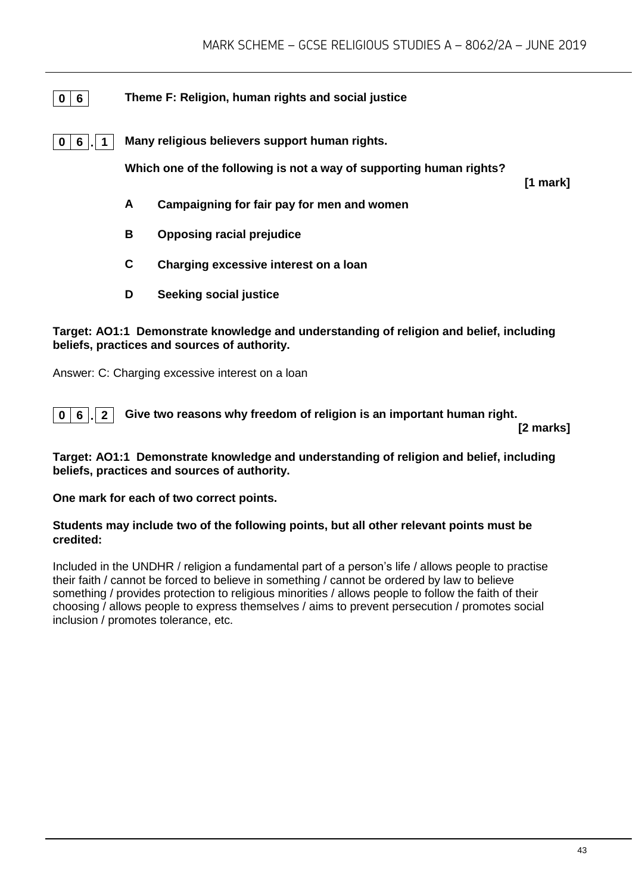**0 6** **Theme F: Religion, human rights and social justice**

**0 6 . 1** **Many religious believers support human rights.**

**Which one of the following is not a way of supporting human rights?**

**[1 mark]**

**A** **Campaigning for fair pay for men and women**

**B** **Opposing racial prejudice**

**C** **Charging excessive interest on a loan**

**D** **Seeking social justice**

**Target: AO1:1 Demonstrate knowledge and understanding of religion and belief, including beliefs, practices and sources of authority.**

Answer: C: Charging excessive interest on a loan

**0 6 . 2** **Give two reasons why freedom of religion is an important human right.**

**[2 marks]**

**Target: AO1:1 Demonstrate knowledge and understanding of religion and belief, including beliefs, practices and sources of authority.**

**One mark for each of two correct points.**

**Students may include two of the following points, but all other relevant points must be credited:**

Included in the UNDHR / religion a fundamental part of a person's life / allows people to practise their faith / cannot be forced to believe in something / cannot be ordered by law to believe something / provides protection to religious minorities / allows people to follow the faith of their choosing / allows people to express themselves / aims to prevent persecution / promotes social inclusion / promotes tolerance, etc.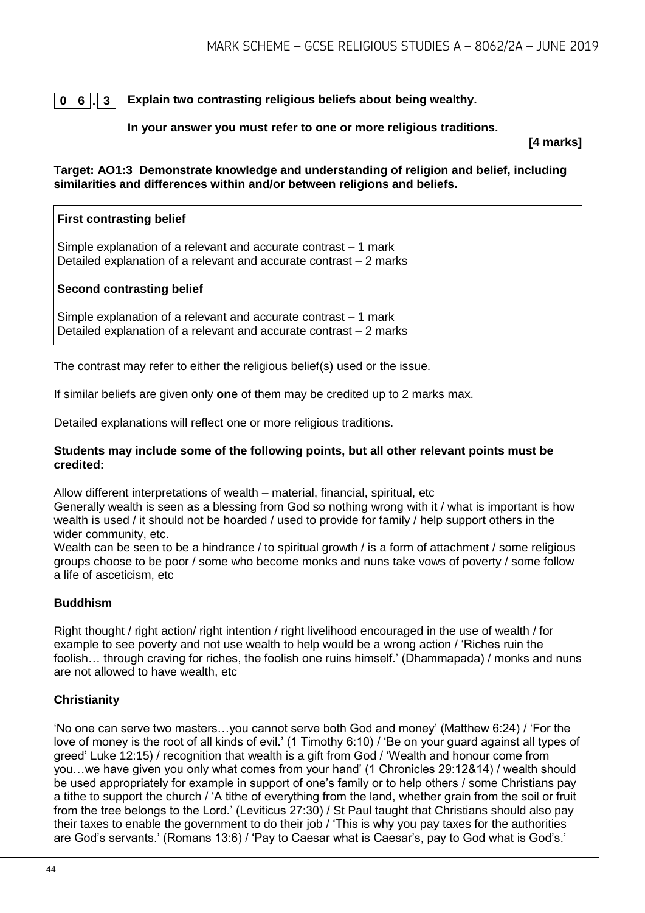**0 6 . 3** **Explain two contrasting religious beliefs about being wealthy.**

**In your answer you must refer to one or more religious traditions.**

**[4 marks]**

**Target: AO1:3 Demonstrate knowledge and understanding of religion and belief, including similarities and differences within and/or between religions and beliefs.**

| **First contrasting belief**<br><br>Simple explanation of a relevant and accurate contrast – 1 mark<br>Detailed explanation of a relevant and accurate contrast – 2 marks<br><br>**Second contrasting belief**<br><br>Simple explanation of a relevant and accurate contrast – 1 mark<br>Detailed explanation of a relevant and accurate contrast – 2 marks |
|---|

The contrast may refer to either the religious belief(s) used or the issue.

If similar beliefs are given only **one** of them may be credited up to 2 marks max.

Detailed explanations will reflect one or more religious traditions.

**Students may include some of the following points, but all other relevant points must be credited:**

Allow different interpretations of wealth – material, financial, spiritual, etc
Generally wealth is seen as a blessing from God so nothing wrong with it / what is important is how wealth is used / it should not be hoarded / used to provide for family / help support others in the wider community, etc.
Wealth can be seen to be a hindrance / to spiritual growth / is a form of attachment / some religious groups choose to be poor / some who become monks and nuns take vows of poverty / some follow a life of asceticism, etc

**Buddhism**

Right thought / right action/ right intention / right livelihood encouraged in the use of wealth / for example to see poverty and not use wealth to help would be a wrong action / 'Riches ruin the foolish… through craving for riches, the foolish one ruins himself.' (Dhammapada) / monks and nuns are not allowed to have wealth, etc

**Christianity**

'No one can serve two masters…you cannot serve both God and money' (Matthew 6:24) / 'For the love of money is the root of all kinds of evil.' (1 Timothy 6:10) / 'Be on your guard against all types of greed' Luke 12:15) / recognition that wealth is a gift from God / 'Wealth and honour come from you…we have given you only what comes from your hand' (1 Chronicles 29:12&14) / wealth should be used appropriately for example in support of one's family or to help others / some Christians pay a tithe to support the church / 'A tithe of everything from the land, whether grain from the soil or fruit from the tree belongs to the Lord.' (Leviticus 27:30) / St Paul taught that Christians should also pay their taxes to enable the government to do their job / 'This is why you pay taxes for the authorities are God's servants.' (Romans 13:6) / 'Pay to Caesar what is Caesar's, pay to God what is God's.'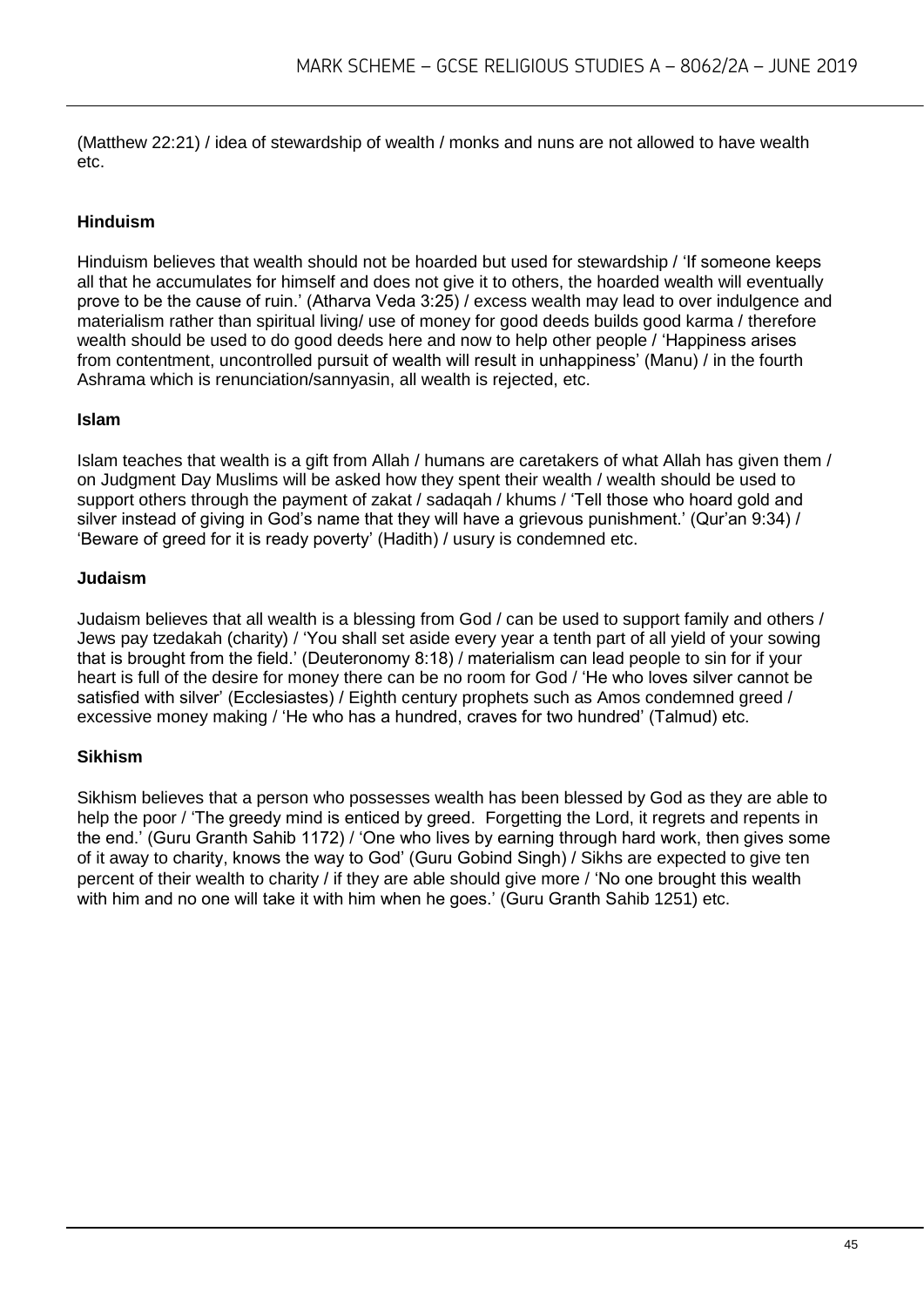(Matthew 22:21) / idea of stewardship of wealth / monks and nuns are not allowed to have wealth etc.

**Hinduism**

Hinduism believes that wealth should not be hoarded but used for stewardship / 'If someone keeps all that he accumulates for himself and does not give it to others, the hoarded wealth will eventually prove to be the cause of ruin.' (Atharva Veda 3:25) / excess wealth may lead to over indulgence and materialism rather than spiritual living/ use of money for good deeds builds good karma / therefore wealth should be used to do good deeds here and now to help other people / 'Happiness arises from contentment, uncontrolled pursuit of wealth will result in unhappiness' (Manu) / in the fourth Ashrama which is renunciation/sannyasin, all wealth is rejected, etc.

**Islam**

Islam teaches that wealth is a gift from Allah / humans are caretakers of what Allah has given them / on Judgment Day Muslims will be asked how they spent their wealth / wealth should be used to support others through the payment of zakat / sadaqah / khums / 'Tell those who hoard gold and silver instead of giving in God's name that they will have a grievous punishment.' (Qur'an 9:34) / 'Beware of greed for it is ready poverty' (Hadith) / usury is condemned etc.

**Judaism**

Judaism believes that all wealth is a blessing from God / can be used to support family and others / Jews pay tzedakah (charity) / 'You shall set aside every year a tenth part of all yield of your sowing that is brought from the field.' (Deuteronomy 8:18) / materialism can lead people to sin for if your heart is full of the desire for money there can be no room for God / 'He who loves silver cannot be satisfied with silver' (Ecclesiastes) / Eighth century prophets such as Amos condemned greed / excessive money making / 'He who has a hundred, craves for two hundred' (Talmud) etc.

**Sikhism**

Sikhism believes that a person who possesses wealth has been blessed by God as they are able to help the poor / 'The greedy mind is enticed by greed. Forgetting the Lord, it regrets and repents in the end.' (Guru Granth Sahib 1172) / 'One who lives by earning through hard work, then gives some of it away to charity, knows the way to God' (Guru Gobind Singh) / Sikhs are expected to give ten percent of their wealth to charity / if they are able should give more / 'No one brought this wealth with him and no one will take it with him when he goes.' (Guru Granth Sahib 1251) etc.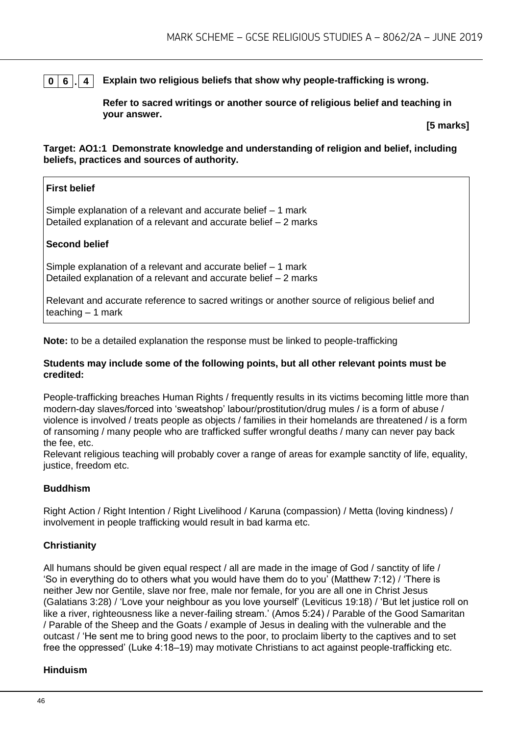**0 6 . 4** **Explain two religious beliefs that show why people-trafficking is wrong.**

**Refer to sacred writings or another source of religious belief and teaching in your answer.**

**[5 marks]**

**Target: AO1:1 Demonstrate knowledge and understanding of religion and belief, including beliefs, practices and sources of authority.**

**First belief**

Simple explanation of a relevant and accurate belief – 1 mark
Detailed explanation of a relevant and accurate belief – 2 marks

**Second belief**

Simple explanation of a relevant and accurate belief – 1 mark
Detailed explanation of a relevant and accurate belief – 2 marks

Relevant and accurate reference to sacred writings or another source of religious belief and teaching – 1 mark

**Note:** to be a detailed explanation the response must be linked to people-trafficking

**Students may include some of the following points, but all other relevant points must be credited:**

People-trafficking breaches Human Rights / frequently results in its victims becoming little more than modern-day slaves/forced into 'sweatshop' labour/prostitution/drug mules / is a form of abuse / violence is involved / treats people as objects / families in their homelands are threatened / is a form of ransoming / many people who are trafficked suffer wrongful deaths / many can never pay back the fee, etc.
Relevant religious teaching will probably cover a range of areas for example sanctity of life, equality, justice, freedom etc.

**Buddhism**

Right Action / Right Intention / Right Livelihood / Karuna (compassion) / Metta (loving kindness) / involvement in people trafficking would result in bad karma etc.

**Christianity**

All humans should be given equal respect / all are made in the image of God / sanctity of life / 'So in everything do to others what you would have them do to you' (Matthew 7:12) / 'There is neither Jew nor Gentile, slave nor free, male nor female, for you are all one in Christ Jesus (Galatians 3:28) / 'Love your neighbour as you love yourself' (Leviticus 19:18) / 'But let justice roll on like a river, righteousness like a never-failing stream.' (Amos 5:24) / Parable of the Good Samaritan / Parable of the Sheep and the Goats / example of Jesus in dealing with the vulnerable and the outcast / 'He sent me to bring good news to the poor, to proclaim liberty to the captives and to set free the oppressed' (Luke 4:18–19) may motivate Christians to act against people-trafficking etc.

**Hinduism**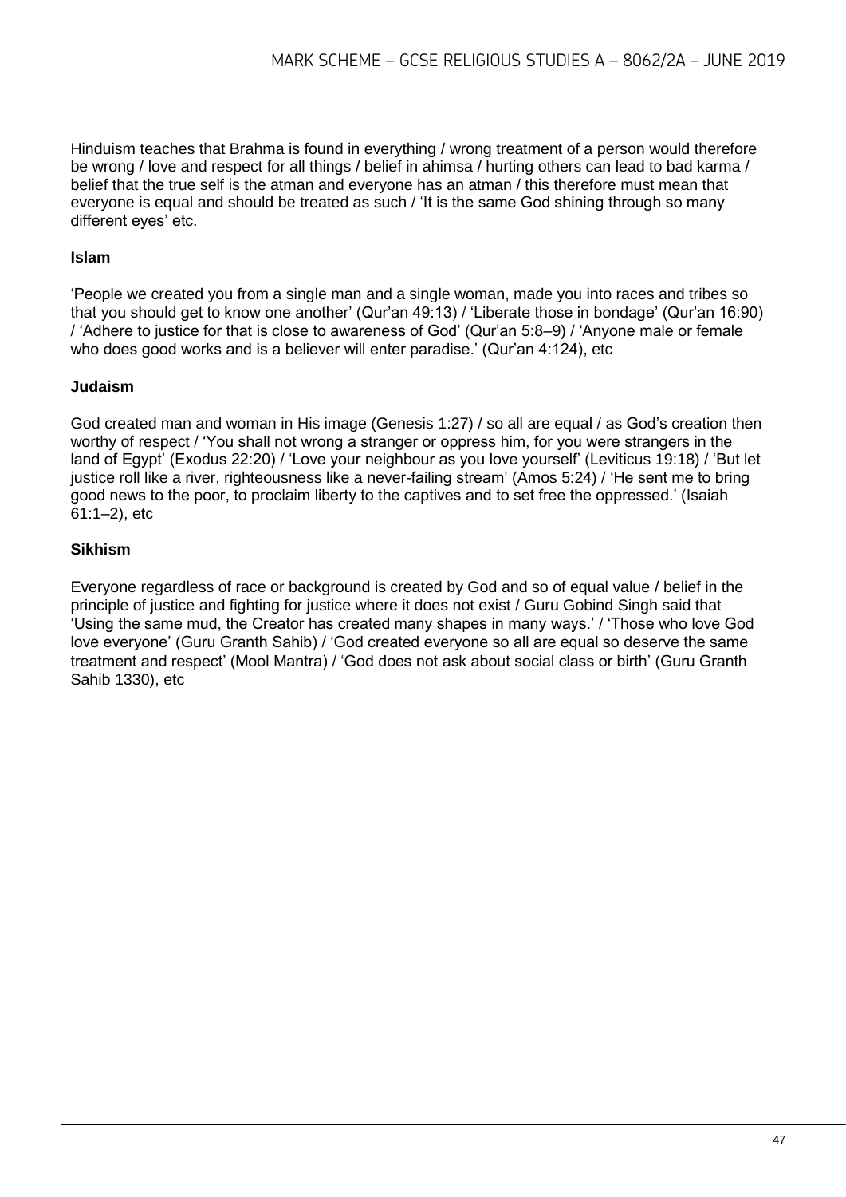Hinduism teaches that Brahma is found in everything / wrong treatment of a person would therefore be wrong / love and respect for all things / belief in ahimsa / hurting others can lead to bad karma / belief that the true self is the atman and everyone has an atman / this therefore must mean that everyone is equal and should be treated as such / 'It is the same God shining through so many different eyes' etc.

**Islam**

'People we created you from a single man and a single woman, made you into races and tribes so that you should get to know one another' (Qur'an 49:13) / 'Liberate those in bondage' (Qur'an 16:90) / 'Adhere to justice for that is close to awareness of God' (Qur'an 5:8–9) / 'Anyone male or female who does good works and is a believer will enter paradise.' (Qur'an 4:124), etc

**Judaism**

God created man and woman in His image (Genesis 1:27) / so all are equal / as God's creation then worthy of respect / 'You shall not wrong a stranger or oppress him, for you were strangers in the land of Egypt' (Exodus 22:20) / 'Love your neighbour as you love yourself' (Leviticus 19:18) / 'But let justice roll like a river, righteousness like a never-failing stream' (Amos 5:24) / 'He sent me to bring good news to the poor, to proclaim liberty to the captives and to set free the oppressed.' (Isaiah 61:1–2), etc

**Sikhism**

Everyone regardless of race or background is created by God and so of equal value / belief in the principle of justice and fighting for justice where it does not exist / Guru Gobind Singh said that 'Using the same mud, the Creator has created many shapes in many ways.' / 'Those who love God love everyone' (Guru Granth Sahib) / 'God created everyone so all are equal so deserve the same treatment and respect' (Mool Mantra) / 'God does not ask about social class or birth' (Guru Granth Sahib 1330), etc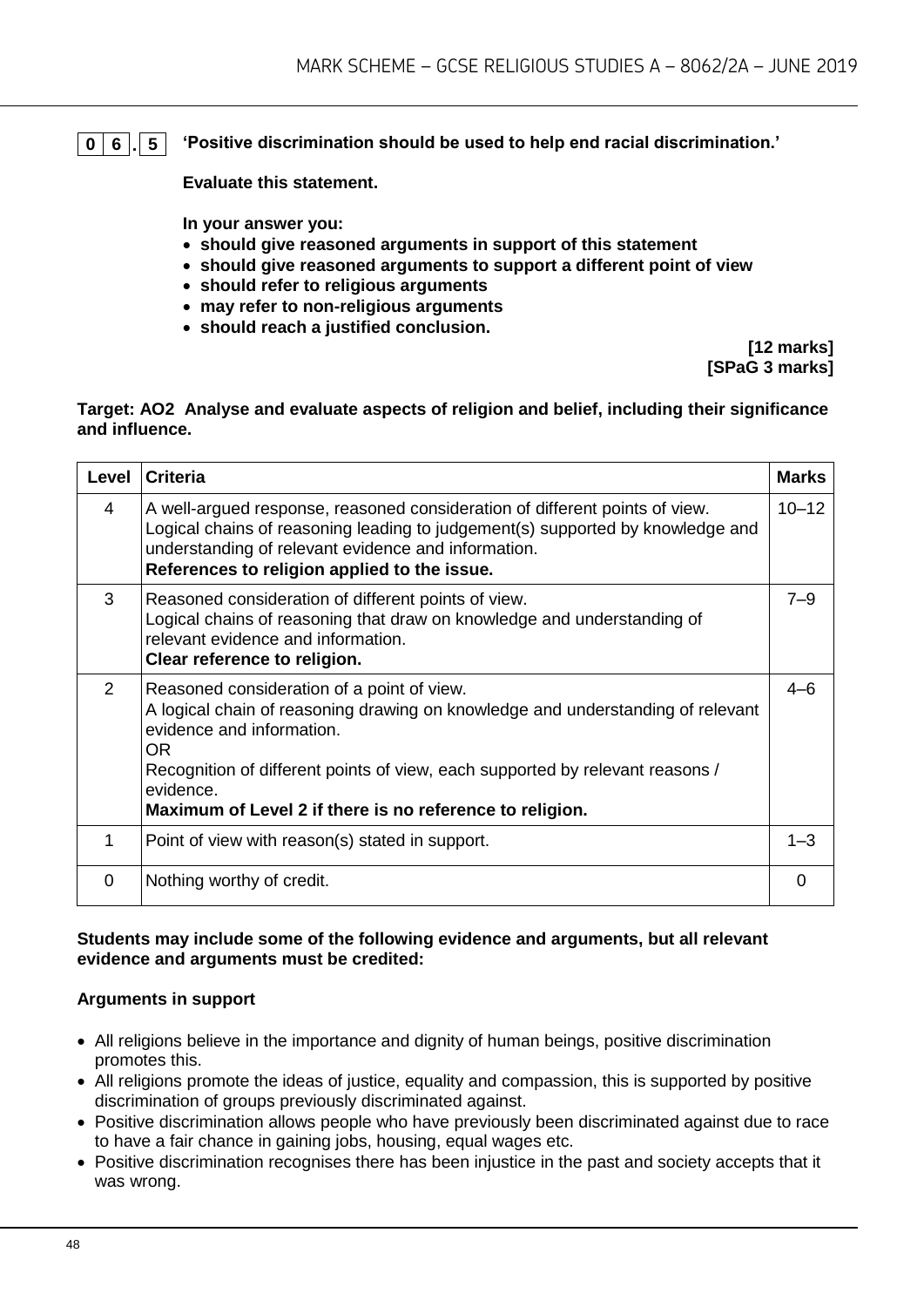**0 6 . 5** **'Positive discrimination should be used to help end racial discrimination.'**

**Evaluate this statement.**

**In your answer you:**

- **should give reasoned arguments in support of this statement**
- **should give reasoned arguments to support a different point of view**
- **should refer to religious arguments**
- **may refer to non-religious arguments**
- **should reach a justified conclusion.**

**[12 marks]**
**[SPaG 3 marks]**

**Target: AO2 Analyse and evaluate aspects of religion and belief, including their significance and influence.**

| Level | Criteria | Marks |
|---|---|---|
| 4 | A well-argued response, reasoned consideration of different points of view. Logical chains of reasoning leading to judgement(s) supported by knowledge and understanding of relevant evidence and information. **References to religion applied to the issue.** | 10–12 |
| 3 | Reasoned consideration of different points of view. Logical chains of reasoning that draw on knowledge and understanding of relevant evidence and information. **Clear reference to religion.** | 7–9 |
| 2 | Reasoned consideration of a point of view. A logical chain of reasoning drawing on knowledge and understanding of relevant evidence and information. OR Recognition of different points of view, each supported by relevant reasons / evidence. **Maximum of Level 2 if there is no reference to religion.** | 4–6 |
| 1 | Point of view with reason(s) stated in support. | 1–3 |
| 0 | Nothing worthy of credit. | 0 |

**Students may include some of the following evidence and arguments, but all relevant evidence and arguments must be credited:**

**Arguments in support**

- All religions believe in the importance and dignity of human beings, positive discrimination promotes this.
- All religions promote the ideas of justice, equality and compassion, this is supported by positive discrimination of groups previously discriminated against.
- Positive discrimination allows people who have previously been discriminated against due to race to have a fair chance in gaining jobs, housing, equal wages etc.
- Positive discrimination recognises there has been injustice in the past and society accepts that it was wrong.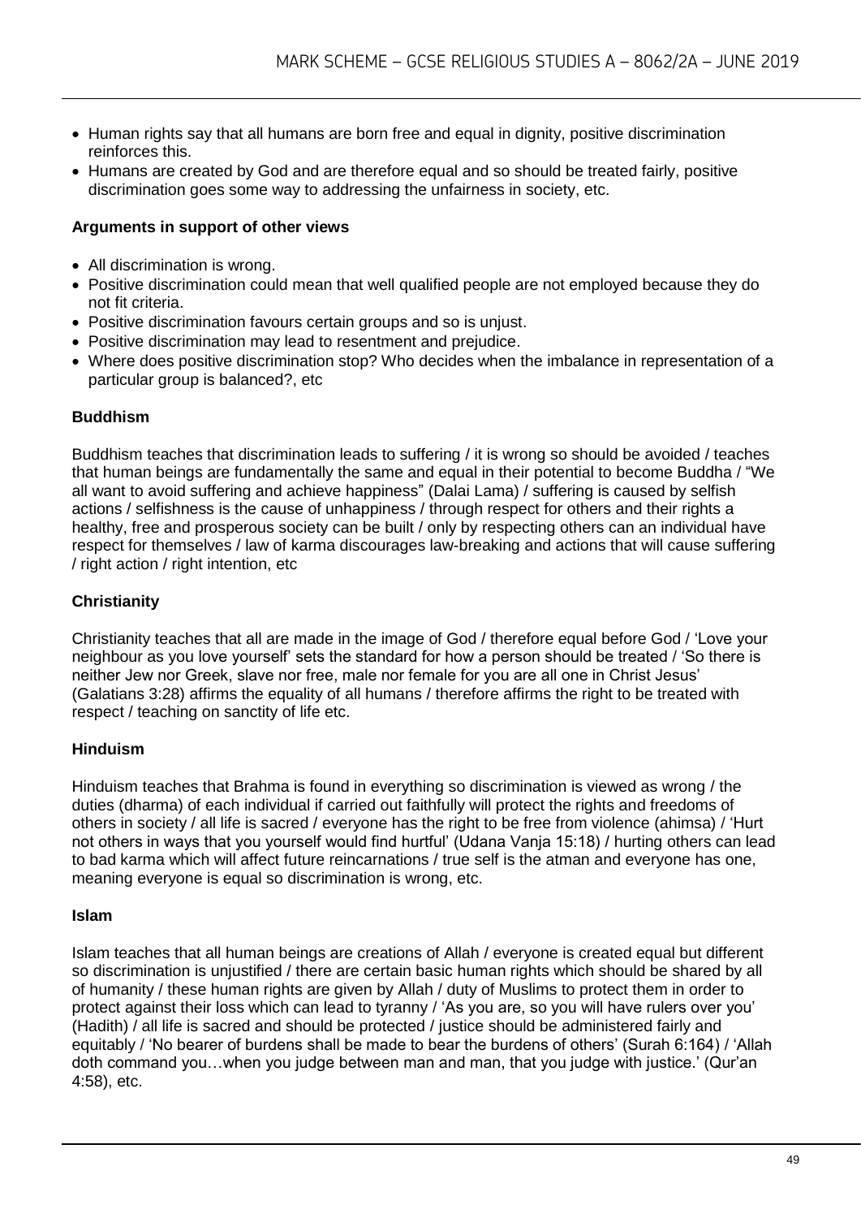- Human rights say that all humans are born free and equal in dignity, positive discrimination reinforces this.
- Humans are created by God and are therefore equal and so should be treated fairly, positive discrimination goes some way to addressing the unfairness in society, etc.

**Arguments in support of other views**

- All discrimination is wrong.
- Positive discrimination could mean that well qualified people are not employed because they do not fit criteria.
- Positive discrimination favours certain groups and so is unjust.
- Positive discrimination may lead to resentment and prejudice.
- Where does positive discrimination stop? Who decides when the imbalance in representation of a particular group is balanced?, etc

**Buddhism**

Buddhism teaches that discrimination leads to suffering / it is wrong so should be avoided / teaches that human beings are fundamentally the same and equal in their potential to become Buddha / "We all want to avoid suffering and achieve happiness" (Dalai Lama) / suffering is caused by selfish actions / selfishness is the cause of unhappiness / through respect for others and their rights a healthy, free and prosperous society can be built / only by respecting others can an individual have respect for themselves / law of karma discourages law-breaking and actions that will cause suffering / right action / right intention, etc

**Christianity**

Christianity teaches that all are made in the image of God / therefore equal before God / 'Love your neighbour as you love yourself' sets the standard for how a person should be treated / 'So there is neither Jew nor Greek, slave nor free, male nor female for you are all one in Christ Jesus' (Galatians 3:28) affirms the equality of all humans / therefore affirms the right to be treated with respect / teaching on sanctity of life etc.

**Hinduism**

Hinduism teaches that Brahma is found in everything so discrimination is viewed as wrong / the duties (dharma) of each individual if carried out faithfully will protect the rights and freedoms of others in society / all life is sacred / everyone has the right to be free from violence (ahimsa) / 'Hurt not others in ways that you yourself would find hurtful' (Udana Vanja 15:18) / hurting others can lead to bad karma which will affect future reincarnations / true self is the atman and everyone has one, meaning everyone is equal so discrimination is wrong, etc.

**Islam**

Islam teaches that all human beings are creations of Allah / everyone is created equal but different so discrimination is unjustified / there are certain basic human rights which should be shared by all of humanity / these human rights are given by Allah / duty of Muslims to protect them in order to protect against their loss which can lead to tyranny / 'As you are, so you will have rulers over you' (Hadith) / all life is sacred and should be protected / justice should be administered fairly and equitably / 'No bearer of burdens shall be made to bear the burdens of others' (Surah 6:164) / 'Allah doth command you…when you judge between man and man, that you judge with justice.' (Qur'an 4:58), etc.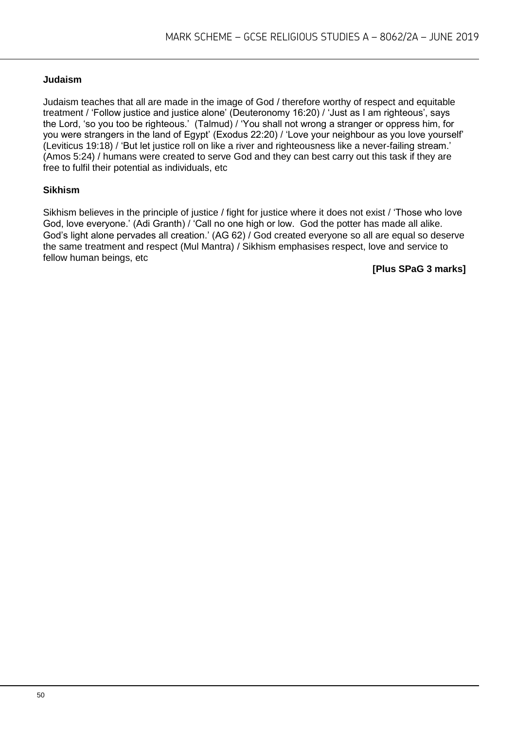**Judaism**

Judaism teaches that all are made in the image of God / therefore worthy of respect and equitable treatment / 'Follow justice and justice alone' (Deuteronomy 16:20) / 'Just as I am righteous', says the Lord, 'so you too be righteous.' (Talmud) / 'You shall not wrong a stranger or oppress him, for you were strangers in the land of Egypt' (Exodus 22:20) / 'Love your neighbour as you love yourself' (Leviticus 19:18) / 'But let justice roll on like a river and righteousness like a never-failing stream.' (Amos 5:24) / humans were created to serve God and they can best carry out this task if they are free to fulfil their potential as individuals, etc

**Sikhism**

Sikhism believes in the principle of justice / fight for justice where it does not exist / 'Those who love God, love everyone.' (Adi Granth) / 'Call no one high or low. God the potter has made all alike. God's light alone pervades all creation.' (AG 62) / God created everyone so all are equal so deserve the same treatment and respect (Mul Mantra) / Sikhism emphasises respect, love and service to fellow human beings, etc

**[Plus SPaG 3 marks]**